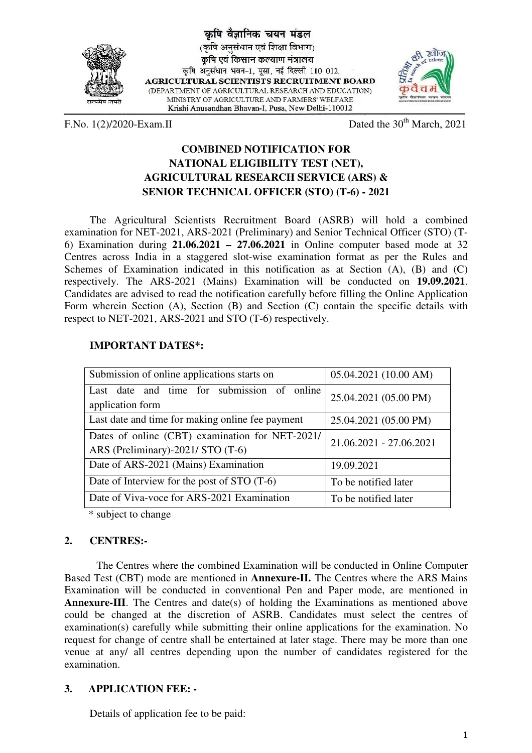कृषि वैज्ञानिक चयन मंडल
(कृषि अनुसंधान एवं शिक्षा विभाग)
कृषि एवं किसान कल्याण मंत्रालय
कृषि अनुसंधान भवन-I, पूसा, नई दिल्ली 110 012

**AGRICULTURAL SCIENTISTS RECRUITMENT BOARD**
(DEPARTMENT OF AGRICULTURAL RESEARCH AND EDUCATION)
MINISTRY OF AGRICULTURE AND FARMERS' WELFARE
Krishi Anusandhan Bhavan-I, Pusa, New Delhi-110012

F.No. 1(2)/2020-Exam.II — Dated the 30th March, 2021

## COMBINED NOTIFICATION FOR NATIONAL ELIGIBILITY TEST (NET), AGRICULTURAL RESEARCH SERVICE (ARS) & SENIOR TECHNICAL OFFICER (STO) (T-6) - 2021

The Agricultural Scientists Recruitment Board (ASRB) will hold a combined examination for NET-2021, ARS-2021 (Preliminary) and Senior Technical Officer (STO) (T-6) Examination during **21.06.2021 – 27.06.2021** in Online computer based mode at 32 Centres across India in a staggered slot-wise examination format as per the Rules and Schemes of Examination indicated in this notification as at Section (A), (B) and (C) respectively. The ARS-2021 (Mains) Examination will be conducted on **19.09.2021**. Candidates are advised to read the notification carefully before filling the Online Application Form wherein Section (A), Section (B) and Section (C) contain the specific details with respect to NET-2021, ARS-2021 and STO (T-6) respectively.

### IMPORTANT DATES*:

| Submission of online applications starts on | 05.04.2021 (10.00 AM) |
|---|---|
| Last date and time for submission of online application form | 25.04.2021 (05.00 PM) |
| Last date and time for making online fee payment | 25.04.2021 (05.00 PM) |
| Dates of online (CBT) examination for NET-2021/ ARS (Preliminary)-2021/ STO (T-6) | 21.06.2021 - 27.06.2021 |
| Date of ARS-2021 (Mains) Examination | 19.09.2021 |
| Date of Interview for the post of STO (T-6) | To be notified later |
| Date of Viva-voce for ARS-2021 Examination | To be notified later |

* subject to change

### 2. CENTRES:-

The Centres where the combined Examination will be conducted in Online Computer Based Test (CBT) mode are mentioned in **Annexure-II.** The Centres where the ARS Mains Examination will be conducted in conventional Pen and Paper mode, are mentioned in **Annexure-III**. The Centres and date(s) of holding the Examinations as mentioned above could be changed at the discretion of ASRB. Candidates must select the centres of examination(s) carefully while submitting their online applications for the examination. No request for change of centre shall be entertained at later stage. There may be more than one venue at any/ all centres depending upon the number of candidates registered for the examination.

### 3. APPLICATION FEE: -

Details of application fee to be paid: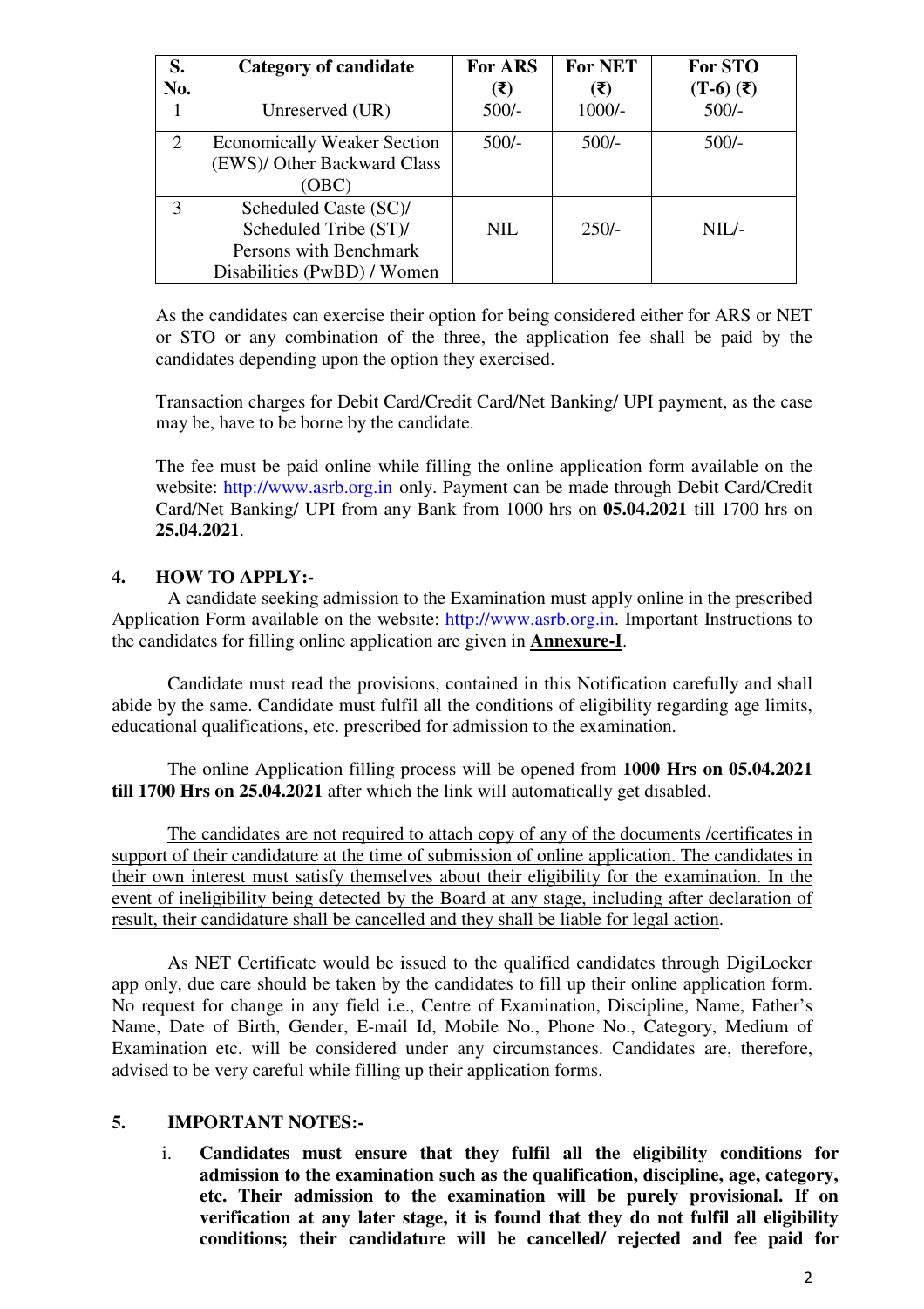| S. No. | Category of candidate | For ARS (₹) | For NET (₹) | For STO (T-6) (₹) |
|---|---|---|---|---|
| 1 | Unreserved (UR) | 500/- | 1000/- | 500/- |
| 2 | Economically Weaker Section (EWS)/ Other Backward Class (OBC) | 500/- | 500/- | 500/- |
| 3 | Scheduled Caste (SC)/ Scheduled Tribe (ST)/ Persons with Benchmark Disabilities (PwBD) / Women | NIL | 250/- | NIL/- |

As the candidates can exercise their option for being considered either for ARS or NET or STO or any combination of the three, the application fee shall be paid by the candidates depending upon the option they exercised.

Transaction charges for Debit Card/Credit Card/Net Banking/ UPI payment, as the case may be, have to be borne by the candidate.

The fee must be paid online while filling the online application form available on the website: http://www.asrb.org.in only. Payment can be made through Debit Card/Credit Card/Net Banking/ UPI from any Bank from 1000 hrs on **05.04.2021** till 1700 hrs on **25.04.2021**.

## 4. HOW TO APPLY:-

A candidate seeking admission to the Examination must apply online in the prescribed Application Form available on the website: http://www.asrb.org.in. Important Instructions to the candidates for filling online application are given in **Annexure-I**.

Candidate must read the provisions, contained in this Notification carefully and shall abide by the same. Candidate must fulfil all the conditions of eligibility regarding age limits, educational qualifications, etc. prescribed for admission to the examination.

The online Application filling process will be opened from **1000 Hrs on 05.04.2021 till 1700 Hrs on 25.04.2021** after which the link will automatically get disabled.

The candidates are not required to attach copy of any of the documents /certificates in support of their candidature at the time of submission of online application. The candidates in their own interest must satisfy themselves about their eligibility for the examination. In the event of ineligibility being detected by the Board at any stage, including after declaration of result, their candidature shall be cancelled and they shall be liable for legal action.

As NET Certificate would be issued to the qualified candidates through DigiLocker app only, due care should be taken by the candidates to fill up their online application form. No request for change in any field i.e., Centre of Examination, Discipline, Name, Father's Name, Date of Birth, Gender, E-mail Id, Mobile No., Phone No., Category, Medium of Examination etc. will be considered under any circumstances. Candidates are, therefore, advised to be very careful while filling up their application forms.

## 5. IMPORTANT NOTES:-

i. **Candidates must ensure that they fulfil all the eligibility conditions for admission to the examination such as the qualification, discipline, age, category, etc. Their admission to the examination will be purely provisional. If on verification at any later stage, it is found that they do not fulfil all eligibility conditions; their candidature will be cancelled/ rejected and fee paid for**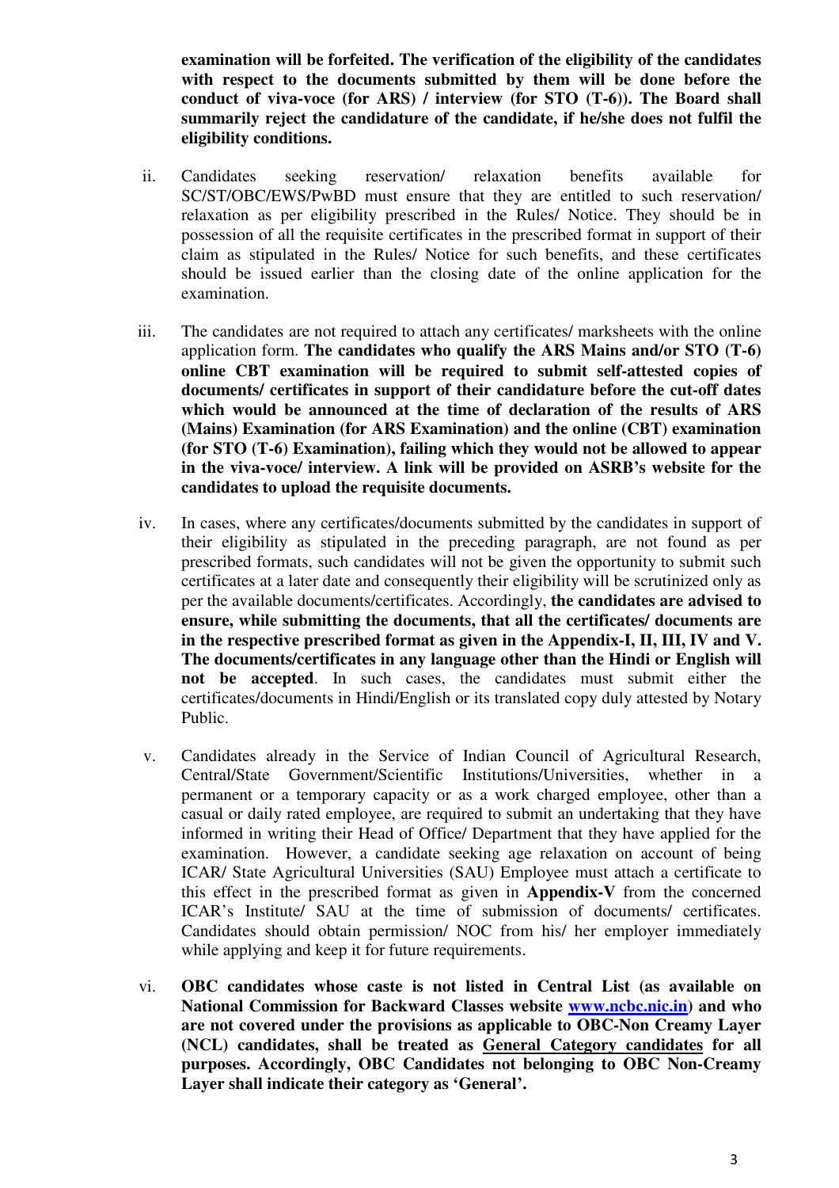**examination will be forfeited. The verification of the eligibility of the candidates with respect to the documents submitted by them will be done before the conduct of viva-voce (for ARS) / interview (for STO (T-6)). The Board shall summarily reject the candidature of the candidate, if he/she does not fulfil the eligibility conditions.**

ii. Candidates seeking reservation/ relaxation benefits available for SC/ST/OBC/EWS/PwBD must ensure that they are entitled to such reservation/ relaxation as per eligibility prescribed in the Rules/ Notice. They should be in possession of all the requisite certificates in the prescribed format in support of their claim as stipulated in the Rules/ Notice for such benefits, and these certificates should be issued earlier than the closing date of the online application for the examination.

iii. The candidates are not required to attach any certificates/ marksheets with the online application form. **The candidates who qualify the ARS Mains and/or STO (T-6) online CBT examination will be required to submit self-attested copies of documents/ certificates in support of their candidature before the cut-off dates which would be announced at the time of declaration of the results of ARS (Mains) Examination (for ARS Examination) and the online (CBT) examination (for STO (T-6) Examination), failing which they would not be allowed to appear in the viva-voce/ interview. A link will be provided on ASRB's website for the candidates to upload the requisite documents.**

iv. In cases, where any certificates/documents submitted by the candidates in support of their eligibility as stipulated in the preceding paragraph, are not found as per prescribed formats, such candidates will not be given the opportunity to submit such certificates at a later date and consequently their eligibility will be scrutinized only as per the available documents/certificates. Accordingly, **the candidates are advised to ensure, while submitting the documents, that all the certificates/ documents are in the respective prescribed format as given in the Appendix-I, II, III, IV and V. The documents/certificates in any language other than the Hindi or English will not be accepted**. In such cases, the candidates must submit either the certificates/documents in Hindi/English or its translated copy duly attested by Notary Public.

v. Candidates already in the Service of Indian Council of Agricultural Research, Central/State Government/Scientific Institutions/Universities, whether in a permanent or a temporary capacity or as a work charged employee, other than a casual or daily rated employee, are required to submit an undertaking that they have informed in writing their Head of Office/ Department that they have applied for the examination. However, a candidate seeking age relaxation on account of being ICAR/ State Agricultural Universities (SAU) Employee must attach a certificate to this effect in the prescribed format as given in **Appendix-V** from the concerned ICAR's Institute/ SAU at the time of submission of documents/ certificates. Candidates should obtain permission/ NOC from his/ her employer immediately while applying and keep it for future requirements.

vi. **OBC candidates whose caste is not listed in Central List (as available on National Commission for Backward Classes website [www.ncbc.nic.in](http://www.ncbc.nic.in)) and who are not covered under the provisions as applicable to OBC-Non Creamy Layer (NCL) candidates, shall be treated as <u>General Category candidates</u> for all purposes. Accordingly, OBC Candidates not belonging to OBC Non-Creamy Layer shall indicate their category as 'General'.**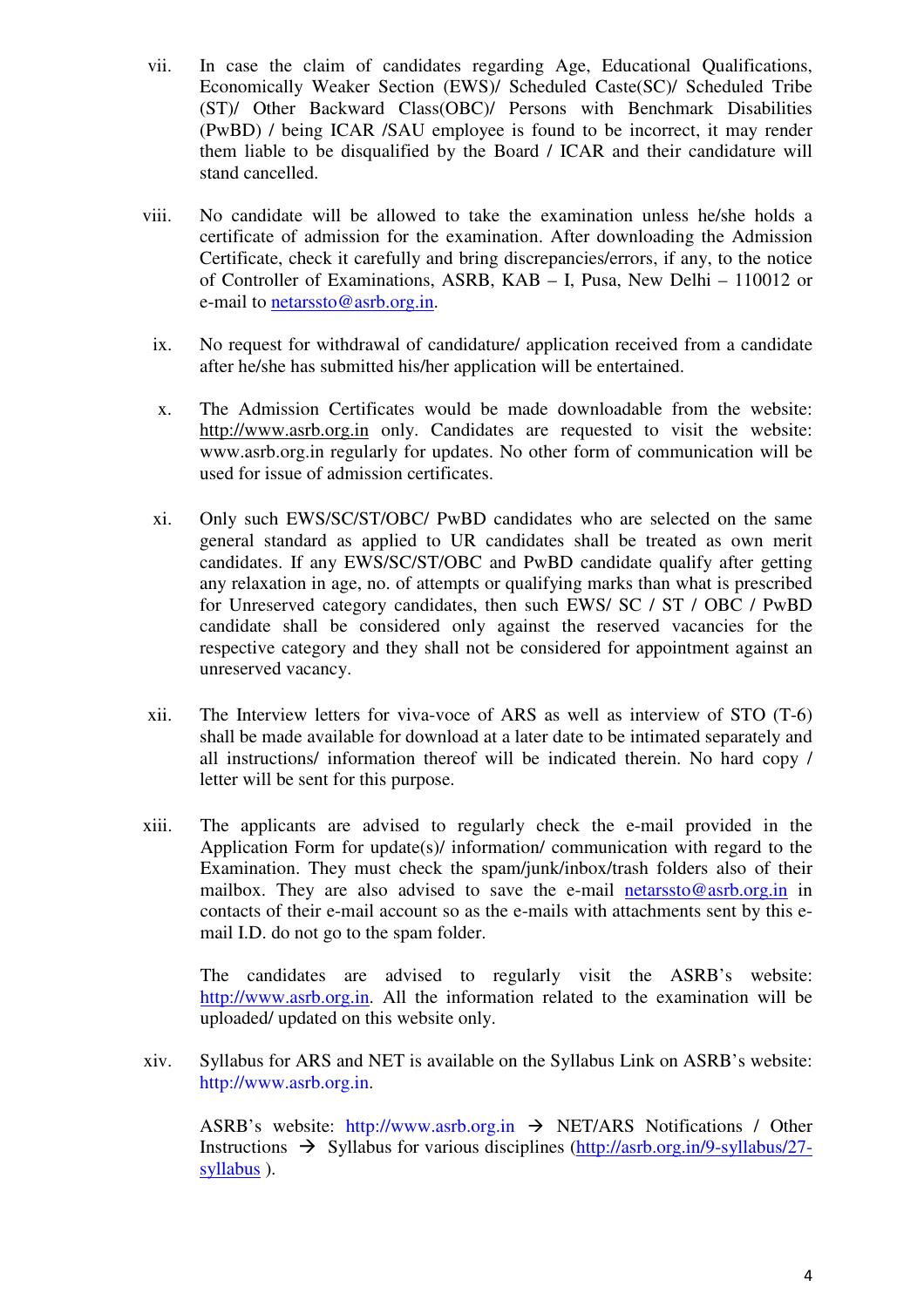vii. In case the claim of candidates regarding Age, Educational Qualifications, Economically Weaker Section (EWS)/ Scheduled Caste(SC)/ Scheduled Tribe (ST)/ Other Backward Class(OBC)/ Persons with Benchmark Disabilities (PwBD) / being ICAR /SAU employee is found to be incorrect, it may render them liable to be disqualified by the Board / ICAR and their candidature will stand cancelled.

viii. No candidate will be allowed to take the examination unless he/she holds a certificate of admission for the examination. After downloading the Admission Certificate, check it carefully and bring discrepancies/errors, if any, to the notice of Controller of Examinations, ASRB, KAB – I, Pusa, New Delhi – 110012 or e-mail to netarssto@asrb.org.in.

ix. No request for withdrawal of candidature/ application received from a candidate after he/she has submitted his/her application will be entertained.

x. The Admission Certificates would be made downloadable from the website: http://www.asrb.org.in only. Candidates are requested to visit the website: www.asrb.org.in regularly for updates. No other form of communication will be used for issue of admission certificates.

xi. Only such EWS/SC/ST/OBC/ PwBD candidates who are selected on the same general standard as applied to UR candidates shall be treated as own merit candidates. If any EWS/SC/ST/OBC and PwBD candidate qualify after getting any relaxation in age, no. of attempts or qualifying marks than what is prescribed for Unreserved category candidates, then such EWS/ SC / ST / OBC / PwBD candidate shall be considered only against the reserved vacancies for the respective category and they shall not be considered for appointment against an unreserved vacancy.

xii. The Interview letters for viva-voce of ARS as well as interview of STO (T-6) shall be made available for download at a later date to be intimated separately and all instructions/ information thereof will be indicated therein. No hard copy / letter will be sent for this purpose.

xiii. The applicants are advised to regularly check the e-mail provided in the Application Form for update(s)/ information/ communication with regard to the Examination. They must check the spam/junk/inbox/trash folders also of their mailbox. They are also advised to save the e-mail netarssto@asrb.org.in in contacts of their e-mail account so as the e-mails with attachments sent by this e-mail I.D. do not go to the spam folder.

The candidates are advised to regularly visit the ASRB's website: http://www.asrb.org.in. All the information related to the examination will be uploaded/ updated on this website only.

xiv. Syllabus for ARS and NET is available on the Syllabus Link on ASRB's website: http://www.asrb.org.in.

ASRB's website: http://www.asrb.org.in → NET/ARS Notifications / Other Instructions → Syllabus for various disciplines (http://asrb.org.in/9-syllabus/27-syllabus ).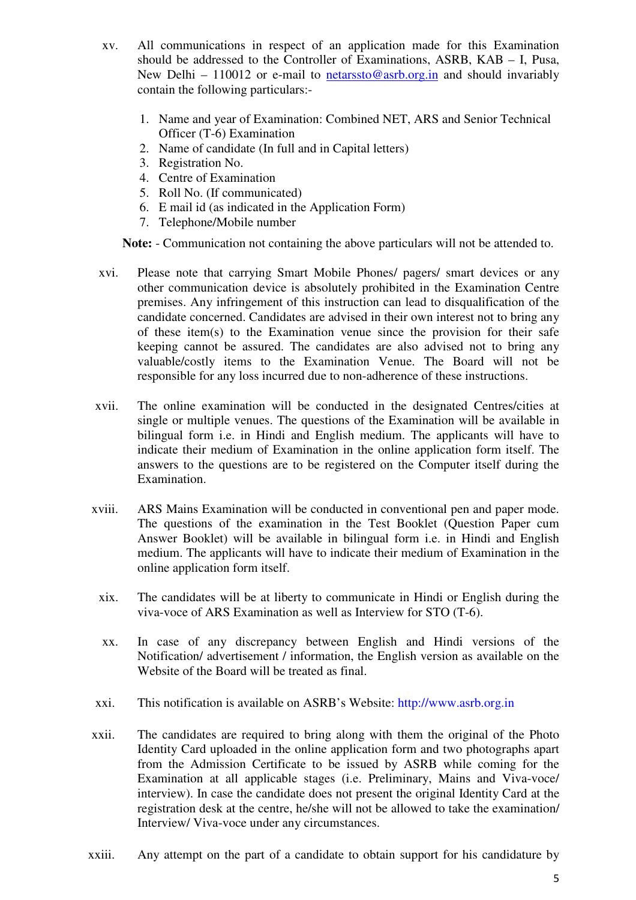xv. All communications in respect of an application made for this Examination should be addressed to the Controller of Examinations, ASRB, KAB – I, Pusa, New Delhi – 110012 or e-mail to netarssto@asrb.org.in and should invariably contain the following particulars:-

1. Name and year of Examination: Combined NET, ARS and Senior Technical Officer (T-6) Examination
2. Name of candidate (In full and in Capital letters)
3. Registration No.
4. Centre of Examination
5. Roll No. (If communicated)
6. E mail id (as indicated in the Application Form)
7. Telephone/Mobile number

**Note:** - Communication not containing the above particulars will not be attended to.

xvi. Please note that carrying Smart Mobile Phones/ pagers/ smart devices or any other communication device is absolutely prohibited in the Examination Centre premises. Any infringement of this instruction can lead to disqualification of the candidate concerned. Candidates are advised in their own interest not to bring any of these item(s) to the Examination venue since the provision for their safe keeping cannot be assured. The candidates are also advised not to bring any valuable/costly items to the Examination Venue. The Board will not be responsible for any loss incurred due to non-adherence of these instructions.

xvii. The online examination will be conducted in the designated Centres/cities at single or multiple venues. The questions of the Examination will be available in bilingual form i.e. in Hindi and English medium. The applicants will have to indicate their medium of Examination in the online application form itself. The answers to the questions are to be registered on the Computer itself during the Examination.

xviii. ARS Mains Examination will be conducted in conventional pen and paper mode. The questions of the examination in the Test Booklet (Question Paper cum Answer Booklet) will be available in bilingual form i.e. in Hindi and English medium. The applicants will have to indicate their medium of Examination in the online application form itself.

xix. The candidates will be at liberty to communicate in Hindi or English during the viva-voce of ARS Examination as well as Interview for STO (T-6).

xx. In case of any discrepancy between English and Hindi versions of the Notification/ advertisement / information, the English version as available on the Website of the Board will be treated as final.

xxi. This notification is available on ASRB's Website: http://www.asrb.org.in

xxii. The candidates are required to bring along with them the original of the Photo Identity Card uploaded in the online application form and two photographs apart from the Admission Certificate to be issued by ASRB while coming for the Examination at all applicable stages (i.e. Preliminary, Mains and Viva-voce/ interview). In case the candidate does not present the original Identity Card at the registration desk at the centre, he/she will not be allowed to take the examination/ Interview/ Viva-voce under any circumstances.

xxiii. Any attempt on the part of a candidate to obtain support for his candidature by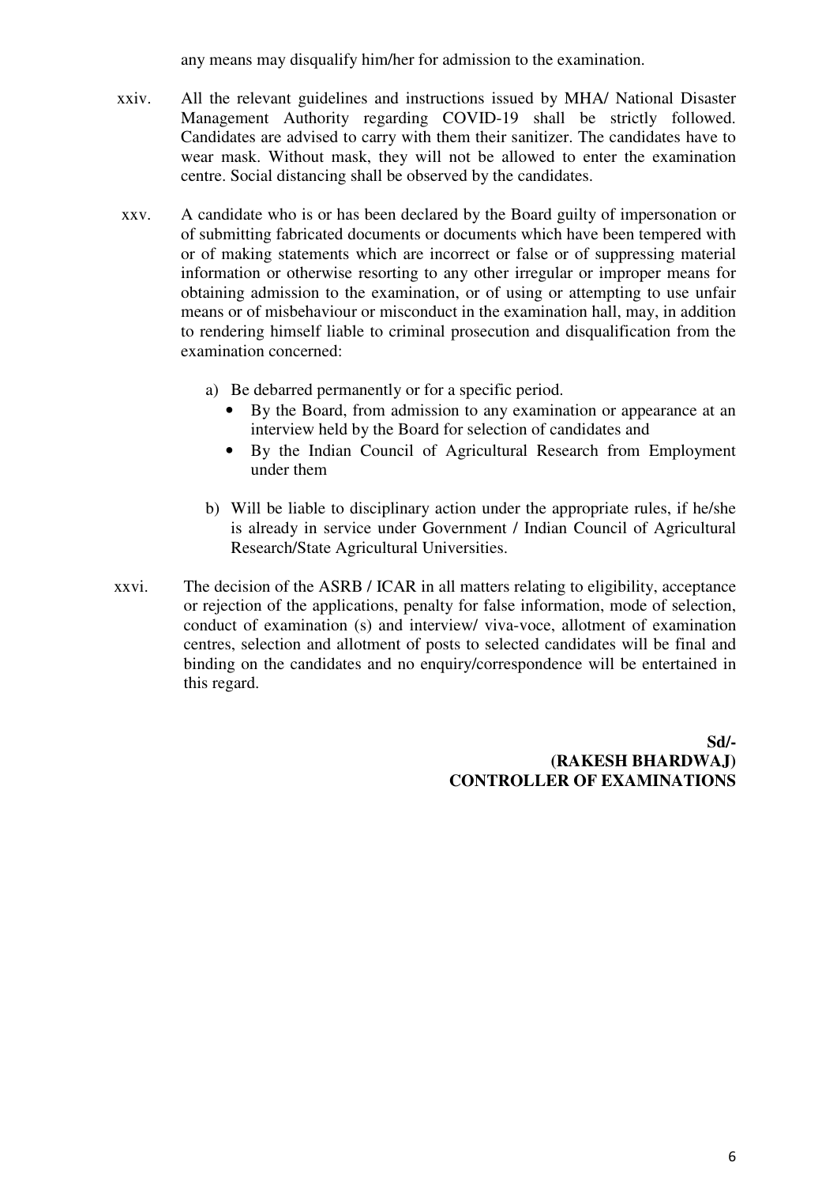any means may disqualify him/her for admission to the examination.

xxiv. All the relevant guidelines and instructions issued by MHA/ National Disaster Management Authority regarding COVID-19 shall be strictly followed. Candidates are advised to carry with them their sanitizer. The candidates have to wear mask. Without mask, they will not be allowed to enter the examination centre. Social distancing shall be observed by the candidates.

xxv. A candidate who is or has been declared by the Board guilty of impersonation or of submitting fabricated documents or documents which have been tempered with or of making statements which are incorrect or false or of suppressing material information or otherwise resorting to any other irregular or improper means for obtaining admission to the examination, or of using or attempting to use unfair means or of misbehaviour or misconduct in the examination hall, may, in addition to rendering himself liable to criminal prosecution and disqualification from the examination concerned:

a) Be debarred permanently or for a specific period.
   - By the Board, from admission to any examination or appearance at an interview held by the Board for selection of candidates and
   - By the Indian Council of Agricultural Research from Employment under them

b) Will be liable to disciplinary action under the appropriate rules, if he/she is already in service under Government / Indian Council of Agricultural Research/State Agricultural Universities.

xxvi. The decision of the ASRB / ICAR in all matters relating to eligibility, acceptance or rejection of the applications, penalty for false information, mode of selection, conduct of examination (s) and interview/ viva-voce, allotment of examination centres, selection and allotment of posts to selected candidates will be final and binding on the candidates and no enquiry/correspondence will be entertained in this regard.

**Sd/-**
**(RAKESH BHARDWAJ)**
**CONTROLLER OF EXAMINATIONS**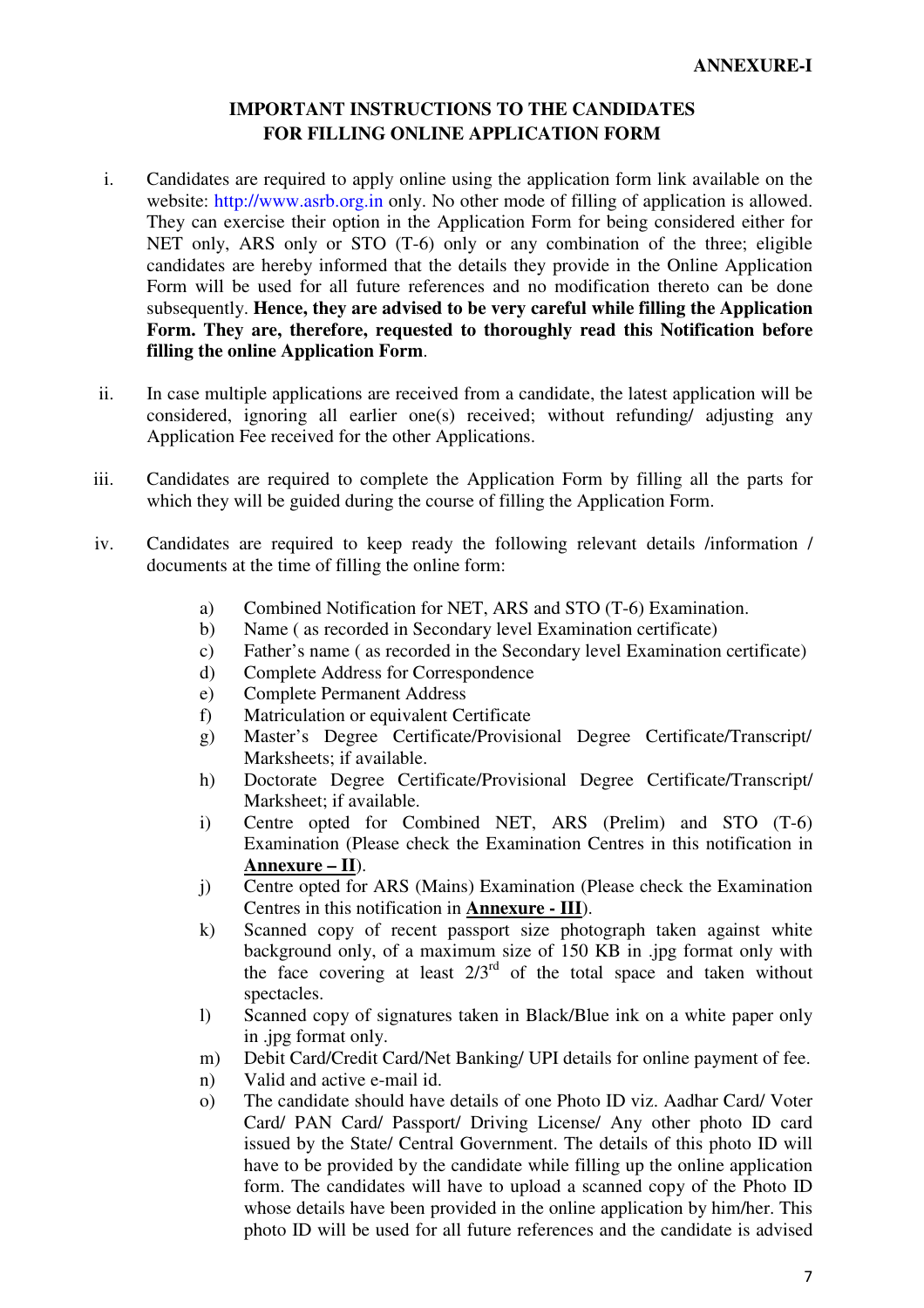**ANNEXURE-I**

## IMPORTANT INSTRUCTIONS TO THE CANDIDATES FOR FILLING ONLINE APPLICATION FORM

i. Candidates are required to apply online using the application form link available on the website: http://www.asrb.org.in only. No other mode of filling of application is allowed. They can exercise their option in the Application Form for being considered either for NET only, ARS only or STO (T-6) only or any combination of the three; eligible candidates are hereby informed that the details they provide in the Online Application Form will be used for all future references and no modification thereto can be done subsequently. **Hence, they are advised to be very careful while filling the Application Form. They are, therefore, requested to thoroughly read this Notification before filling the online Application Form**.

ii. In case multiple applications are received from a candidate, the latest application will be considered, ignoring all earlier one(s) received; without refunding/ adjusting any Application Fee received for the other Applications.

iii. Candidates are required to complete the Application Form by filling all the parts for which they will be guided during the course of filling the Application Form.

iv. Candidates are required to keep ready the following relevant details /information / documents at the time of filling the online form:

   a) Combined Notification for NET, ARS and STO (T-6) Examination.
   b) Name ( as recorded in Secondary level Examination certificate)
   c) Father's name ( as recorded in the Secondary level Examination certificate)
   d) Complete Address for Correspondence
   e) Complete Permanent Address
   f) Matriculation or equivalent Certificate
   g) Master's Degree Certificate/Provisional Degree Certificate/Transcript/ Marksheets; if available.
   h) Doctorate Degree Certificate/Provisional Degree Certificate/Transcript/ Marksheet; if available.
   i) Centre opted for Combined NET, ARS (Prelim) and STO (T-6) Examination (Please check the Examination Centres in this notification in **Annexure – II**).
   j) Centre opted for ARS (Mains) Examination (Please check the Examination Centres in this notification in **Annexure - III**).
   k) Scanned copy of recent passport size photograph taken against white background only, of a maximum size of 150 KB in .jpg format only with the face covering at least 2/3rd of the total space and taken without spectacles.
   l) Scanned copy of signatures taken in Black/Blue ink on a white paper only in .jpg format only.
   m) Debit Card/Credit Card/Net Banking/ UPI details for online payment of fee.
   n) Valid and active e-mail id.
   o) The candidate should have details of one Photo ID viz. Aadhar Card/ Voter Card/ PAN Card/ Passport/ Driving License/ Any other photo ID card issued by the State/ Central Government. The details of this photo ID will have to be provided by the candidate while filling up the online application form. The candidates will have to upload a scanned copy of the Photo ID whose details have been provided in the online application by him/her. This photo ID will be used for all future references and the candidate is advised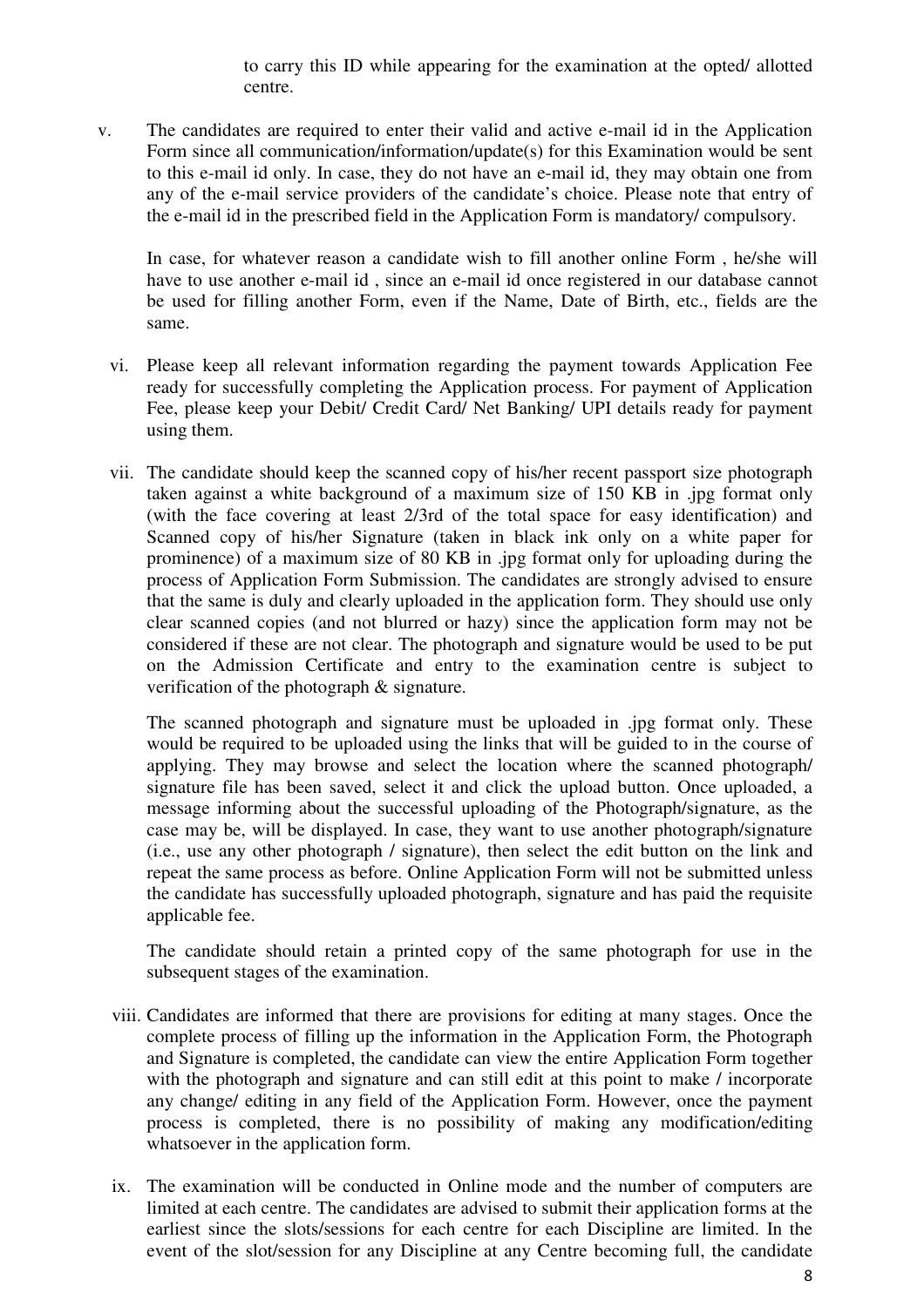to carry this ID while appearing for the examination at the opted/ allotted centre.

v. The candidates are required to enter their valid and active e-mail id in the Application Form since all communication/information/update(s) for this Examination would be sent to this e-mail id only. In case, they do not have an e-mail id, they may obtain one from any of the e-mail service providers of the candidate's choice. Please note that entry of the e-mail id in the prescribed field in the Application Form is mandatory/ compulsory.

   In case, for whatever reason a candidate wish to fill another online Form , he/she will have to use another e-mail id , since an e-mail id once registered in our database cannot be used for filling another Form, even if the Name, Date of Birth, etc., fields are the same.

vi. Please keep all relevant information regarding the payment towards Application Fee ready for successfully completing the Application process. For payment of Application Fee, please keep your Debit/ Credit Card/ Net Banking/ UPI details ready for payment using them.

vii. The candidate should keep the scanned copy of his/her recent passport size photograph taken against a white background of a maximum size of 150 KB in .jpg format only (with the face covering at least 2/3rd of the total space for easy identification) and Scanned copy of his/her Signature (taken in black ink only on a white paper for prominence) of a maximum size of 80 KB in .jpg format only for uploading during the process of Application Form Submission. The candidates are strongly advised to ensure that the same is duly and clearly uploaded in the application form. They should use only clear scanned copies (and not blurred or hazy) since the application form may not be considered if these are not clear. The photograph and signature would be used to be put on the Admission Certificate and entry to the examination centre is subject to verification of the photograph & signature.

   The scanned photograph and signature must be uploaded in .jpg format only. These would be required to be uploaded using the links that will be guided to in the course of applying. They may browse and select the location where the scanned photograph/ signature file has been saved, select it and click the upload button. Once uploaded, a message informing about the successful uploading of the Photograph/signature, as the case may be, will be displayed. In case, they want to use another photograph/signature (i.e., use any other photograph / signature), then select the edit button on the link and repeat the same process as before. Online Application Form will not be submitted unless the candidate has successfully uploaded photograph, signature and has paid the requisite applicable fee.

   The candidate should retain a printed copy of the same photograph for use in the subsequent stages of the examination.

viii. Candidates are informed that there are provisions for editing at many stages. Once the complete process of filling up the information in the Application Form, the Photograph and Signature is completed, the candidate can view the entire Application Form together with the photograph and signature and can still edit at this point to make / incorporate any change/ editing in any field of the Application Form. However, once the payment process is completed, there is no possibility of making any modification/editing whatsoever in the application form.

ix. The examination will be conducted in Online mode and the number of computers are limited at each centre. The candidates are advised to submit their application forms at the earliest since the slots/sessions for each centre for each Discipline are limited. In the event of the slot/session for any Discipline at any Centre becoming full, the candidate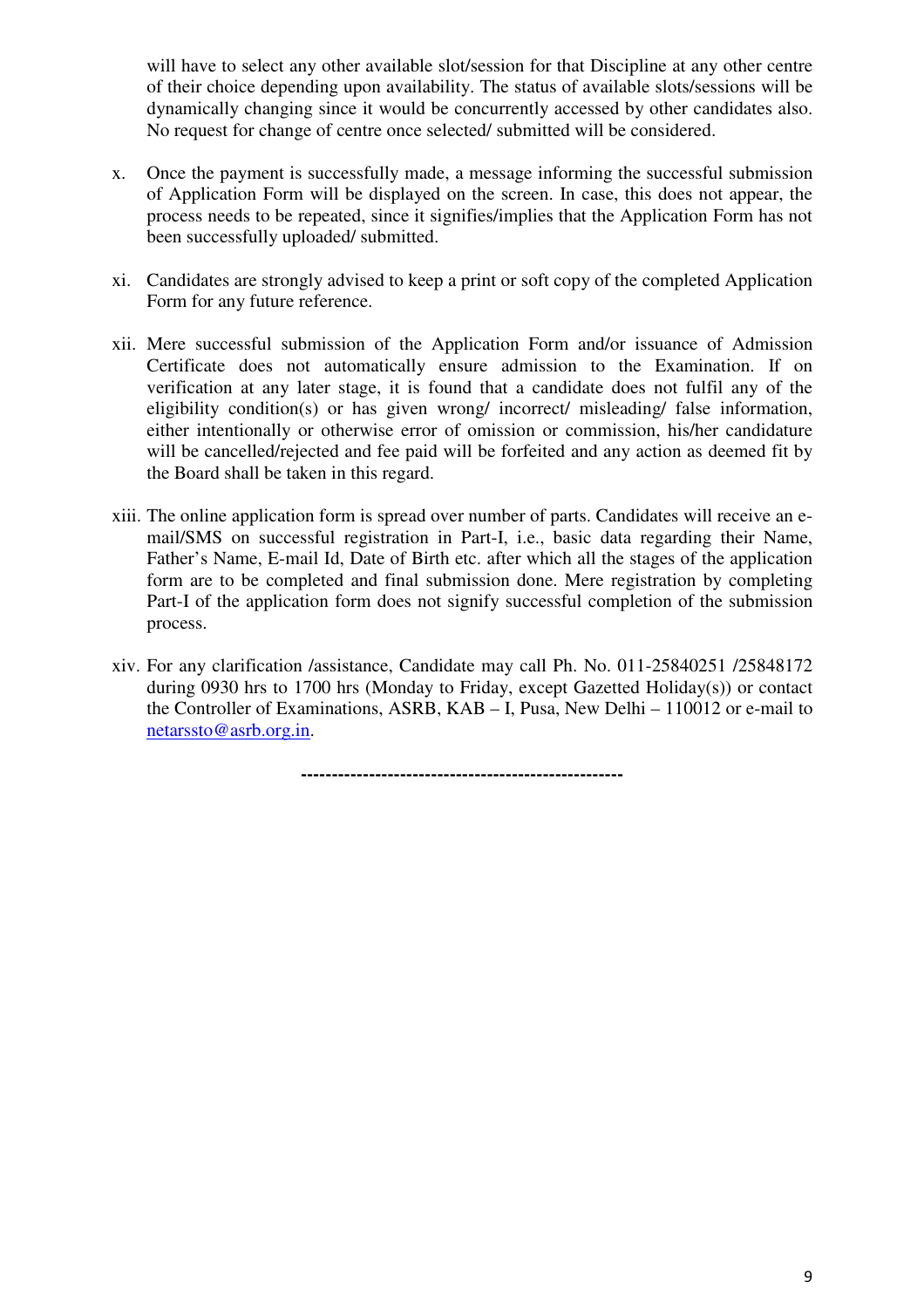will have to select any other available slot/session for that Discipline at any other centre of their choice depending upon availability. The status of available slots/sessions will be dynamically changing since it would be concurrently accessed by other candidates also. No request for change of centre once selected/ submitted will be considered.

x. Once the payment is successfully made, a message informing the successful submission of Application Form will be displayed on the screen. In case, this does not appear, the process needs to be repeated, since it signifies/implies that the Application Form has not been successfully uploaded/ submitted.

xi. Candidates are strongly advised to keep a print or soft copy of the completed Application Form for any future reference.

xii. Mere successful submission of the Application Form and/or issuance of Admission Certificate does not automatically ensure admission to the Examination. If on verification at any later stage, it is found that a candidate does not fulfil any of the eligibility condition(s) or has given wrong/ incorrect/ misleading/ false information, either intentionally or otherwise error of omission or commission, his/her candidature will be cancelled/rejected and fee paid will be forfeited and any action as deemed fit by the Board shall be taken in this regard.

xiii. The online application form is spread over number of parts. Candidates will receive an e-mail/SMS on successful registration in Part-I, i.e., basic data regarding their Name, Father's Name, E-mail Id, Date of Birth etc. after which all the stages of the application form are to be completed and final submission done. Mere registration by completing Part-I of the application form does not signify successful completion of the submission process.

xiv. For any clarification /assistance, Candidate may call Ph. No. 011-25840251 /25848172 during 0930 hrs to 1700 hrs (Monday to Friday, except Gazetted Holiday(s)) or contact the Controller of Examinations, ASRB, KAB – I, Pusa, New Delhi – 110012 or e-mail to netarssto@asrb.org.in.

---------------------------------------------------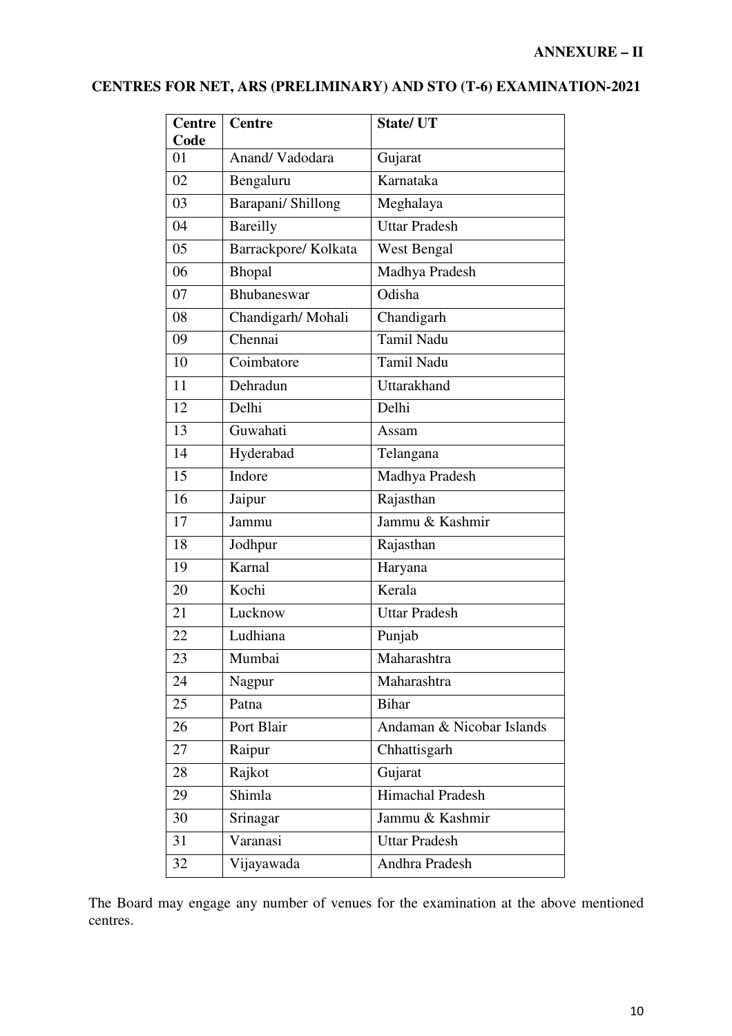**ANNEXURE – II**

## CENTRES FOR NET, ARS (PRELIMINARY) AND STO (T-6) EXAMINATION-2021

| Centre Code | Centre | State/ UT |
|---|---|---|
| 01 | Anand/ Vadodara | Gujarat |
| 02 | Bengaluru | Karnataka |
| 03 | Barapani/ Shillong | Meghalaya |
| 04 | Bareilly | Uttar Pradesh |
| 05 | Barrackpore/ Kolkata | West Bengal |
| 06 | Bhopal | Madhya Pradesh |
| 07 | Bhubaneswar | Odisha |
| 08 | Chandigarh/ Mohali | Chandigarh |
| 09 | Chennai | Tamil Nadu |
| 10 | Coimbatore | Tamil Nadu |
| 11 | Dehradun | Uttarakhand |
| 12 | Delhi | Delhi |
| 13 | Guwahati | Assam |
| 14 | Hyderabad | Telangana |
| 15 | Indore | Madhya Pradesh |
| 16 | Jaipur | Rajasthan |
| 17 | Jammu | Jammu & Kashmir |
| 18 | Jodhpur | Rajasthan |
| 19 | Karnal | Haryana |
| 20 | Kochi | Kerala |
| 21 | Lucknow | Uttar Pradesh |
| 22 | Ludhiana | Punjab |
| 23 | Mumbai | Maharashtra |
| 24 | Nagpur | Maharashtra |
| 25 | Patna | Bihar |
| 26 | Port Blair | Andaman & Nicobar Islands |
| 27 | Raipur | Chhattisgarh |
| 28 | Rajkot | Gujarat |
| 29 | Shimla | Himachal Pradesh |
| 30 | Srinagar | Jammu & Kashmir |
| 31 | Varanasi | Uttar Pradesh |
| 32 | Vijayawada | Andhra Pradesh |

The Board may engage any number of venues for the examination at the above mentioned centres.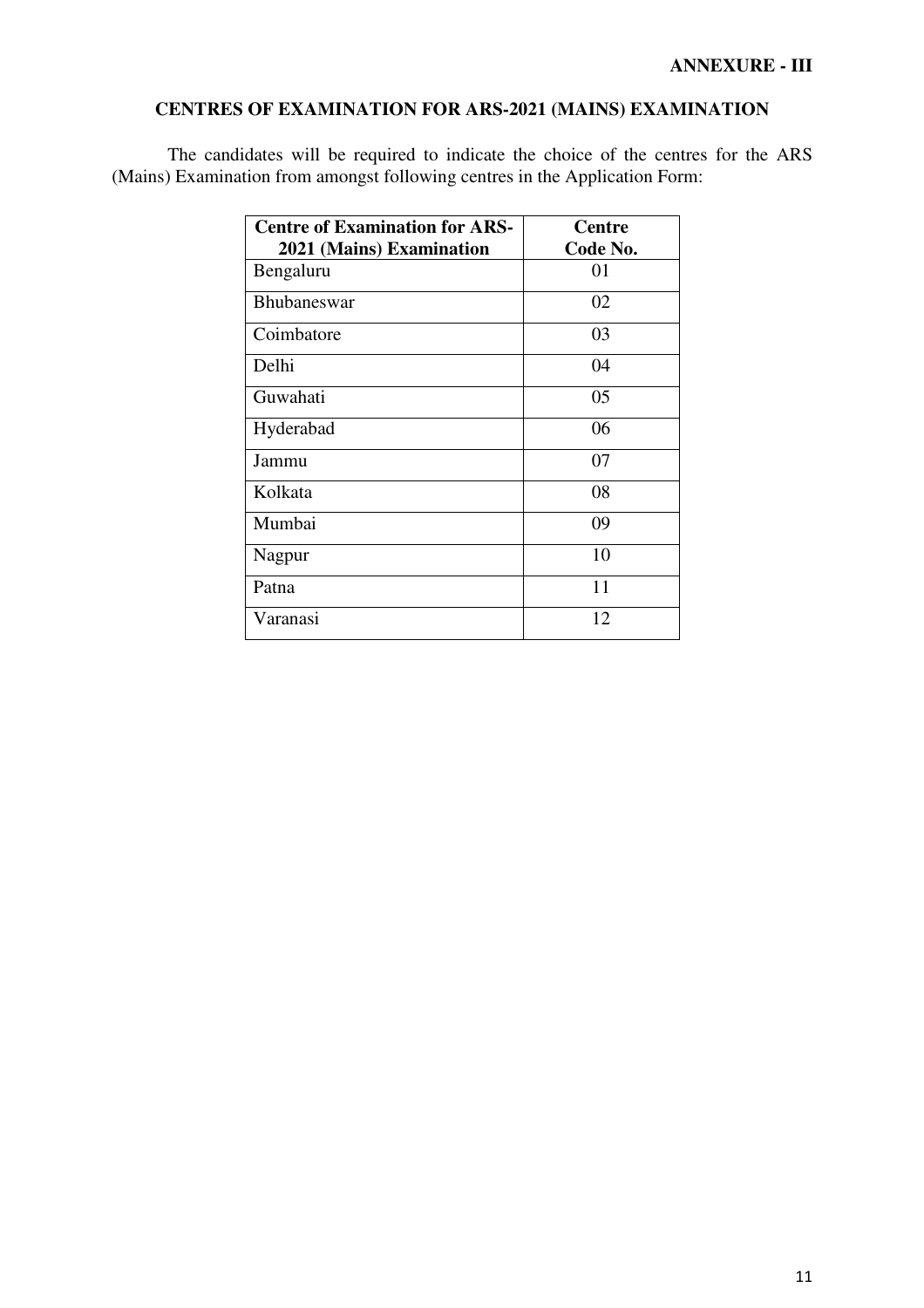**ANNEXURE - III**

## CENTRES OF EXAMINATION FOR ARS-2021 (MAINS) EXAMINATION

The candidates will be required to indicate the choice of the centres for the ARS (Mains) Examination from amongst following centres in the Application Form:

| Centre of Examination for ARS-2021 (Mains) Examination | Centre Code No. |
|---|---|
| Bengaluru | 01 |
| Bhubaneswar | 02 |
| Coimbatore | 03 |
| Delhi | 04 |
| Guwahati | 05 |
| Hyderabad | 06 |
| Jammu | 07 |
| Kolkata | 08 |
| Mumbai | 09 |
| Nagpur | 10 |
| Patna | 11 |
| Varanasi | 12 |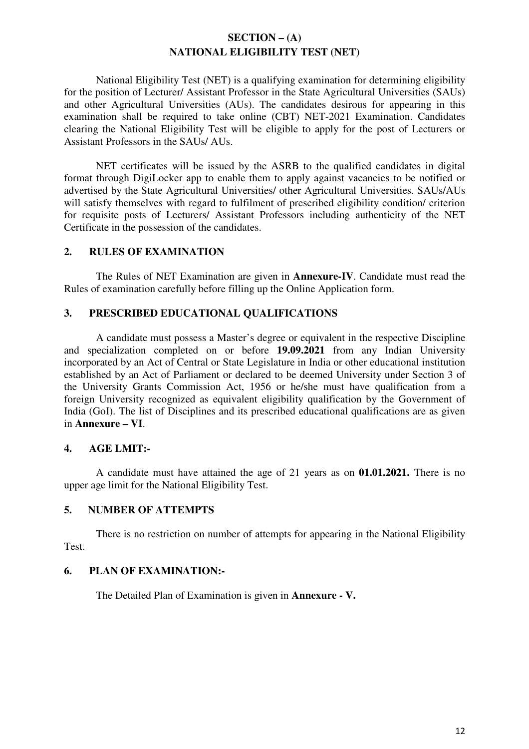## SECTION – (A)
## NATIONAL ELIGIBILITY TEST (NET)

National Eligibility Test (NET) is a qualifying examination for determining eligibility for the position of Lecturer/ Assistant Professor in the State Agricultural Universities (SAUs) and other Agricultural Universities (AUs). The candidates desirous for appearing in this examination shall be required to take online (CBT) NET-2021 Examination. Candidates clearing the National Eligibility Test will be eligible to apply for the post of Lecturers or Assistant Professors in the SAUs/ AUs.

NET certificates will be issued by the ASRB to the qualified candidates in digital format through DigiLocker app to enable them to apply against vacancies to be notified or advertised by the State Agricultural Universities/ other Agricultural Universities. SAUs/AUs will satisfy themselves with regard to fulfilment of prescribed eligibility condition/ criterion for requisite posts of Lecturers/ Assistant Professors including authenticity of the NET Certificate in the possession of the candidates.

### 2. RULES OF EXAMINATION

The Rules of NET Examination are given in **Annexure-IV**. Candidate must read the Rules of examination carefully before filling up the Online Application form.

### 3. PRESCRIBED EDUCATIONAL QUALIFICATIONS

A candidate must possess a Master's degree or equivalent in the respective Discipline and specialization completed on or before **19.09.2021** from any Indian University incorporated by an Act of Central or State Legislature in India or other educational institution established by an Act of Parliament or declared to be deemed University under Section 3 of the University Grants Commission Act, 1956 or he/she must have qualification from a foreign University recognized as equivalent eligibility qualification by the Government of India (GoI). The list of Disciplines and its prescribed educational qualifications are as given in **Annexure – VI**.

### 4. AGE LMIT:-

A candidate must have attained the age of 21 years as on **01.01.2021.** There is no upper age limit for the National Eligibility Test.

### 5. NUMBER OF ATTEMPTS

There is no restriction on number of attempts for appearing in the National Eligibility Test.

### 6. PLAN OF EXAMINATION:-

The Detailed Plan of Examination is given in **Annexure - V.**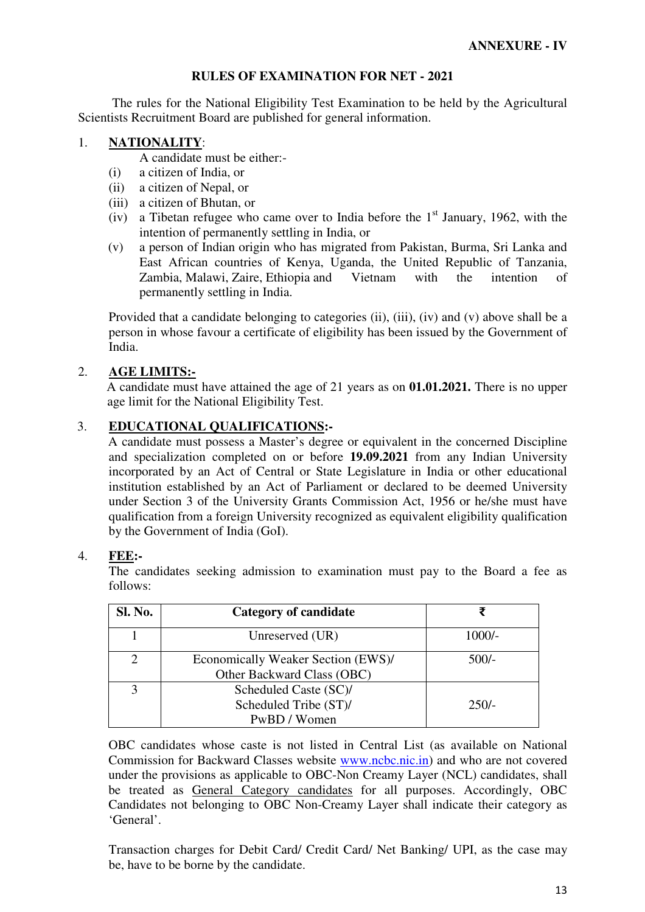**ANNEXURE - IV**

## RULES OF EXAMINATION FOR NET - 2021

The rules for the National Eligibility Test Examination to be held by the Agricultural Scientists Recruitment Board are published for general information.

1. **NATIONALITY**:

   A candidate must be either:-

   (i) a citizen of India, or
   (ii) a citizen of Nepal, or
   (iii) a citizen of Bhutan, or
   (iv) a Tibetan refugee who came over to India before the 1st January, 1962, with the intention of permanently settling in India, or
   (v) a person of Indian origin who has migrated from Pakistan, Burma, Sri Lanka and East African countries of Kenya, Uganda, the United Republic of Tanzania, Zambia, Malawi, Zaire, Ethiopia and Vietnam with the intention of permanently settling in India.

   Provided that a candidate belonging to categories (ii), (iii), (iv) and (v) above shall be a person in whose favour a certificate of eligibility has been issued by the Government of India.

2. **AGE LIMITS:-**

   A candidate must have attained the age of 21 years as on **01.01.2021.** There is no upper age limit for the National Eligibility Test.

3. **EDUCATIONAL QUALIFICATIONS:-**

   A candidate must possess a Master's degree or equivalent in the concerned Discipline and specialization completed on or before **19.09.2021** from any Indian University incorporated by an Act of Central or State Legislature in India or other educational institution established by an Act of Parliament or declared to be deemed University under Section 3 of the University Grants Commission Act, 1956 or he/she must have qualification from a foreign University recognized as equivalent eligibility qualification by the Government of India (GoI).

4. **FEE:-**

   The candidates seeking admission to examination must pay to the Board a fee as follows:

| Sl. No. | Category of candidate | ₹ |
|---|---|---|
| 1 | Unreserved (UR) | 1000/- |
| 2 | Economically Weaker Section (EWS)/ Other Backward Class (OBC) | 500/- |
| 3 | Scheduled Caste (SC)/ Scheduled Tribe (ST)/ PwBD / Women | 250/- |

   OBC candidates whose caste is not listed in Central List (as available on National Commission for Backward Classes website www.ncbc.nic.in) and who are not covered under the provisions as applicable to OBC-Non Creamy Layer (NCL) candidates, shall be treated as General Category candidates for all purposes. Accordingly, OBC Candidates not belonging to OBC Non-Creamy Layer shall indicate their category as 'General'.

   Transaction charges for Debit Card/ Credit Card/ Net Banking/ UPI, as the case may be, have to be borne by the candidate.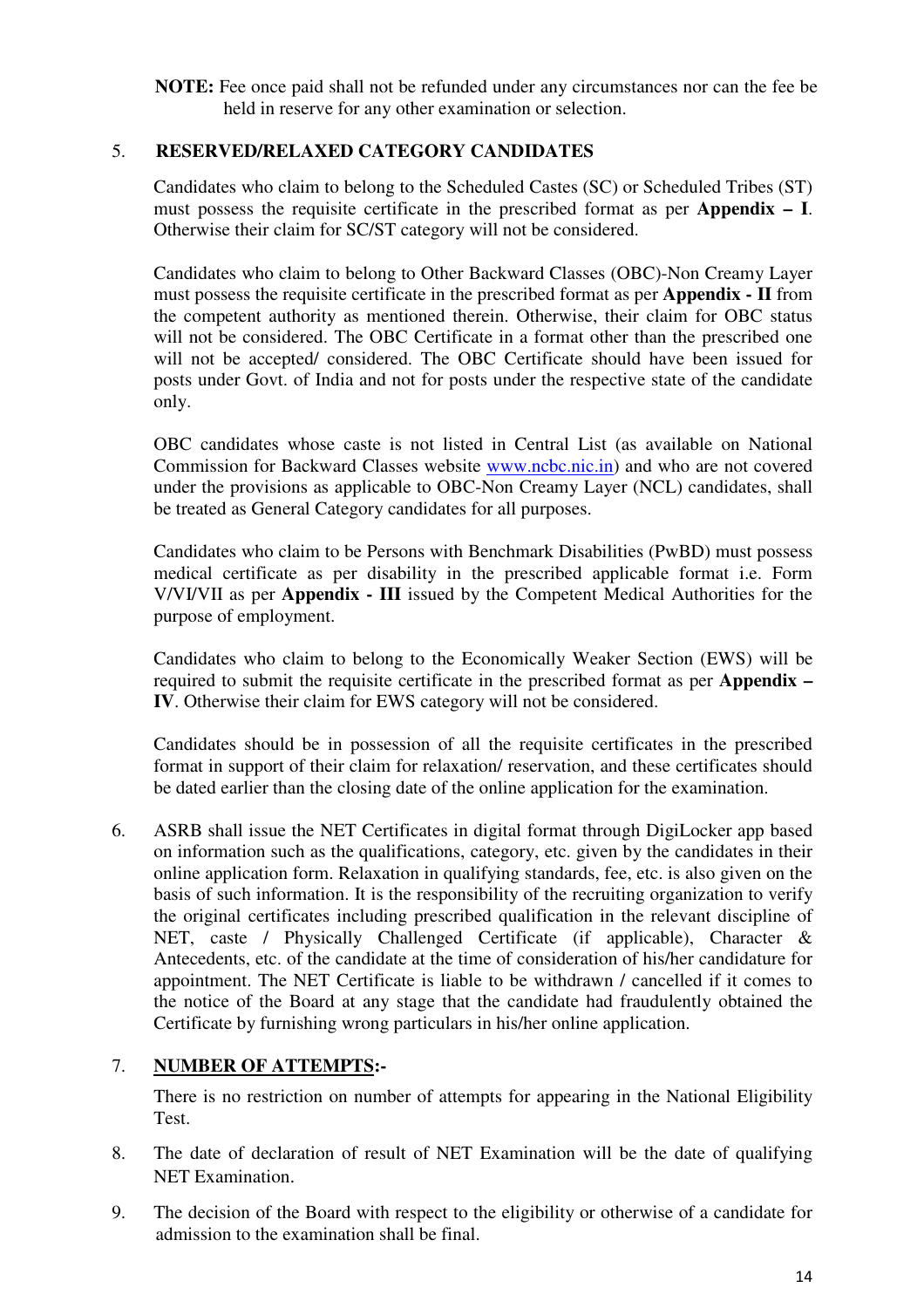**NOTE:** Fee once paid shall not be refunded under any circumstances nor can the fee be held in reserve for any other examination or selection.

5. **RESERVED/RELAXED CATEGORY CANDIDATES**

Candidates who claim to belong to the Scheduled Castes (SC) or Scheduled Tribes (ST) must possess the requisite certificate in the prescribed format as per **Appendix – I**. Otherwise their claim for SC/ST category will not be considered.

Candidates who claim to belong to Other Backward Classes (OBC)-Non Creamy Layer must possess the requisite certificate in the prescribed format as per **Appendix - II** from the competent authority as mentioned therein. Otherwise, their claim for OBC status will not be considered. The OBC Certificate in a format other than the prescribed one will not be accepted/ considered. The OBC Certificate should have been issued for posts under Govt. of India and not for posts under the respective state of the candidate only.

OBC candidates whose caste is not listed in Central List (as available on National Commission for Backward Classes website www.ncbc.nic.in) and who are not covered under the provisions as applicable to OBC-Non Creamy Layer (NCL) candidates, shall be treated as General Category candidates for all purposes.

Candidates who claim to be Persons with Benchmark Disabilities (PwBD) must possess medical certificate as per disability in the prescribed applicable format i.e. Form V/VI/VII as per **Appendix - III** issued by the Competent Medical Authorities for the purpose of employment.

Candidates who claim to belong to the Economically Weaker Section (EWS) will be required to submit the requisite certificate in the prescribed format as per **Appendix – IV**. Otherwise their claim for EWS category will not be considered.

Candidates should be in possession of all the requisite certificates in the prescribed format in support of their claim for relaxation/ reservation, and these certificates should be dated earlier than the closing date of the online application for the examination.

6. ASRB shall issue the NET Certificates in digital format through DigiLocker app based on information such as the qualifications, category, etc. given by the candidates in their online application form. Relaxation in qualifying standards, fee, etc. is also given on the basis of such information. It is the responsibility of the recruiting organization to verify the original certificates including prescribed qualification in the relevant discipline of NET, caste / Physically Challenged Certificate (if applicable), Character & Antecedents, etc. of the candidate at the time of consideration of his/her candidature for appointment. The NET Certificate is liable to be withdrawn / cancelled if it comes to the notice of the Board at any stage that the candidate had fraudulently obtained the Certificate by furnishing wrong particulars in his/her online application.

7. **NUMBER OF ATTEMPTS:-**

There is no restriction on number of attempts for appearing in the National Eligibility Test.

8. The date of declaration of result of NET Examination will be the date of qualifying NET Examination.

9. The decision of the Board with respect to the eligibility or otherwise of a candidate for admission to the examination shall be final.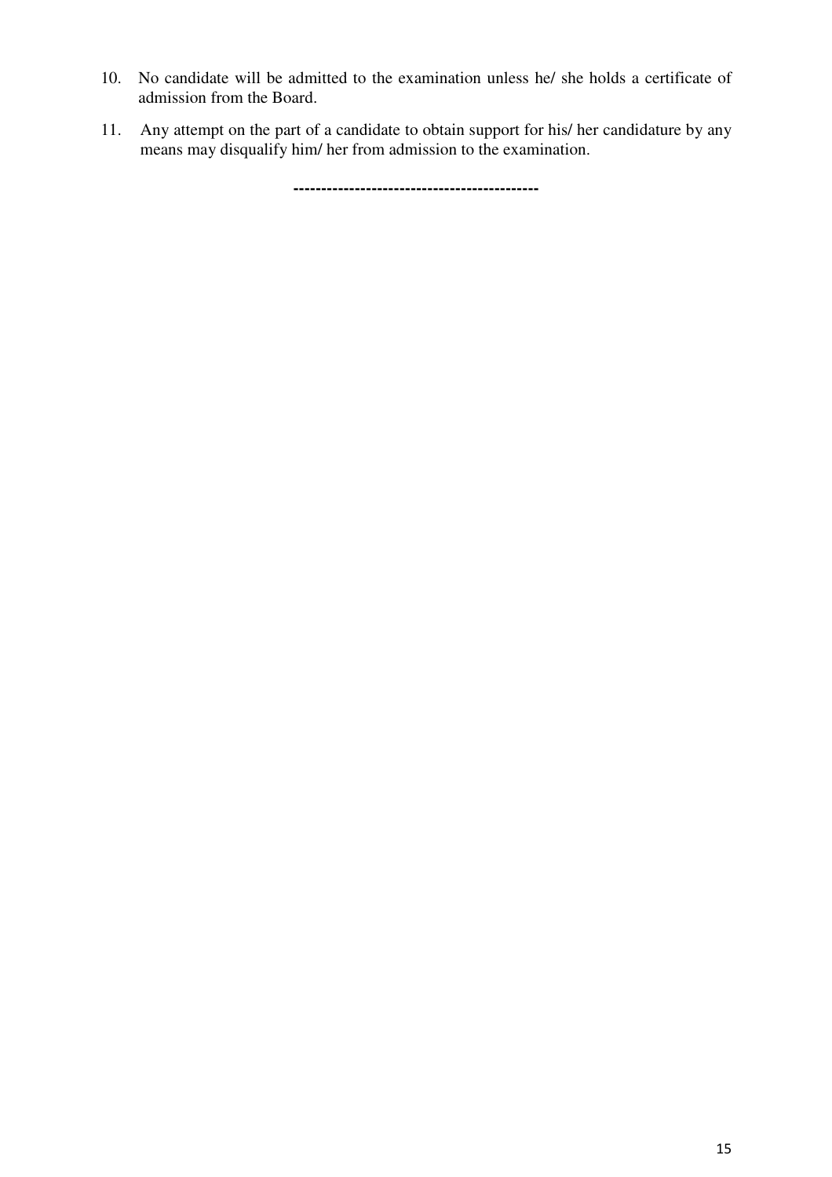10. No candidate will be admitted to the examination unless he/ she holds a certificate of admission from the Board.

11. Any attempt on the part of a candidate to obtain support for his/ her candidature by any means may disqualify him/ her from admission to the examination.

---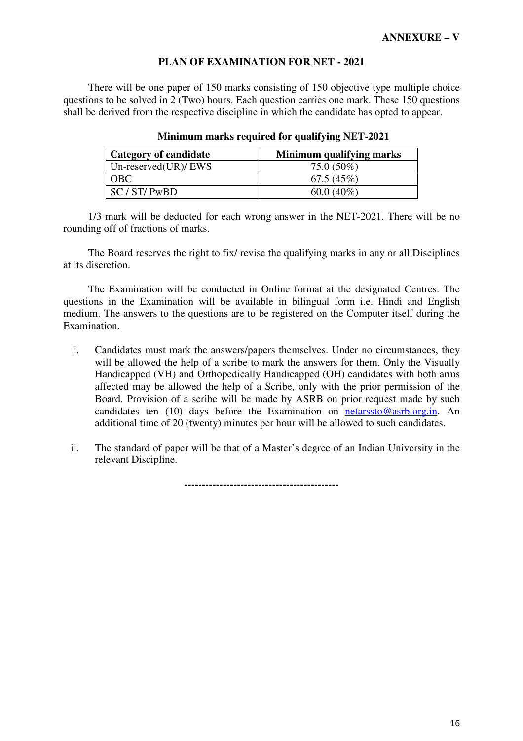**ANNEXURE – V**

## PLAN OF EXAMINATION FOR NET - 2021

There will be one paper of 150 marks consisting of 150 objective type multiple choice questions to be solved in 2 (Two) hours. Each question carries one mark. These 150 questions shall be derived from the respective discipline in which the candidate has opted to appear.

### Minimum marks required for qualifying NET-2021

| Category of candidate | Minimum qualifying marks |
| --- | --- |
| Un-reserved(UR)/ EWS | 75.0 (50%) |
| OBC | 67.5 (45%) |
| SC / ST/ PwBD | 60.0 (40%) |

1/3 mark will be deducted for each wrong answer in the NET-2021. There will be no rounding off of fractions of marks.

The Board reserves the right to fix/ revise the qualifying marks in any or all Disciplines at its discretion.

The Examination will be conducted in Online format at the designated Centres. The questions in the Examination will be available in bilingual form i.e. Hindi and English medium. The answers to the questions are to be registered on the Computer itself during the Examination.

i. Candidates must mark the answers/papers themselves. Under no circumstances, they will be allowed the help of a scribe to mark the answers for them. Only the Visually Handicapped (VH) and Orthopedically Handicapped (OH) candidates with both arms affected may be allowed the help of a Scribe, only with the prior permission of the Board. Provision of a scribe will be made by ASRB on prior request made by such candidates ten (10) days before the Examination on netarssto@asrb.org.in. An additional time of 20 (twenty) minutes per hour will be allowed to such candidates.

ii. The standard of paper will be that of a Master's degree of an Indian University in the relevant Discipline.

--------------------------------------------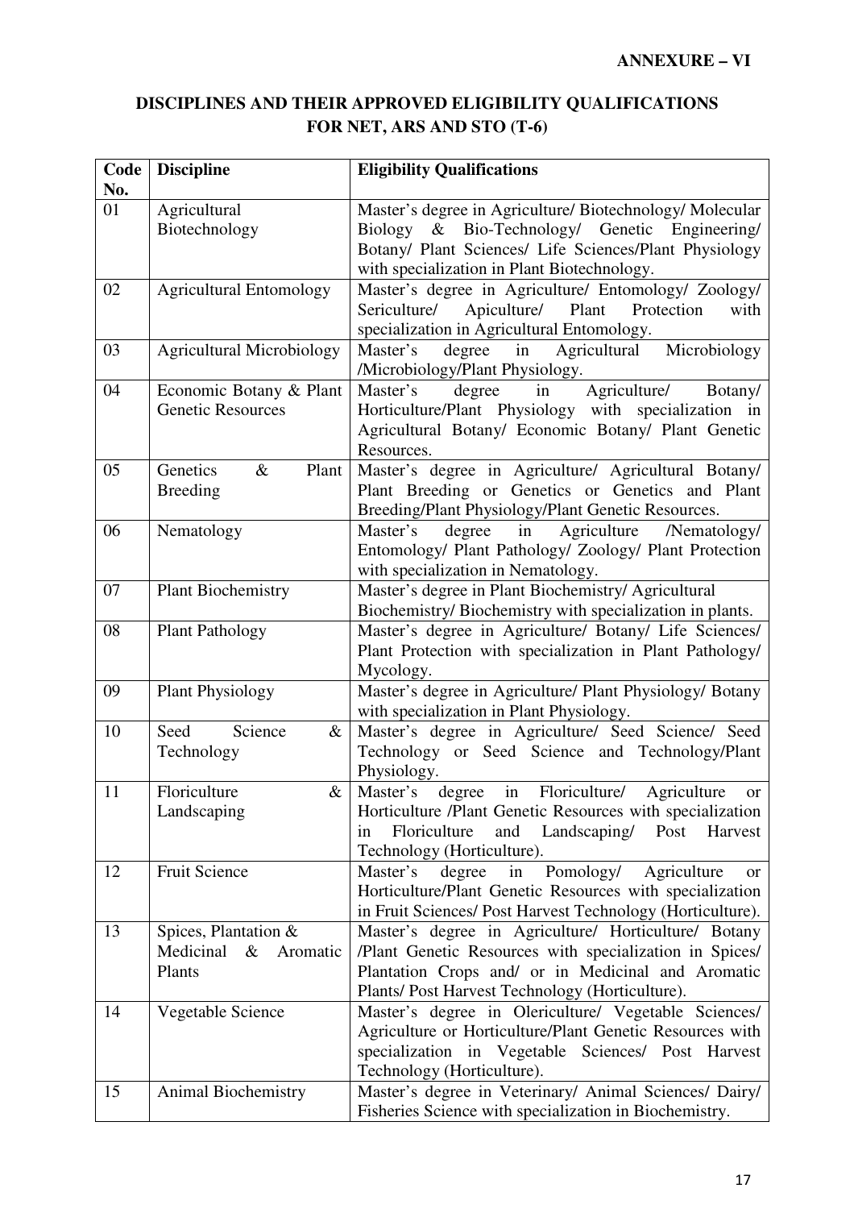**ANNEXURE – VI**

## DISCIPLINES AND THEIR APPROVED ELIGIBILITY QUALIFICATIONS FOR NET, ARS AND STO (T-6)

| Code No. | Discipline | Eligibility Qualifications |
|---|---|---|
| 01 | Agricultural Biotechnology | Master's degree in Agriculture/ Biotechnology/ Molecular Biology & Bio-Technology/ Genetic Engineering/ Botany/ Plant Sciences/ Life Sciences/Plant Physiology with specialization in Plant Biotechnology. |
| 02 | Agricultural Entomology | Master's degree in Agriculture/ Entomology/ Zoology/ Sericulture/ Apiculture/ Plant Protection with specialization in Agricultural Entomology. |
| 03 | Agricultural Microbiology | Master's degree in Agricultural Microbiology /Microbiology/Plant Physiology. |
| 04 | Economic Botany & Plant Genetic Resources | Master's degree in Agriculture/ Botany/ Horticulture/Plant Physiology with specialization in Agricultural Botany/ Economic Botany/ Plant Genetic Resources. |
| 05 | Genetics & Plant Breeding | Master's degree in Agriculture/ Agricultural Botany/ Plant Breeding or Genetics or Genetics and Plant Breeding/Plant Physiology/Plant Genetic Resources. |
| 06 | Nematology | Master's degree in Agriculture /Nematology/ Entomology/ Plant Pathology/ Zoology/ Plant Protection with specialization in Nematology. |
| 07 | Plant Biochemistry | Master's degree in Plant Biochemistry/ Agricultural Biochemistry/ Biochemistry with specialization in plants. |
| 08 | Plant Pathology | Master's degree in Agriculture/ Botany/ Life Sciences/ Plant Protection with specialization in Plant Pathology/ Mycology. |
| 09 | Plant Physiology | Master's degree in Agriculture/ Plant Physiology/ Botany with specialization in Plant Physiology. |
| 10 | Seed Science & Technology | Master's degree in Agriculture/ Seed Science/ Seed Technology or Seed Science and Technology/Plant Physiology. |
| 11 | Floriculture & Landscaping | Master's degree in Floriculture/ Agriculture or Horticulture /Plant Genetic Resources with specialization in Floriculture and Landscaping/ Post Harvest Technology (Horticulture). |
| 12 | Fruit Science | Master's degree in Pomology/ Agriculture or Horticulture/Plant Genetic Resources with specialization in Fruit Sciences/ Post Harvest Technology (Horticulture). |
| 13 | Spices, Plantation & Medicinal & Aromatic Plants | Master's degree in Agriculture/ Horticulture/ Botany /Plant Genetic Resources with specialization in Spices/ Plantation Crops and/ or in Medicinal and Aromatic Plants/ Post Harvest Technology (Horticulture). |
| 14 | Vegetable Science | Master's degree in Olericulture/ Vegetable Sciences/ Agriculture or Horticulture/Plant Genetic Resources with specialization in Vegetable Sciences/ Post Harvest Technology (Horticulture). |
| 15 | Animal Biochemistry | Master's degree in Veterinary/ Animal Sciences/ Dairy/ Fisheries Science with specialization in Biochemistry. |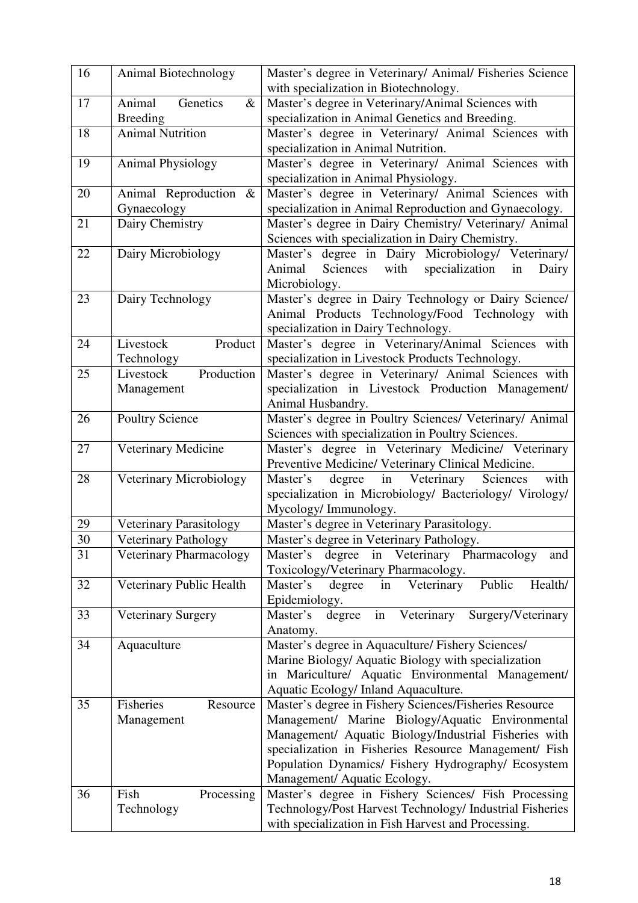| 16 | Animal Biotechnology | Master's degree in Veterinary/ Animal/ Fisheries Science with specialization in Biotechnology. |
|---|---|---|
| 17 | Animal Genetics & Breeding | Master's degree in Veterinary/Animal Sciences with specialization in Animal Genetics and Breeding. |
| 18 | Animal Nutrition | Master's degree in Veterinary/ Animal Sciences with specialization in Animal Nutrition. |
| 19 | Animal Physiology | Master's degree in Veterinary/ Animal Sciences with specialization in Animal Physiology. |
| 20 | Animal Reproduction & Gynaecology | Master's degree in Veterinary/ Animal Sciences with specialization in Animal Reproduction and Gynaecology. |
| 21 | Dairy Chemistry | Master's degree in Dairy Chemistry/ Veterinary/ Animal Sciences with specialization in Dairy Chemistry. |
| 22 | Dairy Microbiology | Master's degree in Dairy Microbiology/ Veterinary/ Animal Sciences with specialization in Dairy Microbiology. |
| 23 | Dairy Technology | Master's degree in Dairy Technology or Dairy Science/ Animal Products Technology/Food Technology with specialization in Dairy Technology. |
| 24 | Livestock Product Technology | Master's degree in Veterinary/Animal Sciences with specialization in Livestock Products Technology. |
| 25 | Livestock Production Management | Master's degree in Veterinary/ Animal Sciences with specialization in Livestock Production Management/ Animal Husbandry. |
| 26 | Poultry Science | Master's degree in Poultry Sciences/ Veterinary/ Animal Sciences with specialization in Poultry Sciences. |
| 27 | Veterinary Medicine | Master's degree in Veterinary Medicine/ Veterinary Preventive Medicine/ Veterinary Clinical Medicine. |
| 28 | Veterinary Microbiology | Master's degree in Veterinary Sciences with specialization in Microbiology/ Bacteriology/ Virology/ Mycology/ Immunology. |
| 29 | Veterinary Parasitology | Master's degree in Veterinary Parasitology. |
| 30 | Veterinary Pathology | Master's degree in Veterinary Pathology. |
| 31 | Veterinary Pharmacology | Master's degree in Veterinary Pharmacology and Toxicology/Veterinary Pharmacology. |
| 32 | Veterinary Public Health | Master's degree in Veterinary Public Health/ Epidemiology. |
| 33 | Veterinary Surgery | Master's degree in Veterinary Surgery/Veterinary Anatomy. |
| 34 | Aquaculture | Master's degree in Aquaculture/ Fishery Sciences/ Marine Biology/ Aquatic Biology with specialization in Mariculture/ Aquatic Environmental Management/ Aquatic Ecology/ Inland Aquaculture. |
| 35 | Fisheries Resource Management | Master's degree in Fishery Sciences/Fisheries Resource Management/ Marine Biology/Aquatic Environmental Management/ Aquatic Biology/Industrial Fisheries with specialization in Fisheries Resource Management/ Fish Population Dynamics/ Fishery Hydrography/ Ecosystem Management/ Aquatic Ecology. |
| 36 | Fish Processing Technology | Master's degree in Fishery Sciences/ Fish Processing Technology/Post Harvest Technology/ Industrial Fisheries with specialization in Fish Harvest and Processing. |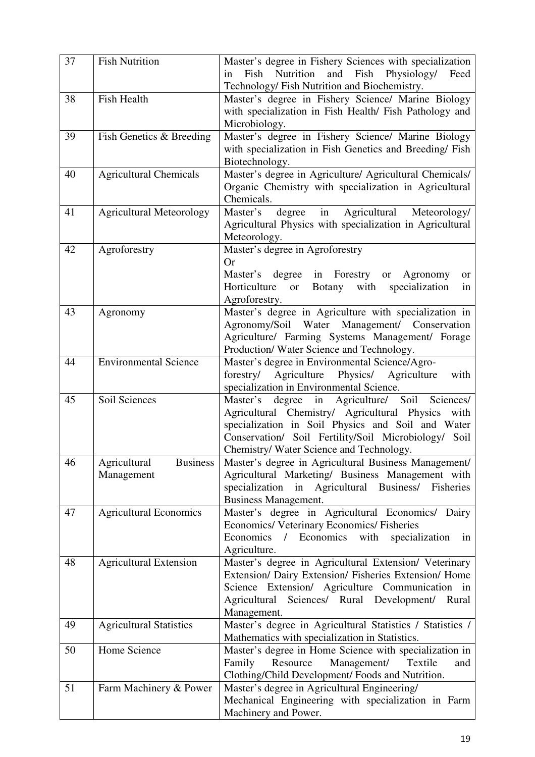| 37 | Fish Nutrition | Master's degree in Fishery Sciences with specialization in Fish Nutrition and Fish Physiology/ Feed Technology/ Fish Nutrition and Biochemistry. |
|---|---|---|
| 38 | Fish Health | Master's degree in Fishery Science/ Marine Biology with specialization in Fish Health/ Fish Pathology and Microbiology. |
| 39 | Fish Genetics & Breeding | Master's degree in Fishery Science/ Marine Biology with specialization in Fish Genetics and Breeding/ Fish Biotechnology. |
| 40 | Agricultural Chemicals | Master's degree in Agriculture/ Agricultural Chemicals/ Organic Chemistry with specialization in Agricultural Chemicals. |
| 41 | Agricultural Meteorology | Master's degree in Agricultural Meteorology/ Agricultural Physics with specialization in Agricultural Meteorology. |
| 42 | Agroforestry | Master's degree in Agroforestry<br>Or<br>Master's degree in Forestry or Agronomy or Horticulture or Botany with specialization in Agroforestry. |
| 43 | Agronomy | Master's degree in Agriculture with specialization in Agronomy/Soil Water Management/ Conservation Agriculture/ Farming Systems Management/ Forage Production/ Water Science and Technology. |
| 44 | Environmental Science | Master's degree in Environmental Science/Agro-forestry/ Agriculture Physics/ Agriculture with specialization in Environmental Science. |
| 45 | Soil Sciences | Master's degree in Agriculture/ Soil Sciences/ Agricultural Chemistry/ Agricultural Physics with specialization in Soil Physics and Soil and Water Conservation/ Soil Fertility/Soil Microbiology/ Soil Chemistry/ Water Science and Technology. |
| 46 | Agricultural Business Management | Master's degree in Agricultural Business Management/ Agricultural Marketing/ Business Management with specialization in Agricultural Business/ Fisheries Business Management. |
| 47 | Agricultural Economics | Master's degree in Agricultural Economics/ Dairy Economics/ Veterinary Economics/ Fisheries Economics / Economics with specialization in Agriculture. |
| 48 | Agricultural Extension | Master's degree in Agricultural Extension/ Veterinary Extension/ Dairy Extension/ Fisheries Extension/ Home Science Extension/ Agriculture Communication in Agricultural Sciences/ Rural Development/ Rural Management. |
| 49 | Agricultural Statistics | Master's degree in Agricultural Statistics / Statistics / Mathematics with specialization in Statistics. |
| 50 | Home Science | Master's degree in Home Science with specialization in Family Resource Management/ Textile and Clothing/Child Development/ Foods and Nutrition. |
| 51 | Farm Machinery & Power | Master's degree in Agricultural Engineering/ Mechanical Engineering with specialization in Farm Machinery and Power. |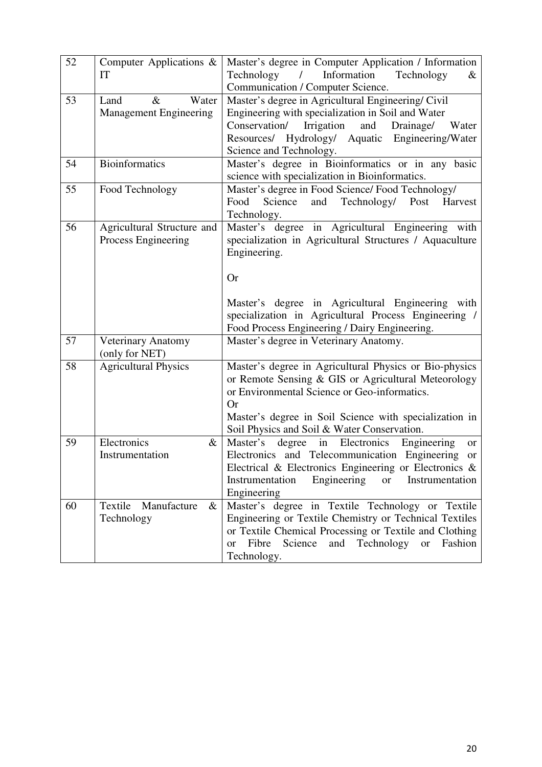| 52 | Computer Applications & IT | Master's degree in Computer Application / Information Technology / Information Technology & Communication / Computer Science. |
|---|---|---|
| 53 | Land & Water Management Engineering | Master's degree in Agricultural Engineering/ Civil Engineering with specialization in Soil and Water Conservation/ Irrigation and Drainage/ Water Resources/ Hydrology/ Aquatic Engineering/Water Science and Technology. |
| 54 | Bioinformatics | Master's degree in Bioinformatics or in any basic science with specialization in Bioinformatics. |
| 55 | Food Technology | Master's degree in Food Science/ Food Technology/ Food Science and Technology/ Post Harvest Technology. |
| 56 | Agricultural Structure and Process Engineering | Master's degree in Agricultural Engineering with specialization in Agricultural Structures / Aquaculture Engineering.<br><br>Or<br><br>Master's degree in Agricultural Engineering with specialization in Agricultural Process Engineering / Food Process Engineering / Dairy Engineering. |
| 57 | Veterinary Anatomy (only for NET) | Master's degree in Veterinary Anatomy. |
| 58 | Agricultural Physics | Master's degree in Agricultural Physics or Bio-physics or Remote Sensing & GIS or Agricultural Meteorology or Environmental Science or Geo-informatics.<br>Or<br>Master's degree in Soil Science with specialization in Soil Physics and Soil & Water Conservation. |
| 59 | Electronics & Instrumentation | Master's degree in Electronics Engineering or Electronics and Telecommunication Engineering or Electrical & Electronics Engineering or Electronics & Instrumentation Engineering or Instrumentation Engineering |
| 60 | Textile Manufacture & Technology | Master's degree in Textile Technology or Textile Engineering or Textile Chemistry or Technical Textiles or Textile Chemical Processing or Textile and Clothing or Fibre Science and Technology or Fashion Technology. |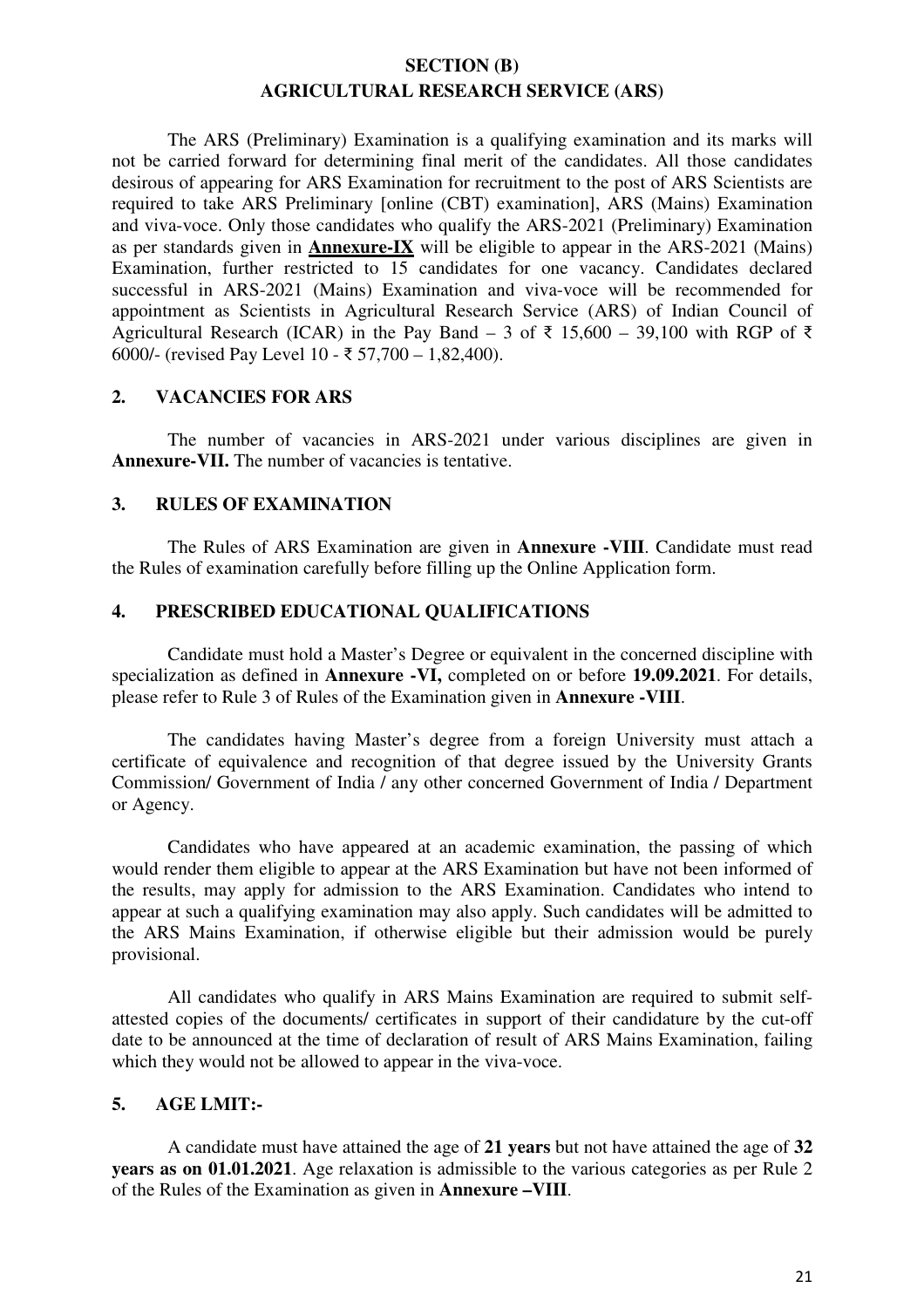## SECTION (B)
## AGRICULTURAL RESEARCH SERVICE (ARS)

The ARS (Preliminary) Examination is a qualifying examination and its marks will not be carried forward for determining final merit of the candidates. All those candidates desirous of appearing for ARS Examination for recruitment to the post of ARS Scientists are required to take ARS Preliminary [online (CBT) examination], ARS (Mains) Examination and viva-voce. Only those candidates who qualify the ARS-2021 (Preliminary) Examination as per standards given in **Annexure-IX** will be eligible to appear in the ARS-2021 (Mains) Examination, further restricted to 15 candidates for one vacancy. Candidates declared successful in ARS-2021 (Mains) Examination and viva-voce will be recommended for appointment as Scientists in Agricultural Research Service (ARS) of Indian Council of Agricultural Research (ICAR) in the Pay Band – 3 of ₹ 15,600 – 39,100 with RGP of ₹ 6000/- (revised Pay Level 10 - ₹ 57,700 – 1,82,400).

### 2. VACANCIES FOR ARS

The number of vacancies in ARS-2021 under various disciplines are given in **Annexure-VII.** The number of vacancies is tentative.

### 3. RULES OF EXAMINATION

The Rules of ARS Examination are given in **Annexure -VIII**. Candidate must read the Rules of examination carefully before filling up the Online Application form.

### 4. PRESCRIBED EDUCATIONAL QUALIFICATIONS

Candidate must hold a Master's Degree or equivalent in the concerned discipline with specialization as defined in **Annexure -VI,** completed on or before **19.09.2021**. For details, please refer to Rule 3 of Rules of the Examination given in **Annexure -VIII**.

The candidates having Master's degree from a foreign University must attach a certificate of equivalence and recognition of that degree issued by the University Grants Commission/ Government of India / any other concerned Government of India / Department or Agency.

Candidates who have appeared at an academic examination, the passing of which would render them eligible to appear at the ARS Examination but have not been informed of the results, may apply for admission to the ARS Examination. Candidates who intend to appear at such a qualifying examination may also apply. Such candidates will be admitted to the ARS Mains Examination, if otherwise eligible but their admission would be purely provisional.

All candidates who qualify in ARS Mains Examination are required to submit self-attested copies of the documents/ certificates in support of their candidature by the cut-off date to be announced at the time of declaration of result of ARS Mains Examination, failing which they would not be allowed to appear in the viva-voce.

### 5. AGE LMIT:-

A candidate must have attained the age of **21 years** but not have attained the age of **32 years as on 01.01.2021**. Age relaxation is admissible to the various categories as per Rule 2 of the Rules of the Examination as given in **Annexure –VIII**.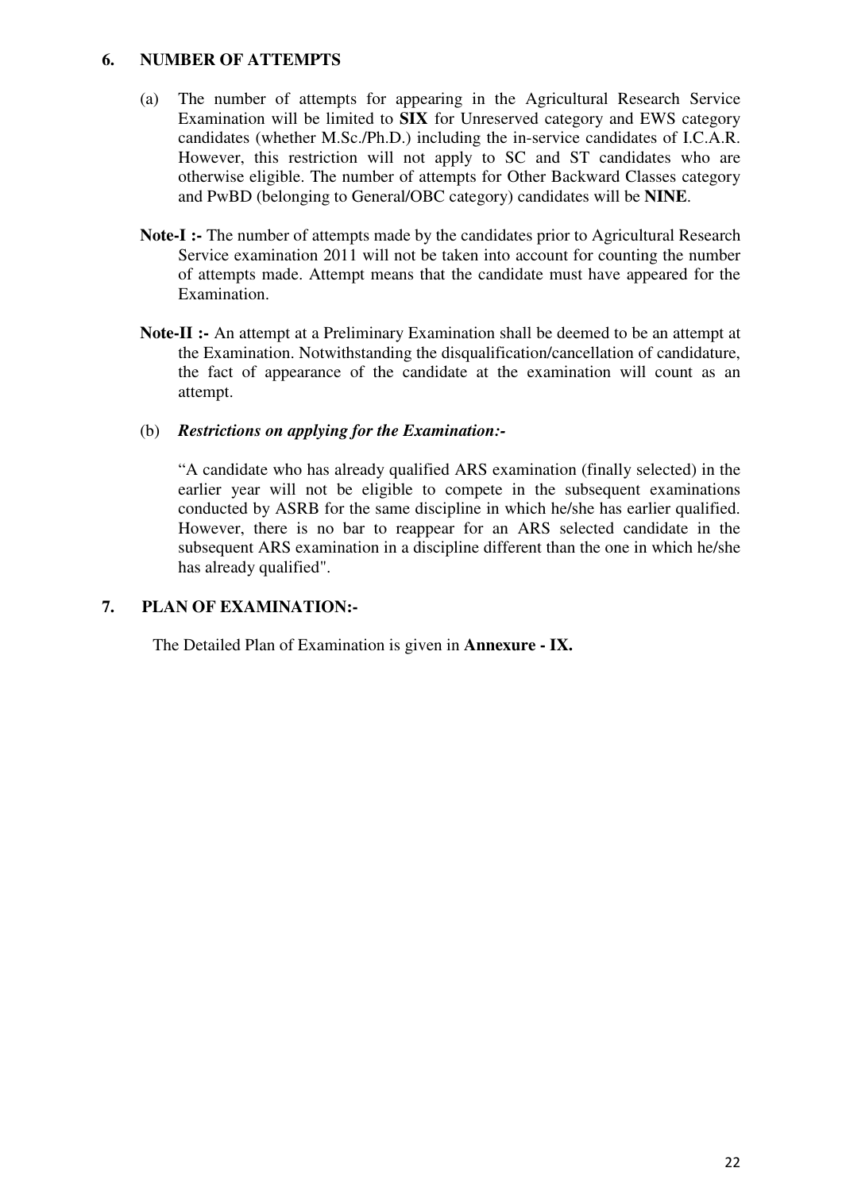## 6. NUMBER OF ATTEMPTS

(a) The number of attempts for appearing in the Agricultural Research Service Examination will be limited to **SIX** for Unreserved category and EWS category candidates (whether M.Sc./Ph.D.) including the in-service candidates of I.C.A.R. However, this restriction will not apply to SC and ST candidates who are otherwise eligible. The number of attempts for Other Backward Classes category and PwBD (belonging to General/OBC category) candidates will be **NINE**.

**Note-I :-** The number of attempts made by the candidates prior to Agricultural Research Service examination 2011 will not be taken into account for counting the number of attempts made. Attempt means that the candidate must have appeared for the Examination.

**Note-II :-** An attempt at a Preliminary Examination shall be deemed to be an attempt at the Examination. Notwithstanding the disqualification/cancellation of candidature, the fact of appearance of the candidate at the examination will count as an attempt.

(b) ***Restrictions on applying for the Examination:-***

"A candidate who has already qualified ARS examination (finally selected) in the earlier year will not be eligible to compete in the subsequent examinations conducted by ASRB for the same discipline in which he/she has earlier qualified. However, there is no bar to reappear for an ARS selected candidate in the subsequent ARS examination in a discipline different than the one in which he/she has already qualified".

## 7. PLAN OF EXAMINATION:-

The Detailed Plan of Examination is given in **Annexure - IX.**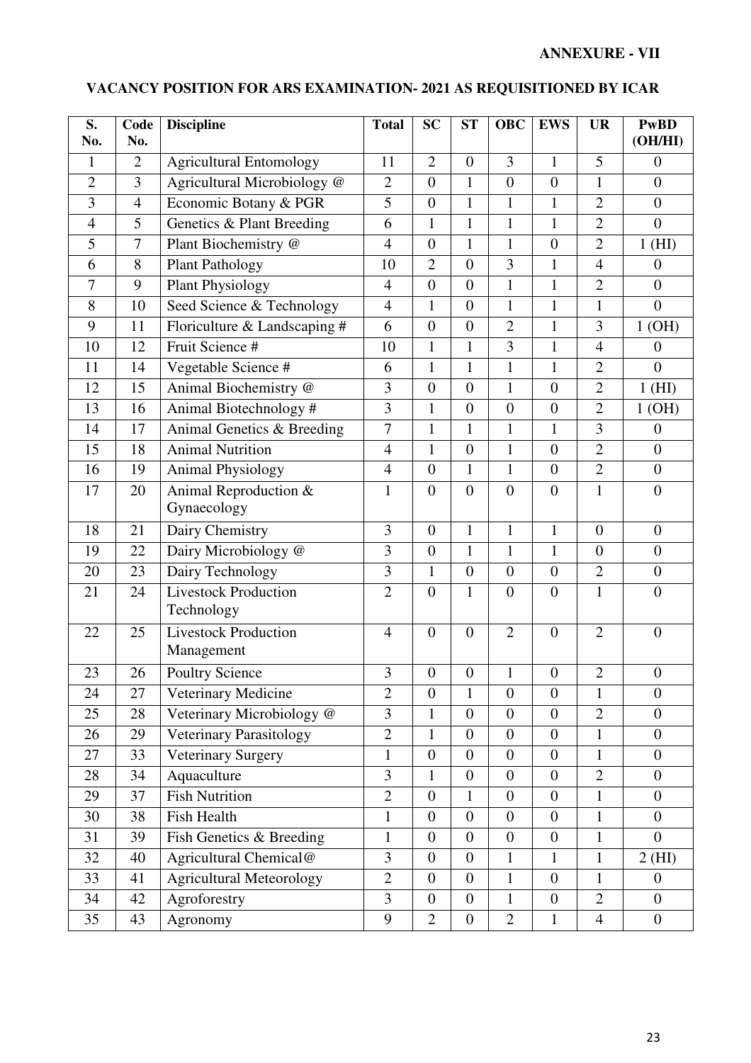**ANNEXURE - VII**

## VACANCY POSITION FOR ARS EXAMINATION- 2021 AS REQUISITIONED BY ICAR

| S. No. | Code No. | Discipline | Total | SC | ST | OBC | EWS | UR | PwBD (OH/HI) |
|---|---|---|---|---|---|---|---|---|---|
| 1 | 2 | Agricultural Entomology | 11 | 2 | 0 | 3 | 1 | 5 | 0 |
| 2 | 3 | Agricultural Microbiology @ | 2 | 0 | 1 | 0 | 0 | 1 | 0 |
| 3 | 4 | Economic Botany & PGR | 5 | 0 | 1 | 1 | 1 | 2 | 0 |
| 4 | 5 | Genetics & Plant Breeding | 6 | 1 | 1 | 1 | 1 | 2 | 0 |
| 5 | 7 | Plant Biochemistry @ | 4 | 0 | 1 | 1 | 0 | 2 | 1 (HI) |
| 6 | 8 | Plant Pathology | 10 | 2 | 0 | 3 | 1 | 4 | 0 |
| 7 | 9 | Plant Physiology | 4 | 0 | 0 | 1 | 1 | 2 | 0 |
| 8 | 10 | Seed Science & Technology | 4 | 1 | 0 | 1 | 1 | 1 | 0 |
| 9 | 11 | Floriculture & Landscaping # | 6 | 0 | 0 | 2 | 1 | 3 | 1 (OH) |
| 10 | 12 | Fruit Science # | 10 | 1 | 1 | 3 | 1 | 4 | 0 |
| 11 | 14 | Vegetable Science # | 6 | 1 | 1 | 1 | 1 | 2 | 0 |
| 12 | 15 | Animal Biochemistry @ | 3 | 0 | 0 | 1 | 0 | 2 | 1 (HI) |
| 13 | 16 | Animal Biotechnology # | 3 | 1 | 0 | 0 | 0 | 2 | 1 (OH) |
| 14 | 17 | Animal Genetics & Breeding | 7 | 1 | 1 | 1 | 1 | 3 | 0 |
| 15 | 18 | Animal Nutrition | 4 | 1 | 0 | 1 | 0 | 2 | 0 |
| 16 | 19 | Animal Physiology | 4 | 0 | 1 | 1 | 0 | 2 | 0 |
| 17 | 20 | Animal Reproduction & Gynaecology | 1 | 0 | 0 | 0 | 0 | 1 | 0 |
| 18 | 21 | Dairy Chemistry | 3 | 0 | 1 | 1 | 1 | 0 | 0 |
| 19 | 22 | Dairy Microbiology @ | 3 | 0 | 1 | 1 | 1 | 0 | 0 |
| 20 | 23 | Dairy Technology | 3 | 1 | 0 | 0 | 0 | 2 | 0 |
| 21 | 24 | Livestock Production Technology | 2 | 0 | 1 | 0 | 0 | 1 | 0 |
| 22 | 25 | Livestock Production Management | 4 | 0 | 0 | 2 | 0 | 2 | 0 |
| 23 | 26 | Poultry Science | 3 | 0 | 0 | 1 | 0 | 2 | 0 |
| 24 | 27 | Veterinary Medicine | 2 | 0 | 1 | 0 | 0 | 1 | 0 |
| 25 | 28 | Veterinary Microbiology @ | 3 | 1 | 0 | 0 | 0 | 2 | 0 |
| 26 | 29 | Veterinary Parasitology | 2 | 1 | 0 | 0 | 0 | 1 | 0 |
| 27 | 33 | Veterinary Surgery | 1 | 0 | 0 | 0 | 0 | 1 | 0 |
| 28 | 34 | Aquaculture | 3 | 1 | 0 | 0 | 0 | 2 | 0 |
| 29 | 37 | Fish Nutrition | 2 | 0 | 1 | 0 | 0 | 1 | 0 |
| 30 | 38 | Fish Health | 1 | 0 | 0 | 0 | 0 | 1 | 0 |
| 31 | 39 | Fish Genetics & Breeding | 1 | 0 | 0 | 0 | 0 | 1 | 0 |
| 32 | 40 | Agricultural Chemical@ | 3 | 0 | 0 | 1 | 1 | 1 | 2 (HI) |
| 33 | 41 | Agricultural Meteorology | 2 | 0 | 0 | 1 | 0 | 1 | 0 |
| 34 | 42 | Agroforestry | 3 | 0 | 0 | 1 | 0 | 2 | 0 |
| 35 | 43 | Agronomy | 9 | 2 | 0 | 2 | 1 | 4 | 0 |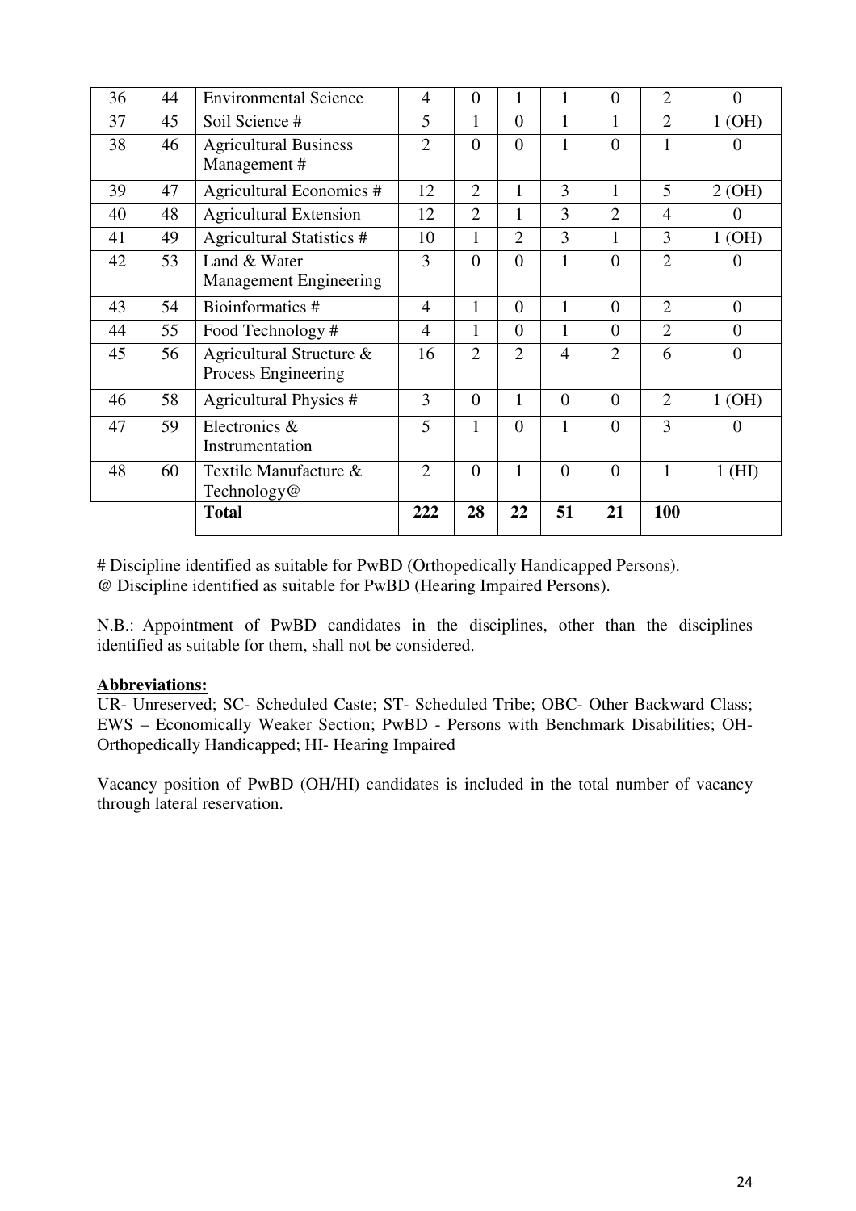| 36 | 44 | Environmental Science | 4 | 0 | 1 | 1 | 0 | 2 | 0 |
|---|---|---|---|---|---|---|---|---|---|
| 37 | 45 | Soil Science # | 5 | 1 | 0 | 1 | 1 | 2 | 1 (OH) |
| 38 | 46 | Agricultural Business Management # | 2 | 0 | 0 | 1 | 0 | 1 | 0 |
| 39 | 47 | Agricultural Economics # | 12 | 2 | 1 | 3 | 1 | 5 | 2 (OH) |
| 40 | 48 | Agricultural Extension | 12 | 2 | 1 | 3 | 2 | 4 | 0 |
| 41 | 49 | Agricultural Statistics # | 10 | 1 | 2 | 3 | 1 | 3 | 1 (OH) |
| 42 | 53 | Land & Water Management Engineering | 3 | 0 | 0 | 1 | 0 | 2 | 0 |
| 43 | 54 | Bioinformatics # | 4 | 1 | 0 | 1 | 0 | 2 | 0 |
| 44 | 55 | Food Technology # | 4 | 1 | 0 | 1 | 0 | 2 | 0 |
| 45 | 56 | Agricultural Structure & Process Engineering | 16 | 2 | 2 | 4 | 2 | 6 | 0 |
| 46 | 58 | Agricultural Physics # | 3 | 0 | 1 | 0 | 0 | 2 | 1 (OH) |
| 47 | 59 | Electronics & Instrumentation | 5 | 1 | 0 | 1 | 0 | 3 | 0 |
| 48 | 60 | Textile Manufacture & Technology@ | 2 | 0 | 1 | 0 | 0 | 1 | 1 (HI) |
| | | **Total** | **222** | **28** | **22** | **51** | **21** | **100** | |

# Discipline identified as suitable for PwBD (Orthopedically Handicapped Persons).
@ Discipline identified as suitable for PwBD (Hearing Impaired Persons).

N.B.: Appointment of PwBD candidates in the disciplines, other than the disciplines identified as suitable for them, shall not be considered.

**Abbreviations:**
UR- Unreserved; SC- Scheduled Caste; ST- Scheduled Tribe; OBC- Other Backward Class; EWS – Economically Weaker Section; PwBD - Persons with Benchmark Disabilities; OH- Orthopedically Handicapped; HI- Hearing Impaired

Vacancy position of PwBD (OH/HI) candidates is included in the total number of vacancy through lateral reservation.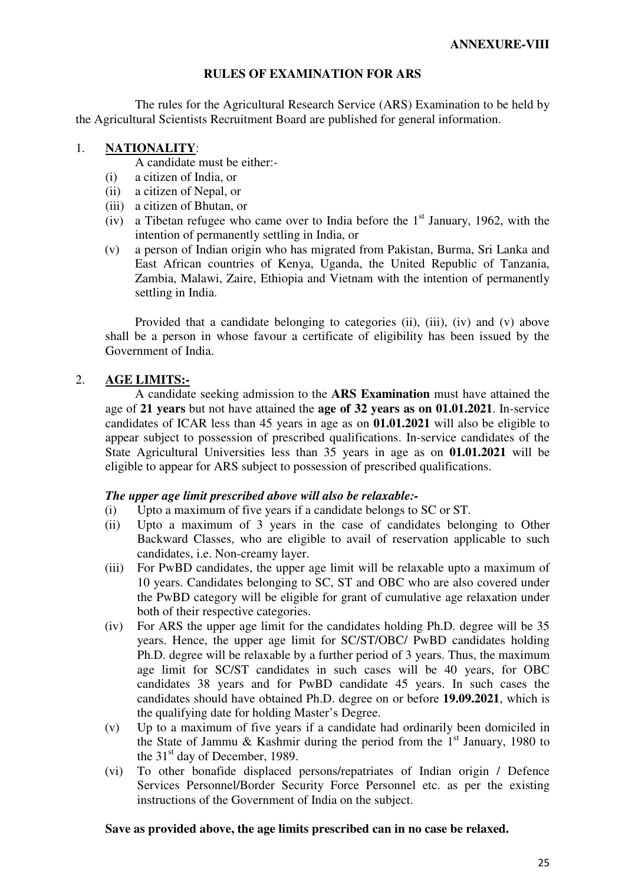**ANNEXURE-VIII**

## RULES OF EXAMINATION FOR ARS

The rules for the Agricultural Research Service (ARS) Examination to be held by the Agricultural Scientists Recruitment Board are published for general information.

### 1. NATIONALITY:

A candidate must be either:-

(i) a citizen of India, or
(ii) a citizen of Nepal, or
(iii) a citizen of Bhutan, or
(iv) a Tibetan refugee who came over to India before the 1st January, 1962, with the intention of permanently settling in India, or
(v) a person of Indian origin who has migrated from Pakistan, Burma, Sri Lanka and East African countries of Kenya, Uganda, the United Republic of Tanzania, Zambia, Malawi, Zaire, Ethiopia and Vietnam with the intention of permanently settling in India.

Provided that a candidate belonging to categories (ii), (iii), (iv) and (v) above shall be a person in whose favour a certificate of eligibility has been issued by the Government of India.

### 2. AGE LIMITS:-

A candidate seeking admission to the **ARS Examination** must have attained the age of **21 years** but not have attained the **age of 32 years as on 01.01.2021**. In-service candidates of ICAR less than 45 years in age as on **01.01.2021** will also be eligible to appear subject to possession of prescribed qualifications. In-service candidates of the State Agricultural Universities less than 35 years in age as on **01.01.2021** will be eligible to appear for ARS subject to possession of prescribed qualifications.

***The upper age limit prescribed above will also be relaxable:-***

(i) Upto a maximum of five years if a candidate belongs to SC or ST.
(ii) Upto a maximum of 3 years in the case of candidates belonging to Other Backward Classes, who are eligible to avail of reservation applicable to such candidates, i.e. Non-creamy layer.
(iii) For PwBD candidates, the upper age limit will be relaxable upto a maximum of 10 years. Candidates belonging to SC, ST and OBC who are also covered under the PwBD category will be eligible for grant of cumulative age relaxation under both of their respective categories.
(iv) For ARS the upper age limit for the candidates holding Ph.D. degree will be 35 years. Hence, the upper age limit for SC/ST/OBC/ PwBD candidates holding Ph.D. degree will be relaxable by a further period of 3 years. Thus, the maximum age limit for SC/ST candidates in such cases will be 40 years, for OBC candidates 38 years and for PwBD candidate 45 years. In such cases the candidates should have obtained Ph.D. degree on or before **19.09.2021**, which is the qualifying date for holding Master's Degree.
(v) Up to a maximum of five years if a candidate had ordinarily been domiciled in the State of Jammu & Kashmir during the period from the 1st January, 1980 to the 31st day of December, 1989.
(vi) To other bonafide displaced persons/repatriates of Indian origin / Defence Services Personnel/Border Security Force Personnel etc. as per the existing instructions of the Government of India on the subject.

**Save as provided above, the age limits prescribed can in no case be relaxed.**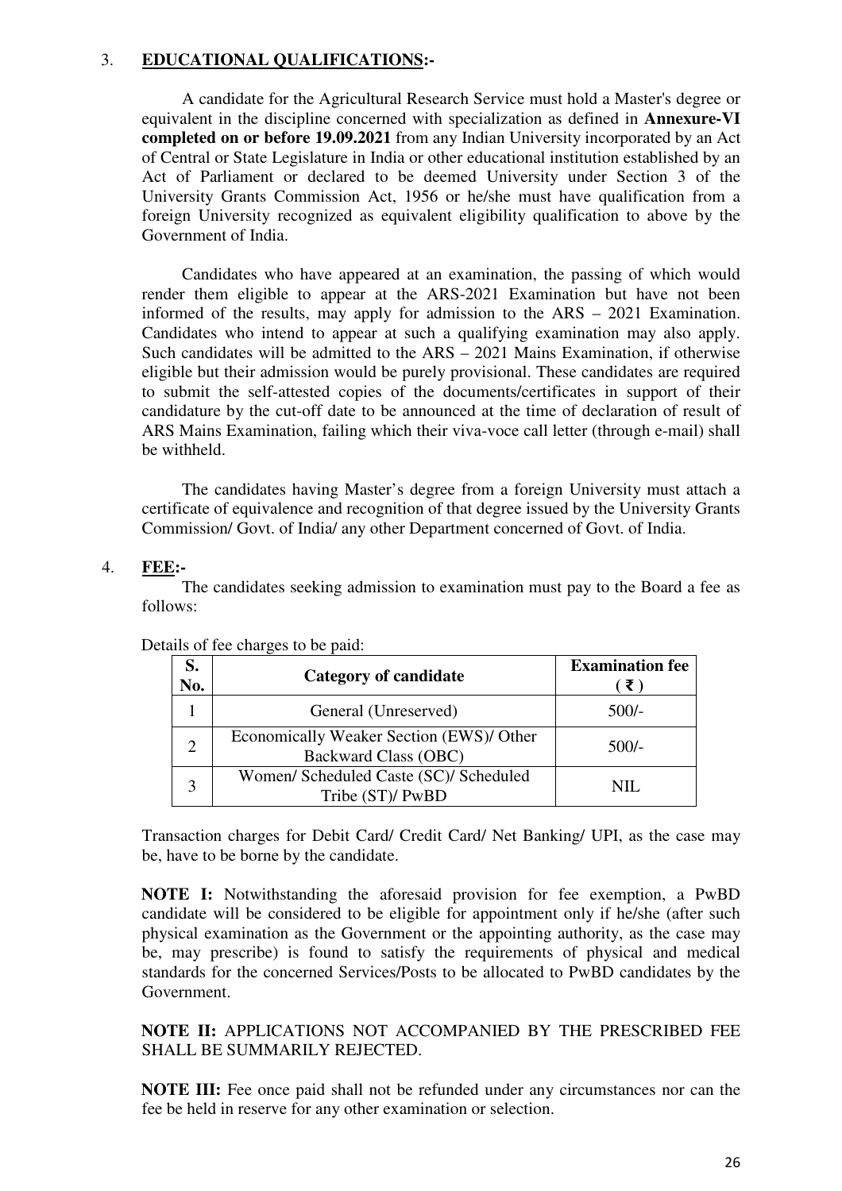### 3. **EDUCATIONAL QUALIFICATIONS:-**

A candidate for the Agricultural Research Service must hold a Master's degree or equivalent in the discipline concerned with specialization as defined in **Annexure-VI completed on or before 19.09.2021** from any Indian University incorporated by an Act of Central or State Legislature in India or other educational institution established by an Act of Parliament or declared to be deemed University under Section 3 of the University Grants Commission Act, 1956 or he/she must have qualification from a foreign University recognized as equivalent eligibility qualification to above by the Government of India.

Candidates who have appeared at an examination, the passing of which would render them eligible to appear at the ARS-2021 Examination but have not been informed of the results, may apply for admission to the ARS – 2021 Examination. Candidates who intend to appear at such a qualifying examination may also apply. Such candidates will be admitted to the ARS – 2021 Mains Examination, if otherwise eligible but their admission would be purely provisional. These candidates are required to submit the self-attested copies of the documents/certificates in support of their candidature by the cut-off date to be announced at the time of declaration of result of ARS Mains Examination, failing which their viva-voce call letter (through e-mail) shall be withheld.

The candidates having Master's degree from a foreign University must attach a certificate of equivalence and recognition of that degree issued by the University Grants Commission/ Govt. of India/ any other Department concerned of Govt. of India.

### 4. **FEE:-**

The candidates seeking admission to examination must pay to the Board a fee as follows:

Details of fee charges to be paid:

| S. No. | Category of candidate | Examination fee ( ₹ ) |
|---|---|---|
| 1 | General (Unreserved) | 500/- |
| 2 | Economically Weaker Section (EWS)/ Other Backward Class (OBC) | 500/- |
| 3 | Women/ Scheduled Caste (SC)/ Scheduled Tribe (ST)/ PwBD | NIL |

Transaction charges for Debit Card/ Credit Card/ Net Banking/ UPI, as the case may be, have to be borne by the candidate.

**NOTE I:** Notwithstanding the aforesaid provision for fee exemption, a PwBD candidate will be considered to be eligible for appointment only if he/she (after such physical examination as the Government or the appointing authority, as the case may be, may prescribe) is found to satisfy the requirements of physical and medical standards for the concerned Services/Posts to be allocated to PwBD candidates by the Government.

**NOTE II:** APPLICATIONS NOT ACCOMPANIED BY THE PRESCRIBED FEE SHALL BE SUMMARILY REJECTED.

**NOTE III:** Fee once paid shall not be refunded under any circumstances nor can the fee be held in reserve for any other examination or selection.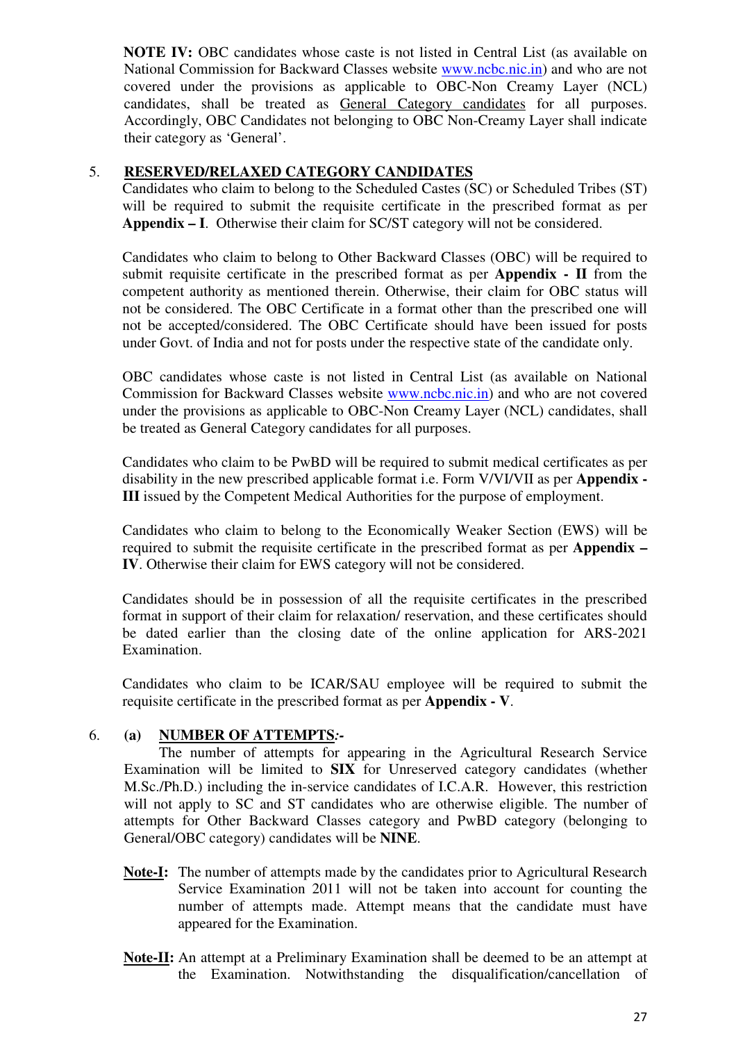**NOTE IV:** OBC candidates whose caste is not listed in Central List (as available on National Commission for Backward Classes website www.ncbc.nic.in) and who are not covered under the provisions as applicable to OBC-Non Creamy Layer (NCL) candidates, shall be treated as General Category candidates for all purposes. Accordingly, OBC Candidates not belonging to OBC Non-Creamy Layer shall indicate their category as 'General'.

## 5. RESERVED/RELAXED CATEGORY CANDIDATES

Candidates who claim to belong to the Scheduled Castes (SC) or Scheduled Tribes (ST) will be required to submit the requisite certificate in the prescribed format as per **Appendix – I**. Otherwise their claim for SC/ST category will not be considered.

Candidates who claim to belong to Other Backward Classes (OBC) will be required to submit requisite certificate in the prescribed format as per **Appendix - II** from the competent authority as mentioned therein. Otherwise, their claim for OBC status will not be considered. The OBC Certificate in a format other than the prescribed one will not be accepted/considered. The OBC Certificate should have been issued for posts under Govt. of India and not for posts under the respective state of the candidate only.

OBC candidates whose caste is not listed in Central List (as available on National Commission for Backward Classes website www.ncbc.nic.in) and who are not covered under the provisions as applicable to OBC-Non Creamy Layer (NCL) candidates, shall be treated as General Category candidates for all purposes.

Candidates who claim to be PwBD will be required to submit medical certificates as per disability in the new prescribed applicable format i.e. Form V/VI/VII as per **Appendix - III** issued by the Competent Medical Authorities for the purpose of employment.

Candidates who claim to belong to the Economically Weaker Section (EWS) will be required to submit the requisite certificate in the prescribed format as per **Appendix – IV**. Otherwise their claim for EWS category will not be considered.

Candidates should be in possession of all the requisite certificates in the prescribed format in support of their claim for relaxation/ reservation, and these certificates should be dated earlier than the closing date of the online application for ARS-2021 Examination.

Candidates who claim to be ICAR/SAU employee will be required to submit the requisite certificate in the prescribed format as per **Appendix - V**.

## 6. (a) NUMBER OF ATTEMPTS:-

The number of attempts for appearing in the Agricultural Research Service Examination will be limited to **SIX** for Unreserved category candidates (whether M.Sc./Ph.D.) including the in-service candidates of I.C.A.R. However, this restriction will not apply to SC and ST candidates who are otherwise eligible. The number of attempts for Other Backward Classes category and PwBD category (belonging to General/OBC category) candidates will be **NINE**.

**Note-I:** The number of attempts made by the candidates prior to Agricultural Research Service Examination 2011 will not be taken into account for counting the number of attempts made. Attempt means that the candidate must have appeared for the Examination.

**Note-II:** An attempt at a Preliminary Examination shall be deemed to be an attempt at the Examination. Notwithstanding the disqualification/cancellation of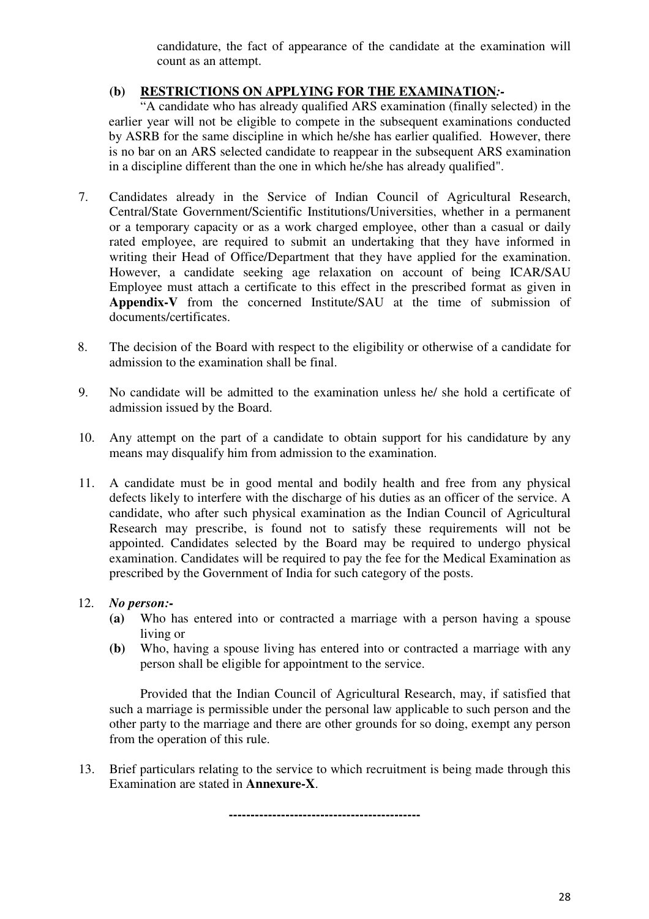candidature, the fact of appearance of the candidate at the examination will count as an attempt.

**(b) <u>RESTRICTIONS ON APPLYING FOR THE EXAMINATION</u>*:-***

"A candidate who has already qualified ARS examination (finally selected) in the earlier year will not be eligible to compete in the subsequent examinations conducted by ASRB for the same discipline in which he/she has earlier qualified. However, there is no bar on an ARS selected candidate to reappear in the subsequent ARS examination in a discipline different than the one in which he/she has already qualified".

7. Candidates already in the Service of Indian Council of Agricultural Research, Central/State Government/Scientific Institutions/Universities, whether in a permanent or a temporary capacity or as a work charged employee, other than a casual or daily rated employee, are required to submit an undertaking that they have informed in writing their Head of Office/Department that they have applied for the examination. However, a candidate seeking age relaxation on account of being ICAR/SAU Employee must attach a certificate to this effect in the prescribed format as given in **Appendix-V** from the concerned Institute/SAU at the time of submission of documents/certificates.

8. The decision of the Board with respect to the eligibility or otherwise of a candidate for admission to the examination shall be final.

9. No candidate will be admitted to the examination unless he/ she hold a certificate of admission issued by the Board.

10. Any attempt on the part of a candidate to obtain support for his candidature by any means may disqualify him from admission to the examination.

11. A candidate must be in good mental and bodily health and free from any physical defects likely to interfere with the discharge of his duties as an officer of the service. A candidate, who after such physical examination as the Indian Council of Agricultural Research may prescribe, is found not to satisfy these requirements will not be appointed. Candidates selected by the Board may be required to undergo physical examination. Candidates will be required to pay the fee for the Medical Examination as prescribed by the Government of India for such category of the posts.

12. ***No person:-***
    - **(a)** Who has entered into or contracted a marriage with a person having a spouse living or
    - **(b)** Who, having a spouse living has entered into or contracted a marriage with any person shall be eligible for appointment to the service.

    Provided that the Indian Council of Agricultural Research, may, if satisfied that such a marriage is permissible under the personal law applicable to such person and the other party to the marriage and there are other grounds for so doing, exempt any person from the operation of this rule.

13. Brief particulars relating to the service to which recruitment is being made through this Examination are stated in **Annexure-X**.

---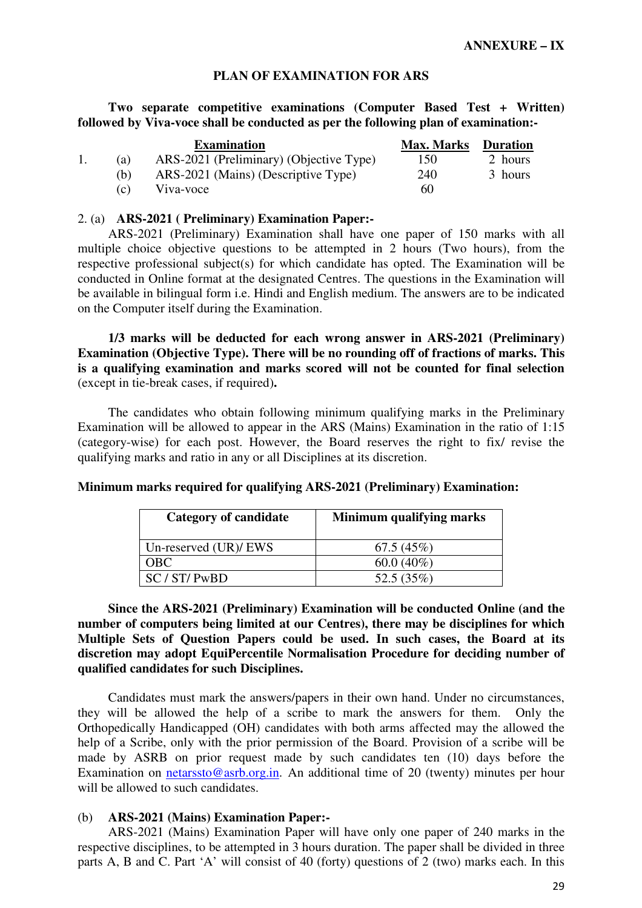**ANNEXURE – IX**

## PLAN OF EXAMINATION FOR ARS

**Two separate competitive examinations (Computer Based Test + Written) followed by Viva-voce shall be conducted as per the following plan of examination:-**

| | | Examination | Max. Marks | Duration |
|---|---|---|---|---|
| 1. | (a) | ARS-2021 (Preliminary) (Objective Type) | 150 | 2 hours |
| | (b) | ARS-2021 (Mains) (Descriptive Type) | 240 | 3 hours |
| | (c) | Viva-voce | 60 | |

2. (a) **ARS-2021 ( Preliminary) Examination Paper:-**

ARS-2021 (Preliminary) Examination shall have one paper of 150 marks with all multiple choice objective questions to be attempted in 2 hours (Two hours), from the respective professional subject(s) for which candidate has opted. The Examination will be conducted in Online format at the designated Centres. The questions in the Examination will be available in bilingual form i.e. Hindi and English medium. The answers are to be indicated on the Computer itself during the Examination.

**1/3 marks will be deducted for each wrong answer in ARS-2021 (Preliminary) Examination (Objective Type). There will be no rounding off of fractions of marks. This is a qualifying examination and marks scored will not be counted for final selection** (except in tie-break cases, if required)**.**

The candidates who obtain following minimum qualifying marks in the Preliminary Examination will be allowed to appear in the ARS (Mains) Examination in the ratio of 1:15 (category-wise) for each post. However, the Board reserves the right to fix/ revise the qualifying marks and ratio in any or all Disciplines at its discretion.

**Minimum marks required for qualifying ARS-2021 (Preliminary) Examination:**

| Category of candidate | Minimum qualifying marks |
|---|---|
| Un-reserved (UR)/ EWS | 67.5 (45%) |
| OBC | 60.0 (40%) |
| SC / ST/ PwBD | 52.5 (35%) |

**Since the ARS-2021 (Preliminary) Examination will be conducted Online (and the number of computers being limited at our Centres), there may be disciplines for which Multiple Sets of Question Papers could be used. In such cases, the Board at its discretion may adopt EquiPercentile Normalisation Procedure for deciding number of qualified candidates for such Disciplines.**

Candidates must mark the answers/papers in their own hand. Under no circumstances, they will be allowed the help of a scribe to mark the answers for them. Only the Orthopedically Handicapped (OH) candidates with both arms affected may the allowed the help of a Scribe, only with the prior permission of the Board. Provision of a scribe will be made by ASRB on prior request made by such candidates ten (10) days before the Examination on netarssto@asrb.org.in. An additional time of 20 (twenty) minutes per hour will be allowed to such candidates.

(b) **ARS-2021 (Mains) Examination Paper:-**

ARS-2021 (Mains) Examination Paper will have only one paper of 240 marks in the respective disciplines, to be attempted in 3 hours duration. The paper shall be divided in three parts A, B and C. Part 'A' will consist of 40 (forty) questions of 2 (two) marks each. In this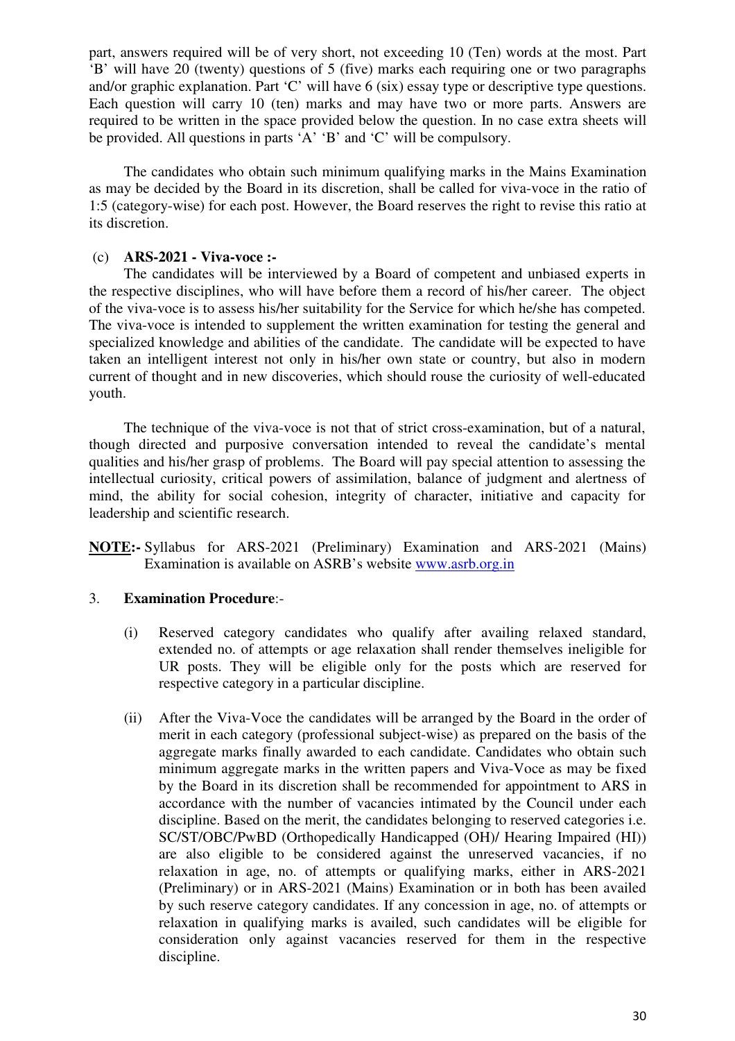part, answers required will be of very short, not exceeding 10 (Ten) words at the most. Part 'B' will have 20 (twenty) questions of 5 (five) marks each requiring one or two paragraphs and/or graphic explanation. Part 'C' will have 6 (six) essay type or descriptive type questions. Each question will carry 10 (ten) marks and may have two or more parts. Answers are required to be written in the space provided below the question. In no case extra sheets will be provided. All questions in parts 'A' 'B' and 'C' will be compulsory.

The candidates who obtain such minimum qualifying marks in the Mains Examination as may be decided by the Board in its discretion, shall be called for viva-voce in the ratio of 1:5 (category-wise) for each post. However, the Board reserves the right to revise this ratio at its discretion.

(c) **ARS-2021 - Viva-voce :-**

The candidates will be interviewed by a Board of competent and unbiased experts in the respective disciplines, who will have before them a record of his/her career. The object of the viva-voce is to assess his/her suitability for the Service for which he/she has competed. The viva-voce is intended to supplement the written examination for testing the general and specialized knowledge and abilities of the candidate. The candidate will be expected to have taken an intelligent interest not only in his/her own state or country, but also in modern current of thought and in new discoveries, which should rouse the curiosity of well-educated youth.

The technique of the viva-voce is not that of strict cross-examination, but of a natural, though directed and purposive conversation intended to reveal the candidate's mental qualities and his/her grasp of problems. The Board will pay special attention to assessing the intellectual curiosity, critical powers of assimilation, balance of judgment and alertness of mind, the ability for social cohesion, integrity of character, initiative and capacity for leadership and scientific research.

**<u>NOTE</u>:-** Syllabus for ARS-2021 (Preliminary) Examination and ARS-2021 (Mains) Examination is available on ASRB's website www.asrb.org.in

3. **Examination Procedure**:-

(i) Reserved category candidates who qualify after availing relaxed standard, extended no. of attempts or age relaxation shall render themselves ineligible for UR posts. They will be eligible only for the posts which are reserved for respective category in a particular discipline.

(ii) After the Viva-Voce the candidates will be arranged by the Board in the order of merit in each category (professional subject-wise) as prepared on the basis of the aggregate marks finally awarded to each candidate. Candidates who obtain such minimum aggregate marks in the written papers and Viva-Voce as may be fixed by the Board in its discretion shall be recommended for appointment to ARS in accordance with the number of vacancies intimated by the Council under each discipline. Based on the merit, the candidates belonging to reserved categories i.e. SC/ST/OBC/PwBD (Orthopedically Handicapped (OH)/ Hearing Impaired (HI)) are also eligible to be considered against the unreserved vacancies, if no relaxation in age, no. of attempts or qualifying marks, either in ARS-2021 (Preliminary) or in ARS-2021 (Mains) Examination or in both has been availed by such reserve category candidates. If any concession in age, no. of attempts or relaxation in qualifying marks is availed, such candidates will be eligible for consideration only against vacancies reserved for them in the respective discipline.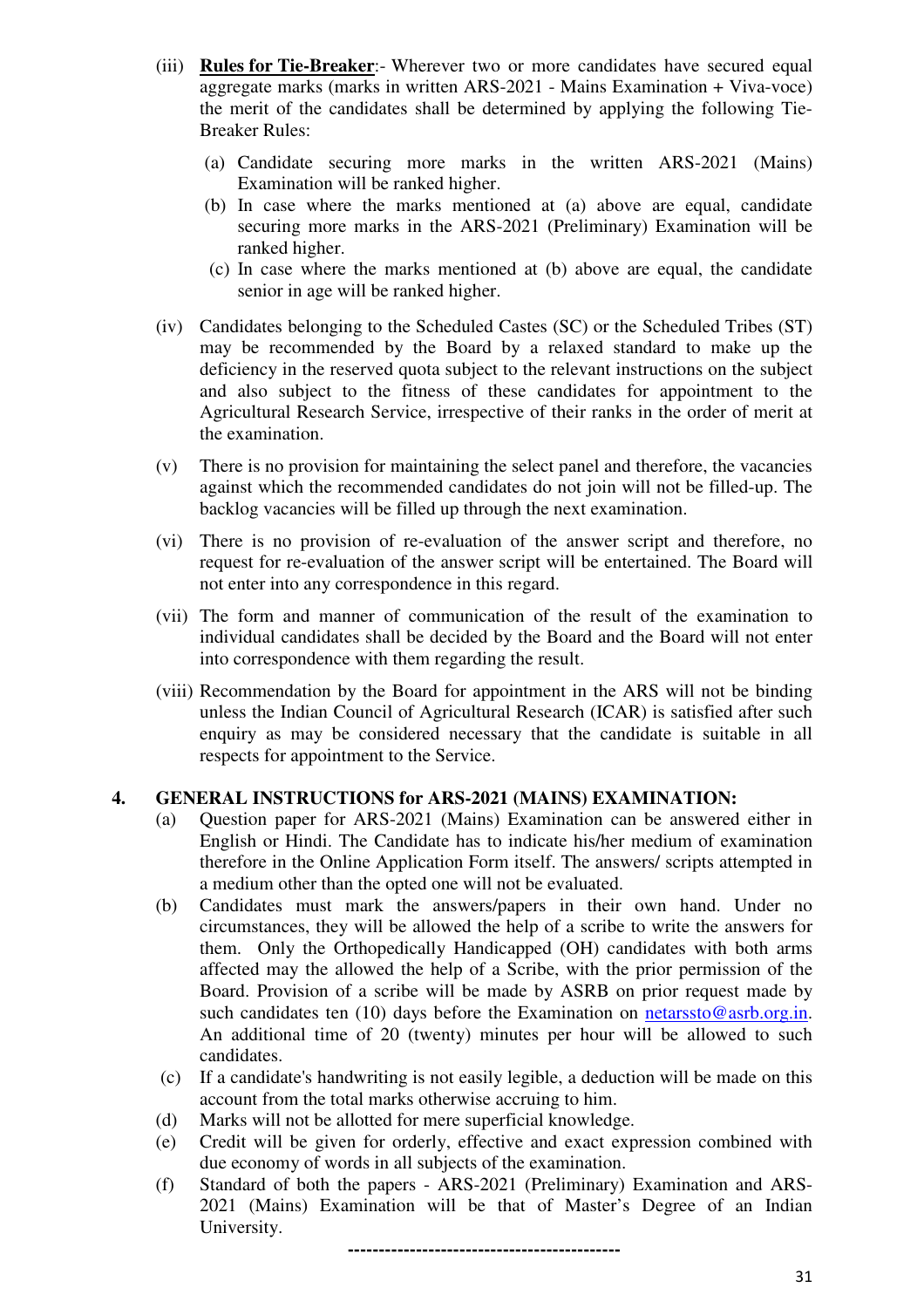(iii) **Rules for Tie-Breaker**:- Wherever two or more candidates have secured equal aggregate marks (marks in written ARS-2021 - Mains Examination + Viva-voce) the merit of the candidates shall be determined by applying the following Tie-Breaker Rules:

(a) Candidate securing more marks in the written ARS-2021 (Mains) Examination will be ranked higher.

(b) In case where the marks mentioned at (a) above are equal, candidate securing more marks in the ARS-2021 (Preliminary) Examination will be ranked higher.

(c) In case where the marks mentioned at (b) above are equal, the candidate senior in age will be ranked higher.

(iv) Candidates belonging to the Scheduled Castes (SC) or the Scheduled Tribes (ST) may be recommended by the Board by a relaxed standard to make up the deficiency in the reserved quota subject to the relevant instructions on the subject and also subject to the fitness of these candidates for appointment to the Agricultural Research Service, irrespective of their ranks in the order of merit at the examination.

(v) There is no provision for maintaining the select panel and therefore, the vacancies against which the recommended candidates do not join will not be filled-up. The backlog vacancies will be filled up through the next examination.

(vi) There is no provision of re-evaluation of the answer script and therefore, no request for re-evaluation of the answer script will be entertained. The Board will not enter into any correspondence in this regard.

(vii) The form and manner of communication of the result of the examination to individual candidates shall be decided by the Board and the Board will not enter into correspondence with them regarding the result.

(viii) Recommendation by the Board for appointment in the ARS will not be binding unless the Indian Council of Agricultural Research (ICAR) is satisfied after such enquiry as may be considered necessary that the candidate is suitable in all respects for appointment to the Service.

## 4. GENERAL INSTRUCTIONS for ARS-2021 (MAINS) EXAMINATION:

(a) Question paper for ARS-2021 (Mains) Examination can be answered either in English or Hindi. The Candidate has to indicate his/her medium of examination therefore in the Online Application Form itself. The answers/ scripts attempted in a medium other than the opted one will not be evaluated.

(b) Candidates must mark the answers/papers in their own hand. Under no circumstances, they will be allowed the help of a scribe to write the answers for them. Only the Orthopedically Handicapped (OH) candidates with both arms affected may the allowed the help of a Scribe, with the prior permission of the Board. Provision of a scribe will be made by ASRB on prior request made by such candidates ten (10) days before the Examination on netarssto@asrb.org.in. An additional time of 20 (twenty) minutes per hour will be allowed to such candidates.

(c) If a candidate's handwriting is not easily legible, a deduction will be made on this account from the total marks otherwise accruing to him.

(d) Marks will not be allotted for mere superficial knowledge.

(e) Credit will be given for orderly, effective and exact expression combined with due economy of words in all subjects of the examination.

(f) Standard of both the papers - ARS-2021 (Preliminary) Examination and ARS-2021 (Mains) Examination will be that of Master's Degree of an Indian University.

---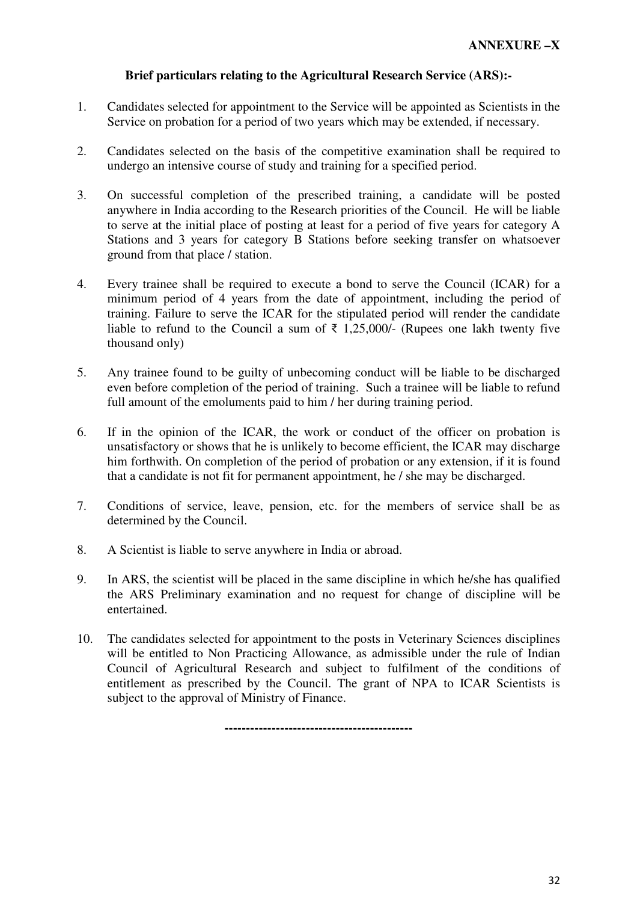**ANNEXURE –X**

**Brief particulars relating to the Agricultural Research Service (ARS):-**

1. Candidates selected for appointment to the Service will be appointed as Scientists in the Service on probation for a period of two years which may be extended, if necessary.

2. Candidates selected on the basis of the competitive examination shall be required to undergo an intensive course of study and training for a specified period.

3. On successful completion of the prescribed training, a candidate will be posted anywhere in India according to the Research priorities of the Council. He will be liable to serve at the initial place of posting at least for a period of five years for category A Stations and 3 years for category B Stations before seeking transfer on whatsoever ground from that place / station.

4. Every trainee shall be required to execute a bond to serve the Council (ICAR) for a minimum period of 4 years from the date of appointment, including the period of training. Failure to serve the ICAR for the stipulated period will render the candidate liable to refund to the Council a sum of ₹ 1,25,000/- (Rupees one lakh twenty five thousand only)

5. Any trainee found to be guilty of unbecoming conduct will be liable to be discharged even before completion of the period of training. Such a trainee will be liable to refund full amount of the emoluments paid to him / her during training period.

6. If in the opinion of the ICAR, the work or conduct of the officer on probation is unsatisfactory or shows that he is unlikely to become efficient, the ICAR may discharge him forthwith. On completion of the period of probation or any extension, if it is found that a candidate is not fit for permanent appointment, he / she may be discharged.

7. Conditions of service, leave, pension, etc. for the members of service shall be as determined by the Council.

8. A Scientist is liable to serve anywhere in India or abroad.

9. In ARS, the scientist will be placed in the same discipline in which he/she has qualified the ARS Preliminary examination and no request for change of discipline will be entertained.

10. The candidates selected for appointment to the posts in Veterinary Sciences disciplines will be entitled to Non Practicing Allowance, as admissible under the rule of Indian Council of Agricultural Research and subject to fulfilment of the conditions of entitlement as prescribed by the Council. The grant of NPA to ICAR Scientists is subject to the approval of Ministry of Finance.

-------------------------------------------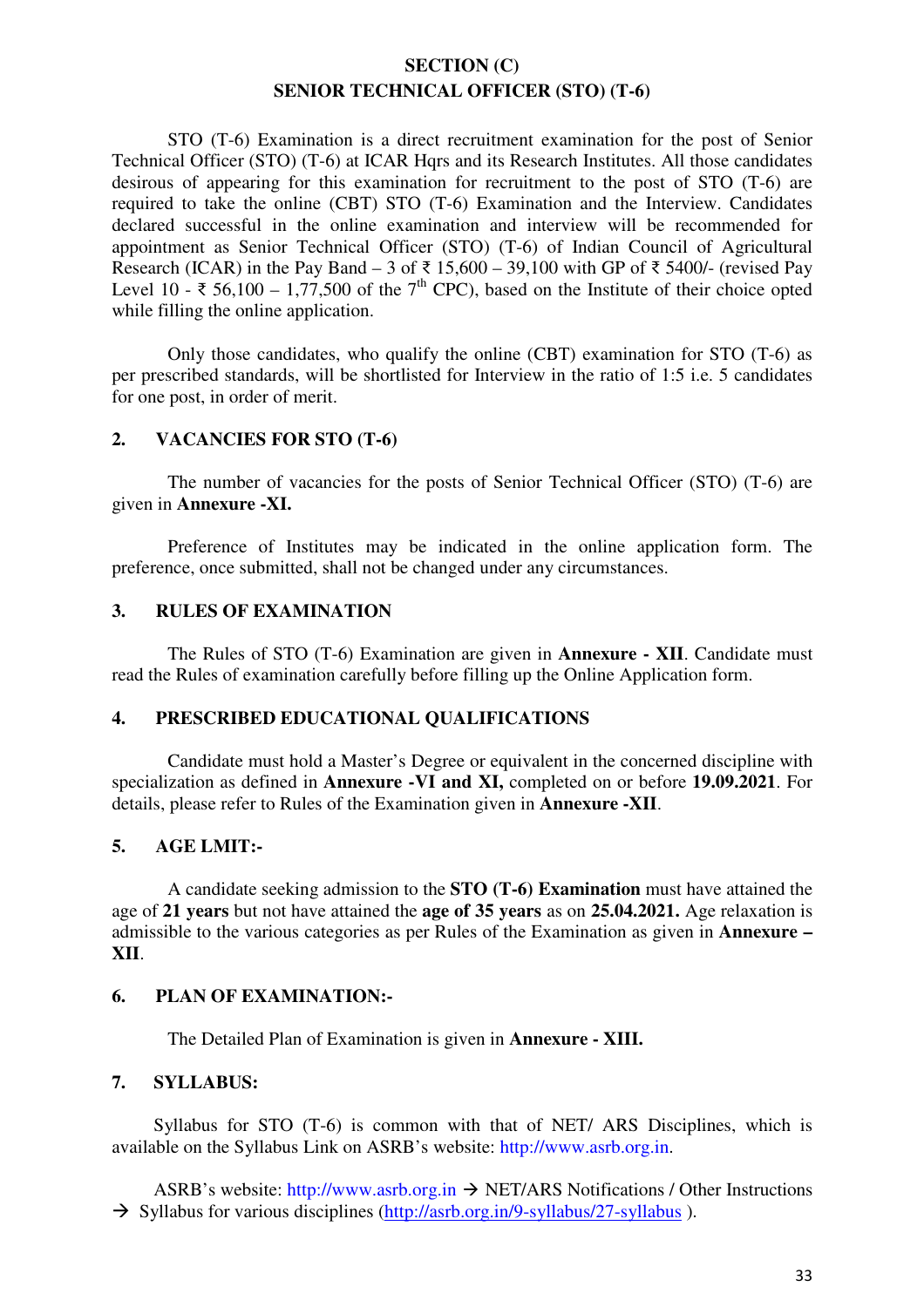## SECTION (C)
## SENIOR TECHNICAL OFFICER (STO) (T-6)

STO (T-6) Examination is a direct recruitment examination for the post of Senior Technical Officer (STO) (T-6) at ICAR Hqrs and its Research Institutes. All those candidates desirous of appearing for this examination for recruitment to the post of STO (T-6) are required to take the online (CBT) STO (T-6) Examination and the Interview. Candidates declared successful in the online examination and interview will be recommended for appointment as Senior Technical Officer (STO) (T-6) of Indian Council of Agricultural Research (ICAR) in the Pay Band – 3 of ₹ 15,600 – 39,100 with GP of ₹ 5400/- (revised Pay Level 10 - ₹ 56,100 – 1,77,500 of the 7th CPC), based on the Institute of their choice opted while filling the online application.

Only those candidates, who qualify the online (CBT) examination for STO (T-6) as per prescribed standards, will be shortlisted for Interview in the ratio of 1:5 i.e. 5 candidates for one post, in order of merit.

### 2. VACANCIES FOR STO (T-6)

The number of vacancies for the posts of Senior Technical Officer (STO) (T-6) are given in **Annexure -XI.**

Preference of Institutes may be indicated in the online application form. The preference, once submitted, shall not be changed under any circumstances.

### 3. RULES OF EXAMINATION

The Rules of STO (T-6) Examination are given in **Annexure - XII**. Candidate must read the Rules of examination carefully before filling up the Online Application form.

### 4. PRESCRIBED EDUCATIONAL QUALIFICATIONS

Candidate must hold a Master's Degree or equivalent in the concerned discipline with specialization as defined in **Annexure -VI and XI,** completed on or before **19.09.2021**. For details, please refer to Rules of the Examination given in **Annexure -XII**.

### 5. AGE LMIT:-

A candidate seeking admission to the **STO (T-6) Examination** must have attained the age of **21 years** but not have attained the **age of 35 years** as on **25.04.2021.** Age relaxation is admissible to the various categories as per Rules of the Examination as given in **Annexure – XII**.

### 6. PLAN OF EXAMINATION:-

The Detailed Plan of Examination is given in **Annexure - XIII.**

### 7. SYLLABUS:

Syllabus for STO (T-6) is common with that of NET/ ARS Disciplines, which is available on the Syllabus Link on ASRB's website: http://www.asrb.org.in.

ASRB's website: http://www.asrb.org.in → NET/ARS Notifications / Other Instructions → Syllabus for various disciplines (http://asrb.org.in/9-syllabus/27-syllabus ).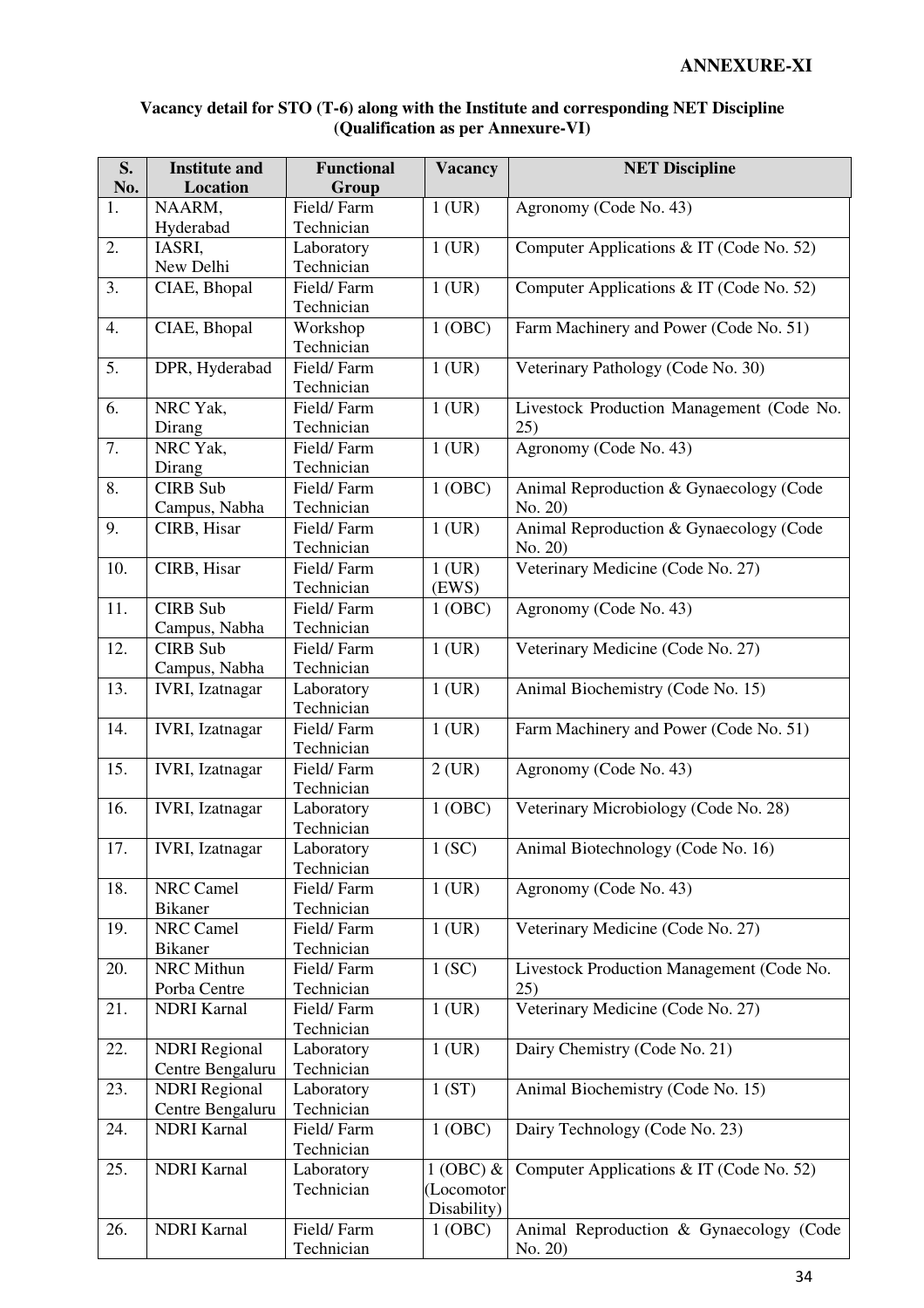**ANNEXURE-XI**

**Vacancy detail for STO (T-6) along with the Institute and corresponding NET Discipline (Qualification as per Annexure-VI)**

| S. No. | Institute and Location | Functional Group | Vacancy | NET Discipline |
|---|---|---|---|---|
| 1. | NAARM, Hyderabad | Field/ Farm Technician | 1 (UR) | Agronomy (Code No. 43) |
| 2. | IASRI, New Delhi | Laboratory Technician | 1 (UR) | Computer Applications & IT (Code No. 52) |
| 3. | CIAE, Bhopal | Field/ Farm Technician | 1 (UR) | Computer Applications & IT (Code No. 52) |
| 4. | CIAE, Bhopal | Workshop Technician | 1 (OBC) | Farm Machinery and Power (Code No. 51) |
| 5. | DPR, Hyderabad | Field/ Farm Technician | 1 (UR) | Veterinary Pathology (Code No. 30) |
| 6. | NRC Yak, Dirang | Field/ Farm Technician | 1 (UR) | Livestock Production Management (Code No. 25) |
| 7. | NRC Yak, Dirang | Field/ Farm Technician | 1 (UR) | Agronomy (Code No. 43) |
| 8. | CIRB Sub Campus, Nabha | Field/ Farm Technician | 1 (OBC) | Animal Reproduction & Gynaecology (Code No. 20) |
| 9. | CIRB, Hisar | Field/ Farm Technician | 1 (UR) | Animal Reproduction & Gynaecology (Code No. 20) |
| 10. | CIRB, Hisar | Field/ Farm Technician | 1 (UR) (EWS) | Veterinary Medicine (Code No. 27) |
| 11. | CIRB Sub Campus, Nabha | Field/ Farm Technician | 1 (OBC) | Agronomy (Code No. 43) |
| 12. | CIRB Sub Campus, Nabha | Field/ Farm Technician | 1 (UR) | Veterinary Medicine (Code No. 27) |
| 13. | IVRI, Izatnagar | Laboratory Technician | 1 (UR) | Animal Biochemistry (Code No. 15) |
| 14. | IVRI, Izatnagar | Field/ Farm Technician | 1 (UR) | Farm Machinery and Power (Code No. 51) |
| 15. | IVRI, Izatnagar | Field/ Farm Technician | 2 (UR) | Agronomy (Code No. 43) |
| 16. | IVRI, Izatnagar | Laboratory Technician | 1 (OBC) | Veterinary Microbiology (Code No. 28) |
| 17. | IVRI, Izatnagar | Laboratory Technician | 1 (SC) | Animal Biotechnology (Code No. 16) |
| 18. | NRC Camel Bikaner | Field/ Farm Technician | 1 (UR) | Agronomy (Code No. 43) |
| 19. | NRC Camel Bikaner | Field/ Farm Technician | 1 (UR) | Veterinary Medicine (Code No. 27) |
| 20. | NRC Mithun Porba Centre | Field/ Farm Technician | 1 (SC) | Livestock Production Management (Code No. 25) |
| 21. | NDRI Karnal | Field/ Farm Technician | 1 (UR) | Veterinary Medicine (Code No. 27) |
| 22. | NDRI Regional Centre Bengaluru | Laboratory Technician | 1 (UR) | Dairy Chemistry (Code No. 21) |
| 23. | NDRI Regional Centre Bengaluru | Laboratory Technician | 1 (ST) | Animal Biochemistry (Code No. 15) |
| 24. | NDRI Karnal | Field/ Farm Technician | 1 (OBC) | Dairy Technology (Code No. 23) |
| 25. | NDRI Karnal | Laboratory Technician | 1 (OBC) & (Locomotor Disability) | Computer Applications & IT (Code No. 52) |
| 26. | NDRI Karnal | Field/ Farm Technician | 1 (OBC) | Animal Reproduction & Gynaecology (Code No. 20) |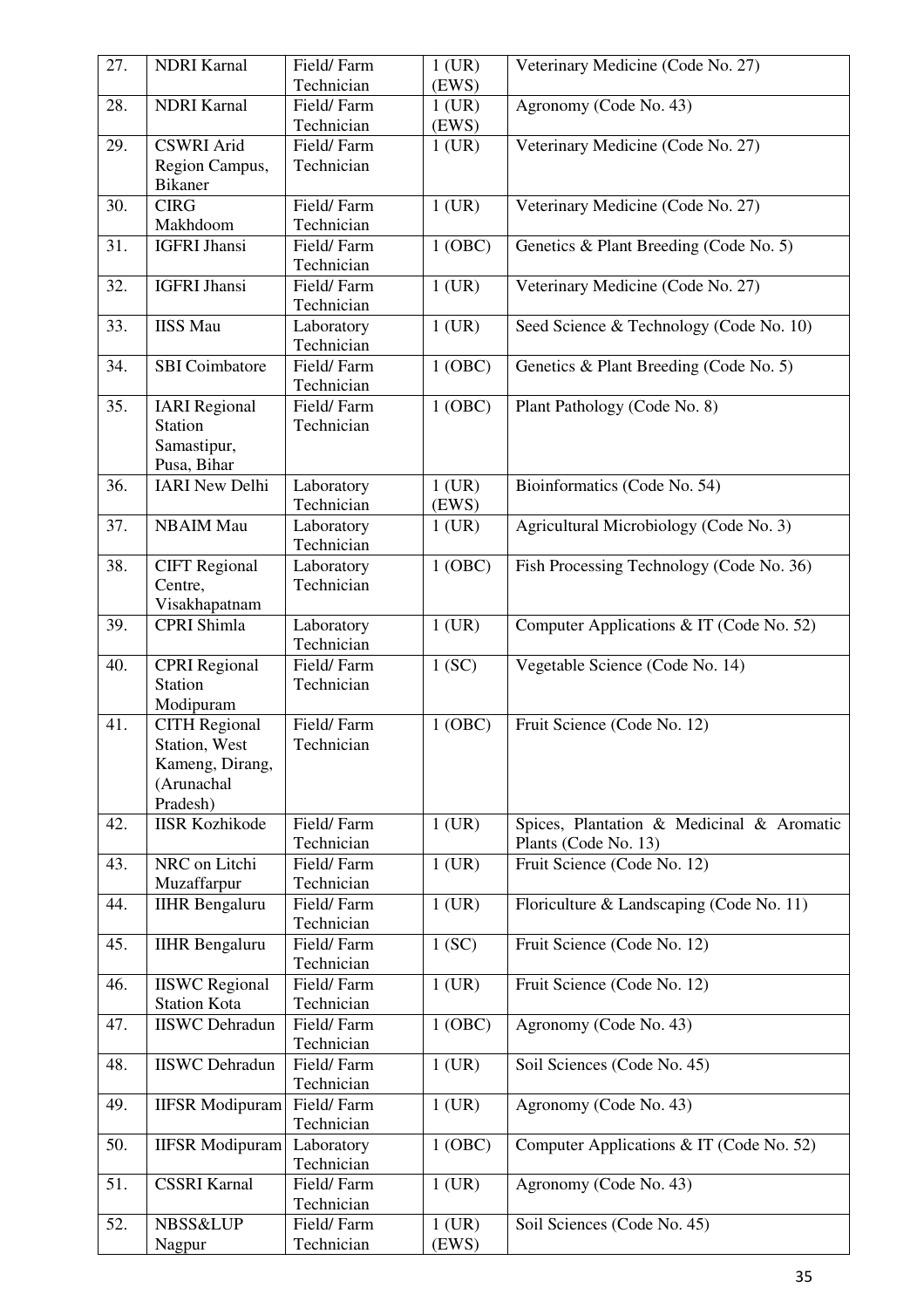| 27. | NDRI Karnal | Field/ Farm Technician | 1 (UR) (EWS) | Veterinary Medicine (Code No. 27) |
|---|---|---|---|---|
| 28. | NDRI Karnal | Field/ Farm Technician | 1 (UR) (EWS) | Agronomy (Code No. 43) |
| 29. | CSWRI Arid Region Campus, Bikaner | Field/ Farm Technician | 1 (UR) | Veterinary Medicine (Code No. 27) |
| 30. | CIRG Makhdoom | Field/ Farm Technician | 1 (UR) | Veterinary Medicine (Code No. 27) |
| 31. | IGFRI Jhansi | Field/ Farm Technician | 1 (OBC) | Genetics & Plant Breeding (Code No. 5) |
| 32. | IGFRI Jhansi | Field/ Farm Technician | 1 (UR) | Veterinary Medicine (Code No. 27) |
| 33. | IISS Mau | Laboratory Technician | 1 (UR) | Seed Science & Technology (Code No. 10) |
| 34. | SBI Coimbatore | Field/ Farm Technician | 1 (OBC) | Genetics & Plant Breeding (Code No. 5) |
| 35. | IARI Regional Station Samastipur, Pusa, Bihar | Field/ Farm Technician | 1 (OBC) | Plant Pathology (Code No. 8) |
| 36. | IARI New Delhi | Laboratory Technician | 1 (UR) (EWS) | Bioinformatics (Code No. 54) |
| 37. | NBAIM Mau | Laboratory Technician | 1 (UR) | Agricultural Microbiology (Code No. 3) |
| 38. | CIFT Regional Centre, Visakhapatnam | Laboratory Technician | 1 (OBC) | Fish Processing Technology (Code No. 36) |
| 39. | CPRI Shimla | Laboratory Technician | 1 (UR) | Computer Applications & IT (Code No. 52) |
| 40. | CPRI Regional Station Modipuram | Field/ Farm Technician | 1 (SC) | Vegetable Science (Code No. 14) |
| 41. | CITH Regional Station, West Kameng, Dirang, (Arunachal Pradesh) | Field/ Farm Technician | 1 (OBC) | Fruit Science (Code No. 12) |
| 42. | IISR Kozhikode | Field/ Farm Technician | 1 (UR) | Spices, Plantation & Medicinal & Aromatic Plants (Code No. 13) |
| 43. | NRC on Litchi Muzaffarpur | Field/ Farm Technician | 1 (UR) | Fruit Science (Code No. 12) |
| 44. | IIHR Bengaluru | Field/ Farm Technician | 1 (UR) | Floriculture & Landscaping (Code No. 11) |
| 45. | IIHR Bengaluru | Field/ Farm Technician | 1 (SC) | Fruit Science (Code No. 12) |
| 46. | IISWC Regional Station Kota | Field/ Farm Technician | 1 (UR) | Fruit Science (Code No. 12) |
| 47. | IISWC Dehradun | Field/ Farm Technician | 1 (OBC) | Agronomy (Code No. 43) |
| 48. | IISWC Dehradun | Field/ Farm Technician | 1 (UR) | Soil Sciences (Code No. 45) |
| 49. | IIFSR Modipuram | Field/ Farm Technician | 1 (UR) | Agronomy (Code No. 43) |
| 50. | IIFSR Modipuram | Laboratory Technician | 1 (OBC) | Computer Applications & IT (Code No. 52) |
| 51. | CSSRI Karnal | Field/ Farm Technician | 1 (UR) | Agronomy (Code No. 43) |
| 52. | NBSS&LUP Nagpur | Field/ Farm Technician | 1 (UR) (EWS) | Soil Sciences (Code No. 45) |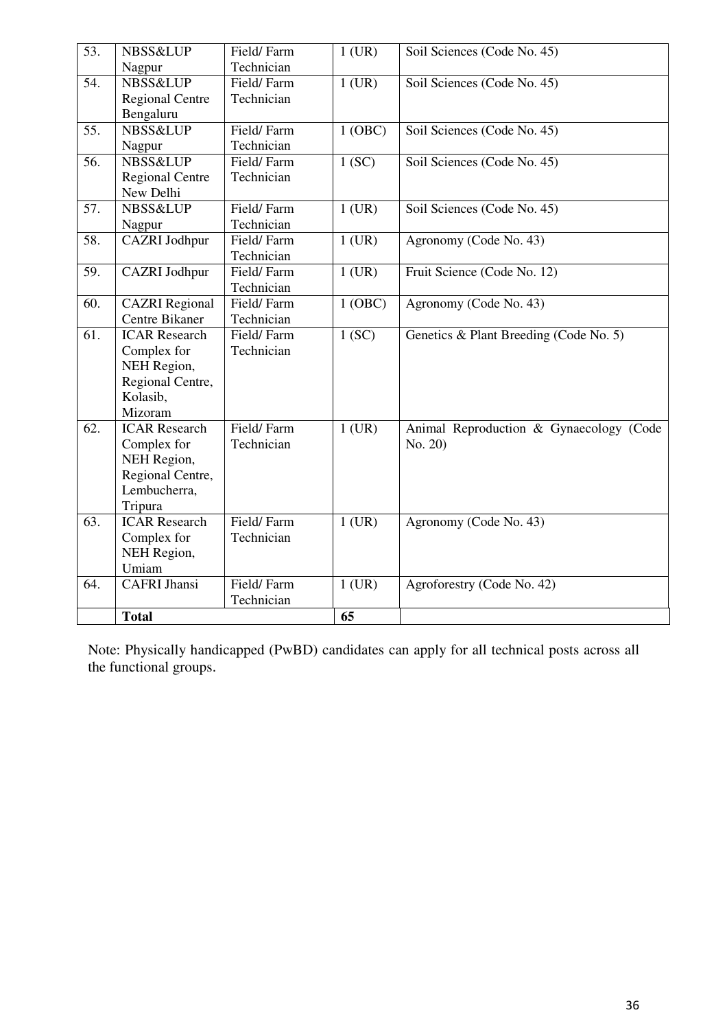| 53. | NBSS&LUP Nagpur | Field/ Farm Technician | 1 (UR) | Soil Sciences (Code No. 45) |
|---|---|---|---|---|
| 54. | NBSS&LUP Regional Centre Bengaluru | Field/ Farm Technician | 1 (UR) | Soil Sciences (Code No. 45) |
| 55. | NBSS&LUP Nagpur | Field/ Farm Technician | 1 (OBC) | Soil Sciences (Code No. 45) |
| 56. | NBSS&LUP Regional Centre New Delhi | Field/ Farm Technician | 1 (SC) | Soil Sciences (Code No. 45) |
| 57. | NBSS&LUP Nagpur | Field/ Farm Technician | 1 (UR) | Soil Sciences (Code No. 45) |
| 58. | CAZRI Jodhpur | Field/ Farm Technician | 1 (UR) | Agronomy (Code No. 43) |
| 59. | CAZRI Jodhpur | Field/ Farm Technician | 1 (UR) | Fruit Science (Code No. 12) |
| 60. | CAZRI Regional Centre Bikaner | Field/ Farm Technician | 1 (OBC) | Agronomy (Code No. 43) |
| 61. | ICAR Research Complex for NEH Region, Regional Centre, Kolasib, Mizoram | Field/ Farm Technician | 1 (SC) | Genetics & Plant Breeding (Code No. 5) |
| 62. | ICAR Research Complex for NEH Region, Regional Centre, Lembucherra, Tripura | Field/ Farm Technician | 1 (UR) | Animal Reproduction & Gynaecology (Code No. 20) |
| 63. | ICAR Research Complex for NEH Region, Umiam | Field/ Farm Technician | 1 (UR) | Agronomy (Code No. 43) |
| 64. | CAFRI Jhansi | Field/ Farm Technician | 1 (UR) | Agroforestry (Code No. 42) |
| | **Total** | | **65** | |

Note: Physically handicapped (PwBD) candidates can apply for all technical posts across all the functional groups.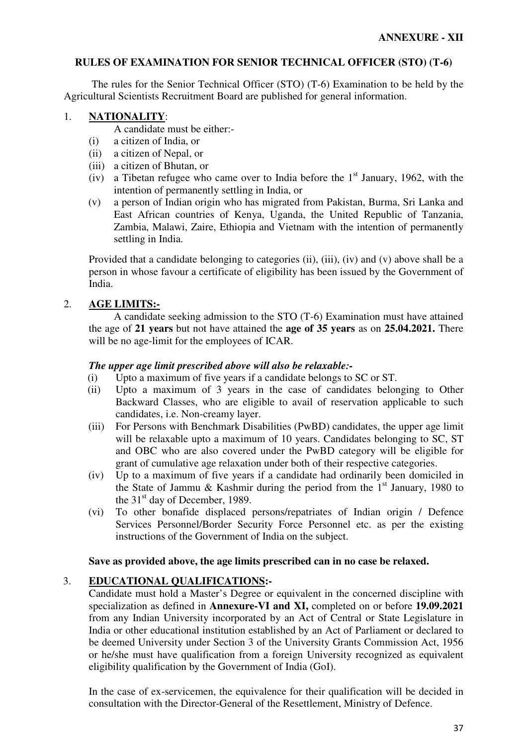**ANNEXURE - XII**

## RULES OF EXAMINATION FOR SENIOR TECHNICAL OFFICER (STO) (T-6)

The rules for the Senior Technical Officer (STO) (T-6) Examination to be held by the Agricultural Scientists Recruitment Board are published for general information.

### 1. NATIONALITY:

A candidate must be either:-

- (i) a citizen of India, or
- (ii) a citizen of Nepal, or
- (iii) a citizen of Bhutan, or
- (iv) a Tibetan refugee who came over to India before the 1st January, 1962, with the intention of permanently settling in India, or
- (v) a person of Indian origin who has migrated from Pakistan, Burma, Sri Lanka and East African countries of Kenya, Uganda, the United Republic of Tanzania, Zambia, Malawi, Zaire, Ethiopia and Vietnam with the intention of permanently settling in India.

Provided that a candidate belonging to categories (ii), (iii), (iv) and (v) above shall be a person in whose favour a certificate of eligibility has been issued by the Government of India.

### 2. AGE LIMITS:-

A candidate seeking admission to the STO (T-6) Examination must have attained the age of **21 years** but not have attained the **age of 35 years** as on **25.04.2021.** There will be no age-limit for the employees of ICAR.

***The upper age limit prescribed above will also be relaxable:-***

- (i) Upto a maximum of five years if a candidate belongs to SC or ST.
- (ii) Upto a maximum of 3 years in the case of candidates belonging to Other Backward Classes, who are eligible to avail of reservation applicable to such candidates, i.e. Non-creamy layer.
- (iii) For Persons with Benchmark Disabilities (PwBD) candidates, the upper age limit will be relaxable upto a maximum of 10 years. Candidates belonging to SC, ST and OBC who are also covered under the PwBD category will be eligible for grant of cumulative age relaxation under both of their respective categories.
- (iv) Up to a maximum of five years if a candidate had ordinarily been domiciled in the State of Jammu & Kashmir during the period from the 1st January, 1980 to the 31st day of December, 1989.
- (vi) To other bonafide displaced persons/repatriates of Indian origin / Defence Services Personnel/Border Security Force Personnel etc. as per the existing instructions of the Government of India on the subject.

**Save as provided above, the age limits prescribed can in no case be relaxed.**

### 3. EDUCATIONAL QUALIFICATIONS:-

Candidate must hold a Master's Degree or equivalent in the concerned discipline with specialization as defined in **Annexure-VI and XI,** completed on or before **19.09.2021** from any Indian University incorporated by an Act of Central or State Legislature in India or other educational institution established by an Act of Parliament or declared to be deemed University under Section 3 of the University Grants Commission Act, 1956 or he/she must have qualification from a foreign University recognized as equivalent eligibility qualification by the Government of India (GoI).

In the case of ex-servicemen, the equivalence for their qualification will be decided in consultation with the Director-General of the Resettlement, Ministry of Defence.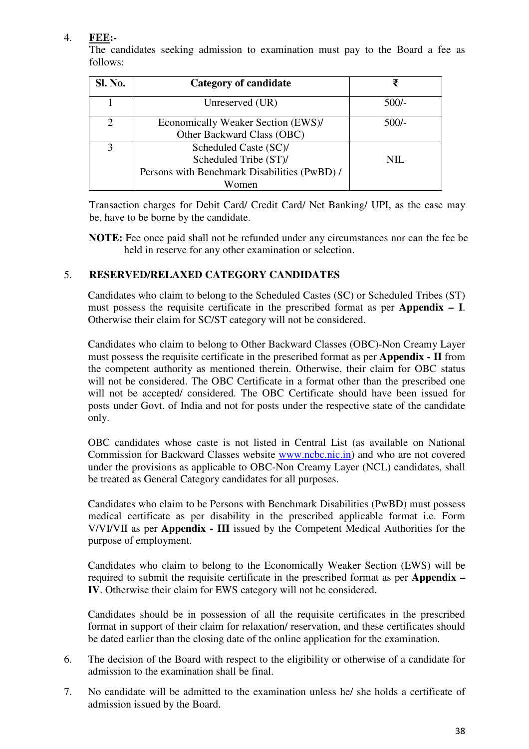4. **FEE:-**

The candidates seeking admission to examination must pay to the Board a fee as follows:

| Sl. No. | Category of candidate | ₹ |
|---|---|---|
| 1 | Unreserved (UR) | 500/- |
| 2 | Economically Weaker Section (EWS)/ Other Backward Class (OBC) | 500/- |
| 3 | Scheduled Caste (SC)/ Scheduled Tribe (ST)/ Persons with Benchmark Disabilities (PwBD) / Women | NIL |

Transaction charges for Debit Card/ Credit Card/ Net Banking/ UPI, as the case may be, have to be borne by the candidate.

**NOTE:** Fee once paid shall not be refunded under any circumstances nor can the fee be held in reserve for any other examination or selection.

5. **RESERVED/RELAXED CATEGORY CANDIDATES**

Candidates who claim to belong to the Scheduled Castes (SC) or Scheduled Tribes (ST) must possess the requisite certificate in the prescribed format as per **Appendix – I**. Otherwise their claim for SC/ST category will not be considered.

Candidates who claim to belong to Other Backward Classes (OBC)-Non Creamy Layer must possess the requisite certificate in the prescribed format as per **Appendix - II** from the competent authority as mentioned therein. Otherwise, their claim for OBC status will not be considered. The OBC Certificate in a format other than the prescribed one will not be accepted/ considered. The OBC Certificate should have been issued for posts under Govt. of India and not for posts under the respective state of the candidate only.

OBC candidates whose caste is not listed in Central List (as available on National Commission for Backward Classes website www.ncbc.nic.in) and who are not covered under the provisions as applicable to OBC-Non Creamy Layer (NCL) candidates, shall be treated as General Category candidates for all purposes.

Candidates who claim to be Persons with Benchmark Disabilities (PwBD) must possess medical certificate as per disability in the prescribed applicable format i.e. Form V/VI/VII as per **Appendix - III** issued by the Competent Medical Authorities for the purpose of employment.

Candidates who claim to belong to the Economically Weaker Section (EWS) will be required to submit the requisite certificate in the prescribed format as per **Appendix – IV**. Otherwise their claim for EWS category will not be considered.

Candidates should be in possession of all the requisite certificates in the prescribed format in support of their claim for relaxation/ reservation, and these certificates should be dated earlier than the closing date of the online application for the examination.

6. The decision of the Board with respect to the eligibility or otherwise of a candidate for admission to the examination shall be final.

7. No candidate will be admitted to the examination unless he/ she holds a certificate of admission issued by the Board.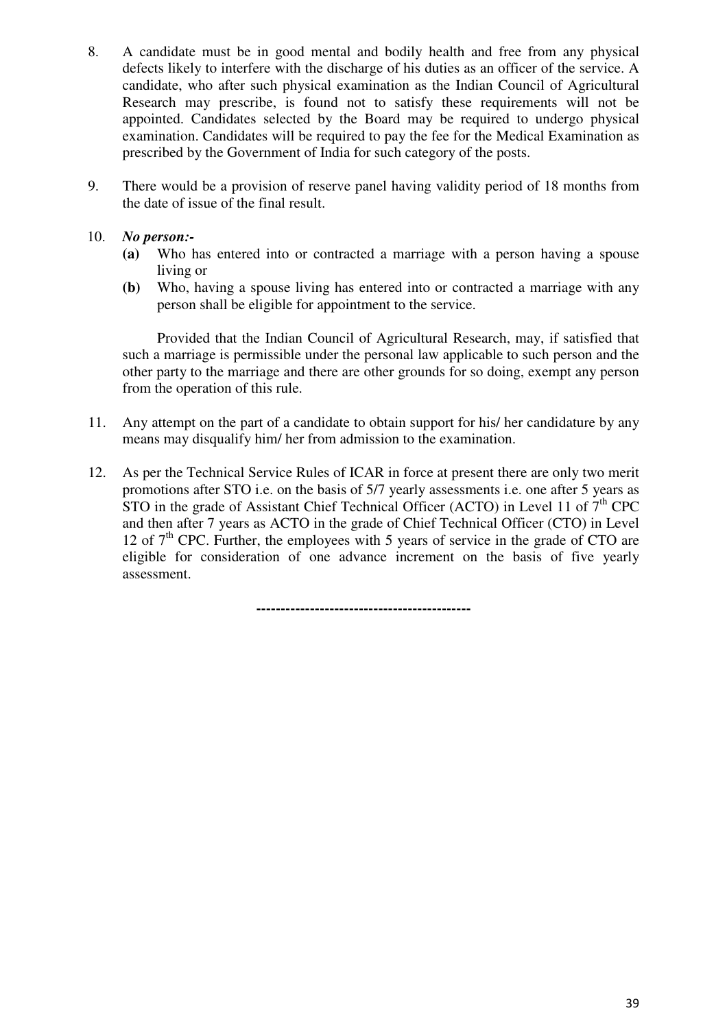8. A candidate must be in good mental and bodily health and free from any physical defects likely to interfere with the discharge of his duties as an officer of the service. A candidate, who after such physical examination as the Indian Council of Agricultural Research may prescribe, is found not to satisfy these requirements will not be appointed. Candidates selected by the Board may be required to undergo physical examination. Candidates will be required to pay the fee for the Medical Examination as prescribed by the Government of India for such category of the posts.

9. There would be a provision of reserve panel having validity period of 18 months from the date of issue of the final result.

10. ***No person:-***
    **(a)** Who has entered into or contracted a marriage with a person having a spouse living or
    **(b)** Who, having a spouse living has entered into or contracted a marriage with any person shall be eligible for appointment to the service.

    Provided that the Indian Council of Agricultural Research, may, if satisfied that such a marriage is permissible under the personal law applicable to such person and the other party to the marriage and there are other grounds for so doing, exempt any person from the operation of this rule.

11. Any attempt on the part of a candidate to obtain support for his/ her candidature by any means may disqualify him/ her from admission to the examination.

12. As per the Technical Service Rules of ICAR in force at present there are only two merit promotions after STO i.e. on the basis of 5/7 yearly assessments i.e. one after 5 years as STO in the grade of Assistant Chief Technical Officer (ACTO) in Level 11 of 7th CPC and then after 7 years as ACTO in the grade of Chief Technical Officer (CTO) in Level 12 of 7th CPC. Further, the employees with 5 years of service in the grade of CTO are eligible for consideration of one advance increment on the basis of five yearly assessment.

--------------------------------------------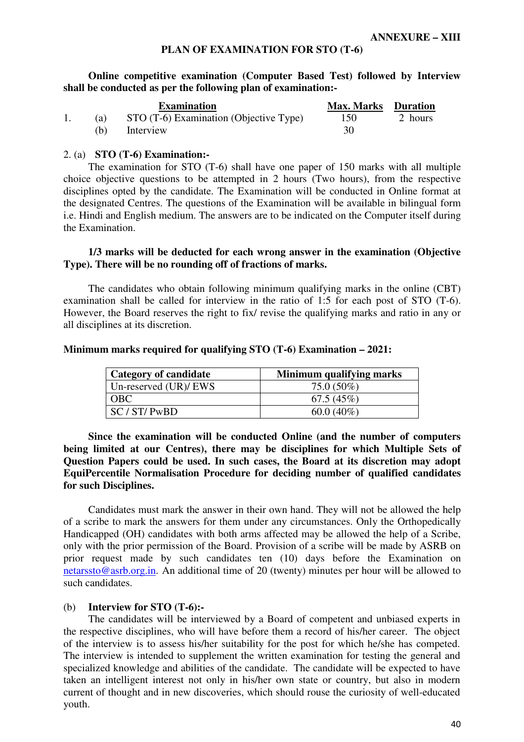**ANNEXURE – XIII**

## PLAN OF EXAMINATION FOR STO (T-6)

**Online competitive examination (Computer Based Test) followed by Interview shall be conducted as per the following plan of examination:-**

| | | Examination | Max. Marks | Duration |
|---|---|---|---|---|
| 1. | (a) | STO (T-6) Examination (Objective Type) | 150 | 2 hours |
| | (b) | Interview | 30 | |

2. (a) **STO (T-6) Examination:-**

The examination for STO (T-6) shall have one paper of 150 marks with all multiple choice objective questions to be attempted in 2 hours (Two hours), from the respective disciplines opted by the candidate. The Examination will be conducted in Online format at the designated Centres. The questions of the Examination will be available in bilingual form i.e. Hindi and English medium. The answers are to be indicated on the Computer itself during the Examination.

**1/3 marks will be deducted for each wrong answer in the examination (Objective Type). There will be no rounding off of fractions of marks.**

The candidates who obtain following minimum qualifying marks in the online (CBT) examination shall be called for interview in the ratio of 1:5 for each post of STO (T-6). However, the Board reserves the right to fix/ revise the qualifying marks and ratio in any or all disciplines at its discretion.

**Minimum marks required for qualifying STO (T-6) Examination – 2021:**

| Category of candidate | Minimum qualifying marks |
|---|---|
| Un-reserved (UR)/ EWS | 75.0 (50%) |
| OBC | 67.5 (45%) |
| SC / ST/ PwBD | 60.0 (40%) |

**Since the examination will be conducted Online (and the number of computers being limited at our Centres), there may be disciplines for which Multiple Sets of Question Papers could be used. In such cases, the Board at its discretion may adopt EquiPercentile Normalisation Procedure for deciding number of qualified candidates for such Disciplines.**

Candidates must mark the answer in their own hand. They will not be allowed the help of a scribe to mark the answers for them under any circumstances. Only the Orthopedically Handicapped (OH) candidates with both arms affected may be allowed the help of a Scribe, only with the prior permission of the Board. Provision of a scribe will be made by ASRB on prior request made by such candidates ten (10) days before the Examination on netarssto@asrb.org.in. An additional time of 20 (twenty) minutes per hour will be allowed to such candidates.

(b) **Interview for STO (T-6):-**

The candidates will be interviewed by a Board of competent and unbiased experts in the respective disciplines, who will have before them a record of his/her career. The object of the interview is to assess his/her suitability for the post for which he/she has competed. The interview is intended to supplement the written examination for testing the general and specialized knowledge and abilities of the candidate. The candidate will be expected to have taken an intelligent interest not only in his/her own state or country, but also in modern current of thought and in new discoveries, which should rouse the curiosity of well-educated youth.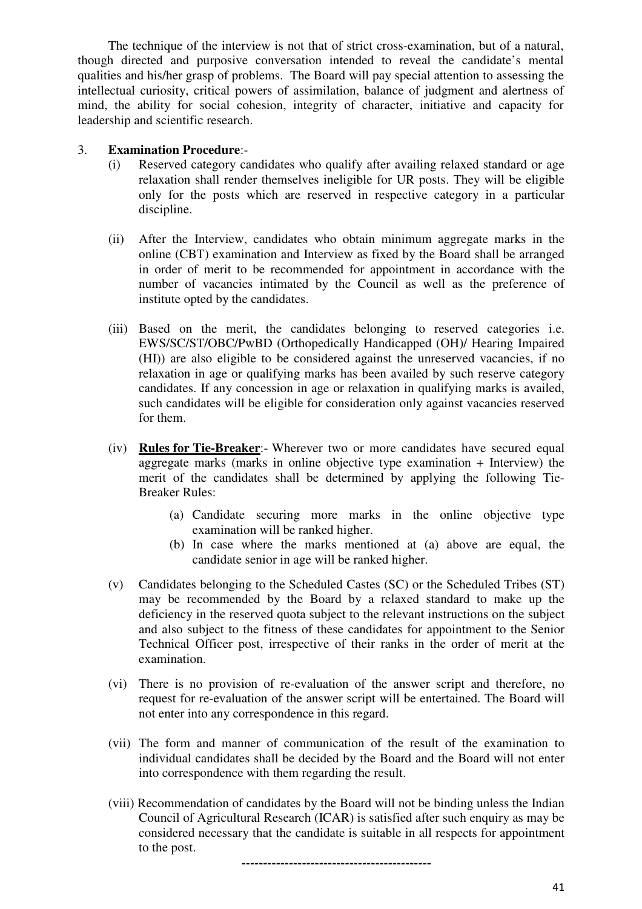The technique of the interview is not that of strict cross-examination, but of a natural, though directed and purposive conversation intended to reveal the candidate's mental qualities and his/her grasp of problems. The Board will pay special attention to assessing the intellectual curiosity, critical powers of assimilation, balance of judgment and alertness of mind, the ability for social cohesion, integrity of character, initiative and capacity for leadership and scientific research.

3. **Examination Procedure**:-

(i) Reserved category candidates who qualify after availing relaxed standard or age relaxation shall render themselves ineligible for UR posts. They will be eligible only for the posts which are reserved in respective category in a particular discipline.

(ii) After the Interview, candidates who obtain minimum aggregate marks in the online (CBT) examination and Interview as fixed by the Board shall be arranged in order of merit to be recommended for appointment in accordance with the number of vacancies intimated by the Council as well as the preference of institute opted by the candidates.

(iii) Based on the merit, the candidates belonging to reserved categories i.e. EWS/SC/ST/OBC/PwBD (Orthopedically Handicapped (OH)/ Hearing Impaired (HI)) are also eligible to be considered against the unreserved vacancies, if no relaxation in age or qualifying marks has been availed by such reserve category candidates. If any concession in age or relaxation in qualifying marks is availed, such candidates will be eligible for consideration only against vacancies reserved for them.

(iv) **Rules for Tie-Breaker**:- Wherever two or more candidates have secured equal aggregate marks (marks in online objective type examination + Interview) the merit of the candidates shall be determined by applying the following Tie-Breaker Rules:

  (a) Candidate securing more marks in the online objective type examination will be ranked higher.
  (b) In case where the marks mentioned at (a) above are equal, the candidate senior in age will be ranked higher.

(v) Candidates belonging to the Scheduled Castes (SC) or the Scheduled Tribes (ST) may be recommended by the Board by a relaxed standard to make up the deficiency in the reserved quota subject to the relevant instructions on the subject and also subject to the fitness of these candidates for appointment to the Senior Technical Officer post, irrespective of their ranks in the order of merit at the examination.

(vi) There is no provision of re-evaluation of the answer script and therefore, no request for re-evaluation of the answer script will be entertained. The Board will not enter into any correspondence in this regard.

(vii) The form and manner of communication of the result of the examination to individual candidates shall be decided by the Board and the Board will not enter into correspondence with them regarding the result.

(viii) Recommendation of candidates by the Board will not be binding unless the Indian Council of Agricultural Research (ICAR) is satisfied after such enquiry as may be considered necessary that the candidate is suitable in all respects for appointment to the post.

---------------------------------------------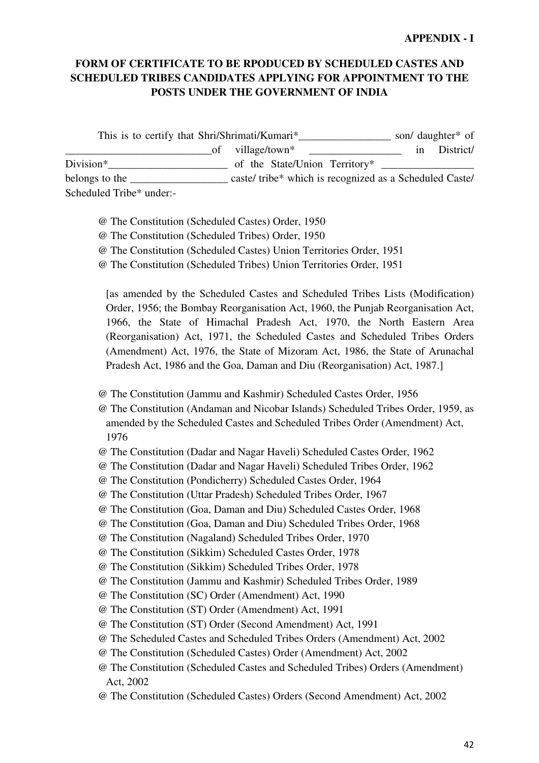**APPENDIX - I**

**FORM OF CERTIFICATE TO BE RPODUCED BY SCHEDULED CASTES AND SCHEDULED TRIBES CANDIDATES APPLYING FOR APPOINTMENT TO THE POSTS UNDER THE GOVERNMENT OF INDIA**

This is to certify that Shri/Shrimati/Kumari*_________________ son/ daughter* of ___________________________of village/town* _________________ in District/ Division*______________________ of the State/Union Territory* _________________ belongs to the __________________ caste/ tribe* which is recognized as a Scheduled Caste/ Scheduled Tribe* under:-

@ The Constitution (Scheduled Castes) Order, 1950
@ The Constitution (Scheduled Tribes) Order, 1950
@ The Constitution (Scheduled Castes) Union Territories Order, 1951
@ The Constitution (Scheduled Tribes) Union Territories Order, 1951

[as amended by the Scheduled Castes and Scheduled Tribes Lists (Modification) Order, 1956; the Bombay Reorganisation Act, 1960, the Punjab Reorganisation Act, 1966, the State of Himachal Pradesh Act, 1970, the North Eastern Area (Reorganisation) Act, 1971, the Scheduled Castes and Scheduled Tribes Orders (Amendment) Act, 1976, the State of Mizoram Act, 1986, the State of Arunachal Pradesh Act, 1986 and the Goa, Daman and Diu (Reorganisation) Act, 1987.]

@ The Constitution (Jammu and Kashmir) Scheduled Castes Order, 1956
@ The Constitution (Andaman and Nicobar Islands) Scheduled Tribes Order, 1959, as amended by the Scheduled Castes and Scheduled Tribes Order (Amendment) Act, 1976
@ The Constitution (Dadar and Nagar Haveli) Scheduled Castes Order, 1962
@ The Constitution (Dadar and Nagar Haveli) Scheduled Tribes Order, 1962
@ The Constitution (Pondicherry) Scheduled Castes Order, 1964
@ The Constitution (Uttar Pradesh) Scheduled Tribes Order, 1967
@ The Constitution (Goa, Daman and Diu) Scheduled Castes Order, 1968
@ The Constitution (Goa, Daman and Diu) Scheduled Tribes Order, 1968
@ The Constitution (Nagaland) Scheduled Tribes Order, 1970
@ The Constitution (Sikkim) Scheduled Castes Order, 1978
@ The Constitution (Sikkim) Scheduled Tribes Order, 1978
@ The Constitution (Jammu and Kashmir) Scheduled Tribes Order, 1989
@ The Constitution (SC) Order (Amendment) Act, 1990
@ The Constitution (ST) Order (Amendment) Act, 1991
@ The Constitution (ST) Order (Second Amendment) Act, 1991
@ The Scheduled Castes and Scheduled Tribes Orders (Amendment) Act, 2002
@ The Constitution (Scheduled Castes) Order (Amendment) Act, 2002
@ The Constitution (Scheduled Castes and Scheduled Tribes) Orders (Amendment) Act, 2002
@ The Constitution (Scheduled Castes) Orders (Second Amendment) Act, 2002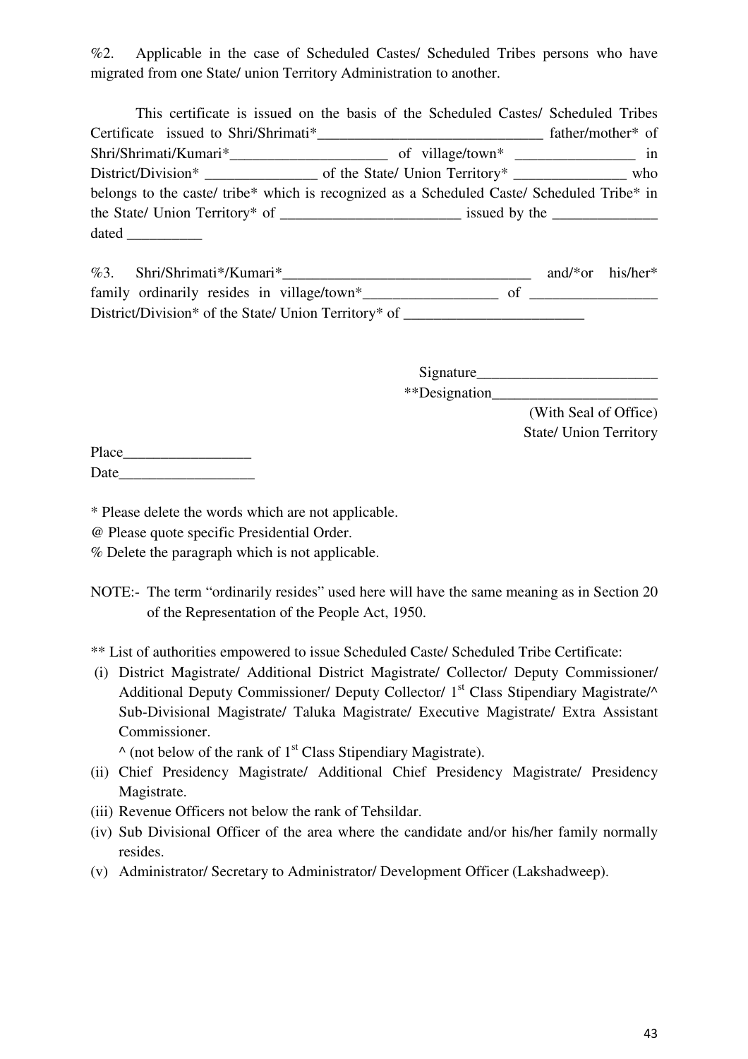%2. Applicable in the case of Scheduled Castes/ Scheduled Tribes persons who have migrated from one State/ union Territory Administration to another.

This certificate is issued on the basis of the Scheduled Castes/ Scheduled Tribes Certificate issued to Shri/Shrimati*______________________________ father/mother* of Shri/Shrimati/Kumari*_____________________ of village/town* ________________ in District/Division* _______________ of the State/ Union Territory* _______________ who belongs to the caste/ tribe* which is recognized as a Scheduled Caste/ Scheduled Tribe* in the State/ Union Territory* of ________________________ issued by the ______________ dated __________

%3. Shri/Shrimati*/Kumari*_________________________________ and/*or his/her* family ordinarily resides in village/town*__________________ of _________________ District/Division* of the State/ Union Territory* of ________________________

Signature________________________
**Designation______________________
(With Seal of Office)
State/ Union Territory

Place_________________
Date__________________

* Please delete the words which are not applicable.
@ Please quote specific Presidential Order.
% Delete the paragraph which is not applicable.

NOTE:- The term "ordinarily resides" used here will have the same meaning as in Section 20 of the Representation of the People Act, 1950.

** List of authorities empowered to issue Scheduled Caste/ Scheduled Tribe Certificate:

(i) District Magistrate/ Additional District Magistrate/ Collector/ Deputy Commissioner/ Additional Deputy Commissioner/ Deputy Collector/ 1st Class Stipendiary Magistrate/^ Sub-Divisional Magistrate/ Taluka Magistrate/ Executive Magistrate/ Extra Assistant Commissioner.
^ (not below of the rank of 1st Class Stipendiary Magistrate).
(ii) Chief Presidency Magistrate/ Additional Chief Presidency Magistrate/ Presidency Magistrate.
(iii) Revenue Officers not below the rank of Tehsildar.
(iv) Sub Divisional Officer of the area where the candidate and/or his/her family normally resides.
(v) Administrator/ Secretary to Administrator/ Development Officer (Lakshadweep).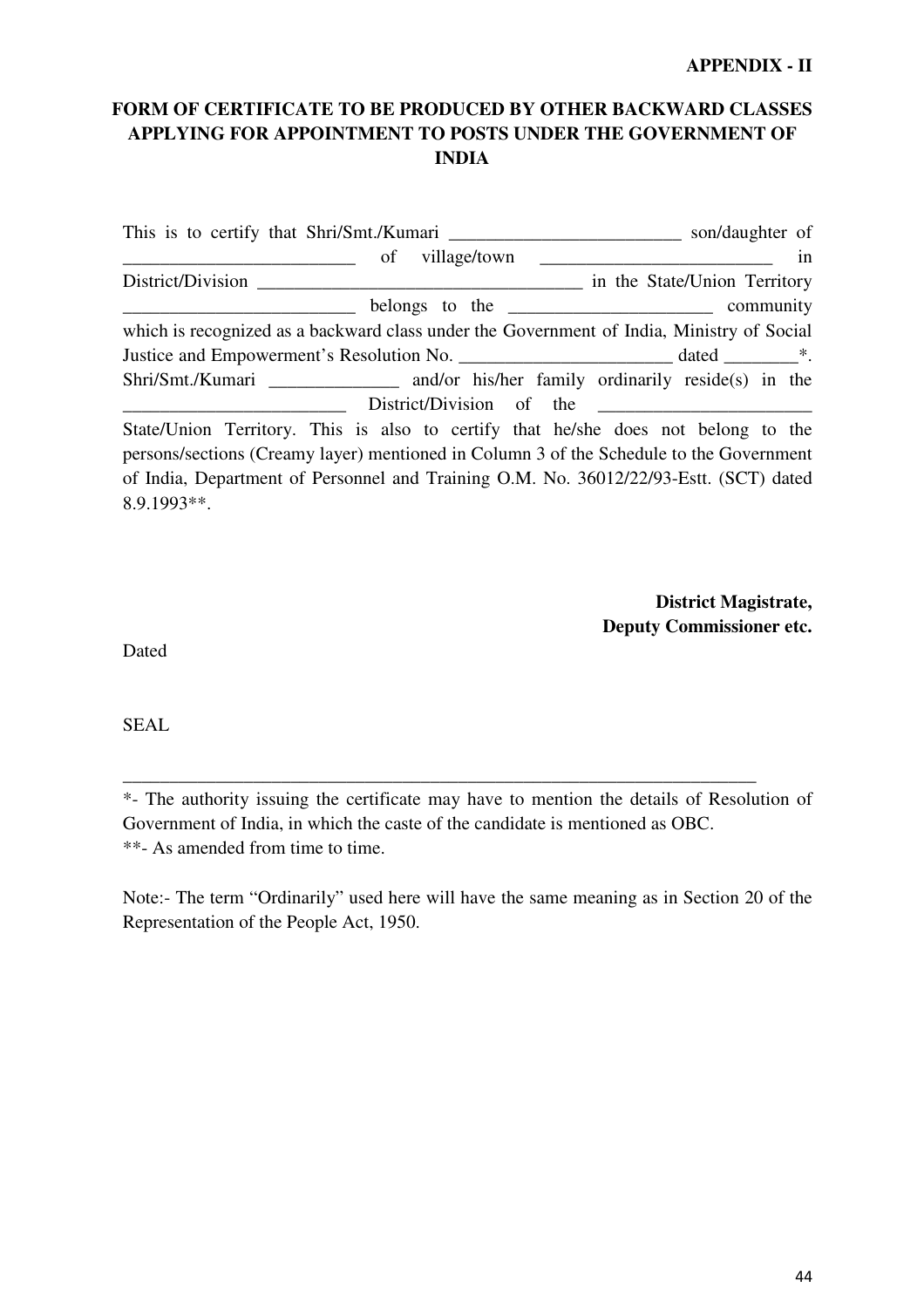**APPENDIX - II**

**FORM OF CERTIFICATE TO BE PRODUCED BY OTHER BACKWARD CLASSES APPLYING FOR APPOINTMENT TO POSTS UNDER THE GOVERNMENT OF INDIA**

This is to certify that Shri/Smt./Kumari ________________________ son/daughter of ________________________ of village/town ________________________ in District/Division __________________________________ in the State/Union Territory ________________________ belongs to the _____________________ community which is recognized as a backward class under the Government of India, Ministry of Social Justice and Empowerment's Resolution No. ______________________ dated ________*. Shri/Smt./Kumari _____________ and/or his/her family ordinarily reside(s) in the _______________________ District/Division of the ______________________ State/Union Territory. This is also to certify that he/she does not belong to the persons/sections (Creamy layer) mentioned in Column 3 of the Schedule to the Government of India, Department of Personnel and Training O.M. No. 36012/22/93-Estt. (SCT) dated 8.9.1993**.

**District Magistrate,**
**Deputy Commissioner etc.**

Dated

SEAL

---

*- The authority issuing the certificate may have to mention the details of Resolution of Government of India, in which the caste of the candidate is mentioned as OBC.

**- As amended from time to time.

Note:- The term "Ordinarily" used here will have the same meaning as in Section 20 of the Representation of the People Act, 1950.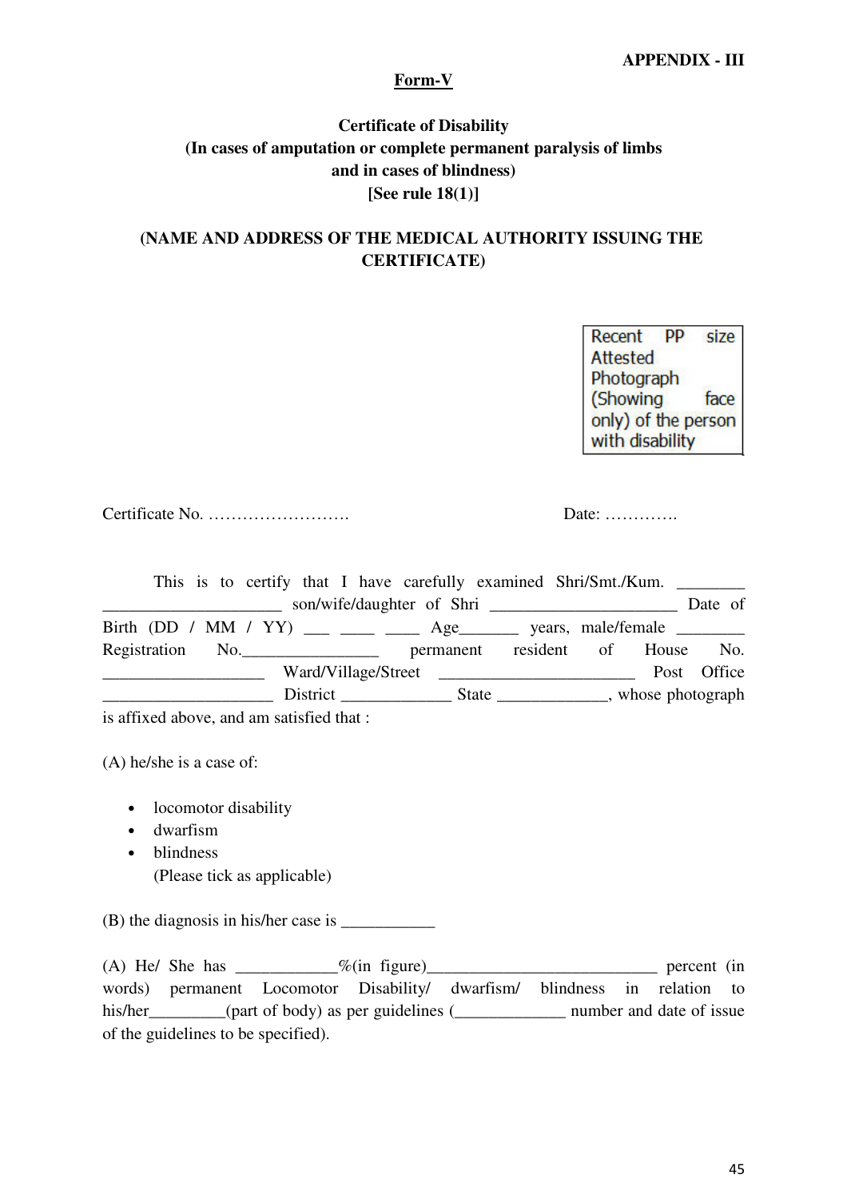**APPENDIX - III**

**Form-V**

**Certificate of Disability**
**(In cases of amputation or complete permanent paralysis of limbs and in cases of blindness)**
**[See rule 18(1)]**

**(NAME AND ADDRESS OF THE MEDICAL AUTHORITY ISSUING THE CERTIFICATE)**

Recent PP size Attested Photograph (Showing face only) of the person with disability

Certificate No. …………………….                    Date: ………….

This is to certify that I have carefully examined Shri/Smt./Kum. ________ ____________________ son/wife/daughter of Shri _____________________ Date of Birth (DD / MM / YY) ___ ____ ____ Age_______ years, male/female ________ Registration No.________________ permanent resident of House No. ___________________ Ward/Village/Street ______________________ Post Office ___________________ District ____________ State ____________, whose photograph is affixed above, and am satisfied that :

(A) he/she is a case of:

- locomotor disability
- dwarfism
- blindness

  (Please tick as applicable)

(B) the diagnosis in his/her case is ___________

(A) He/ She has ____________%(in figure)__________________________ percent (in words) permanent Locomotor Disability/ dwarfism/ blindness in relation to his/her_________(part of body) as per guidelines (_____________ number and date of issue of the guidelines to be specified).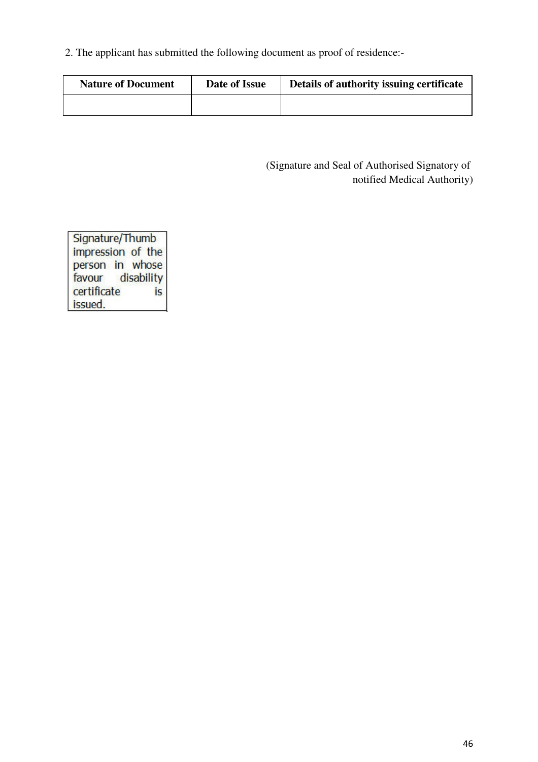2. The applicant has submitted the following document as proof of residence:-

| Nature of Document | Date of Issue | Details of authority issuing certificate |
|---|---|---|
| | | |

(Signature and Seal of Authorised Signatory of notified Medical Authority)

| Signature/Thumb impression of the person in whose favour disability certificate is issued. |
|---|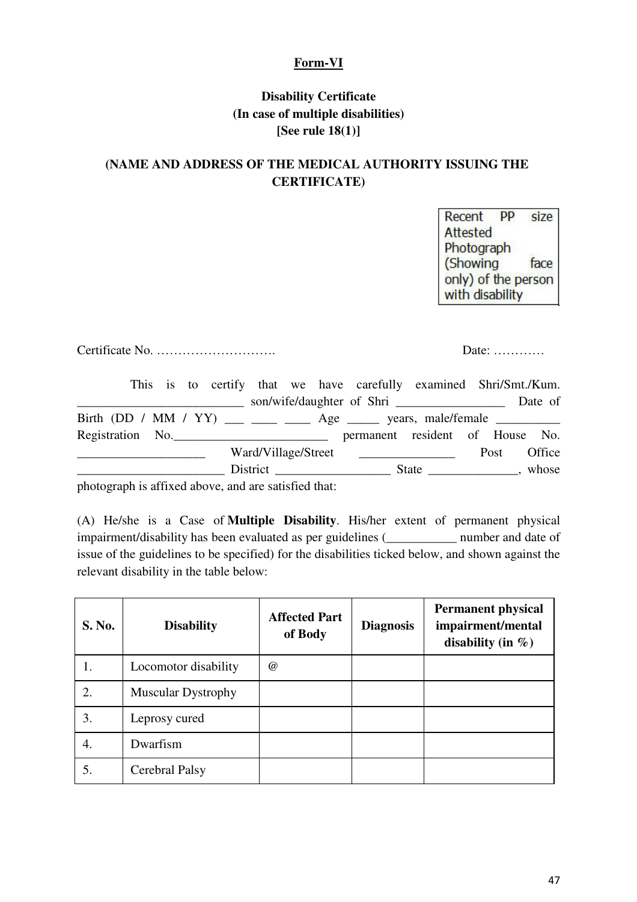**Form-VI**

**Disability Certificate**
**(In case of multiple disabilities)**
**[See rule 18(1)]**

**(NAME AND ADDRESS OF THE MEDICAL AUTHORITY ISSUING THE CERTIFICATE)**

| Recent PP size Attested Photograph (Showing face only) of the person with disability |
|---|

Certificate No. ………………………. Date: …………

This is to certify that we have carefully examined Shri/Smt./Kum. __________________________ son/wife/daughter of Shri _________________ Date of Birth (DD / MM / YY) ___ ____ ____ Age _____ years, male/female __________ Registration No.________________________ permanent resident of House No. ____________________ Ward/Village/Street _______________ Post Office ______________________ District __________________ State ______________, whose photograph is affixed above, and are satisfied that:

(A) He/she is a Case of **Multiple Disability**. His/her extent of permanent physical impairment/disability has been evaluated as per guidelines (___________ number and date of issue of the guidelines to be specified) for the disabilities ticked below, and shown against the relevant disability in the table below:

| S. No. | Disability | Affected Part of Body | Diagnosis | Permanent physical impairment/mental disability (in %) |
|---|---|---|---|---|
| 1. | Locomotor disability | @ | | |
| 2. | Muscular Dystrophy | | | |
| 3. | Leprosy cured | | | |
| 4. | Dwarfism | | | |
| 5. | Cerebral Palsy | | | |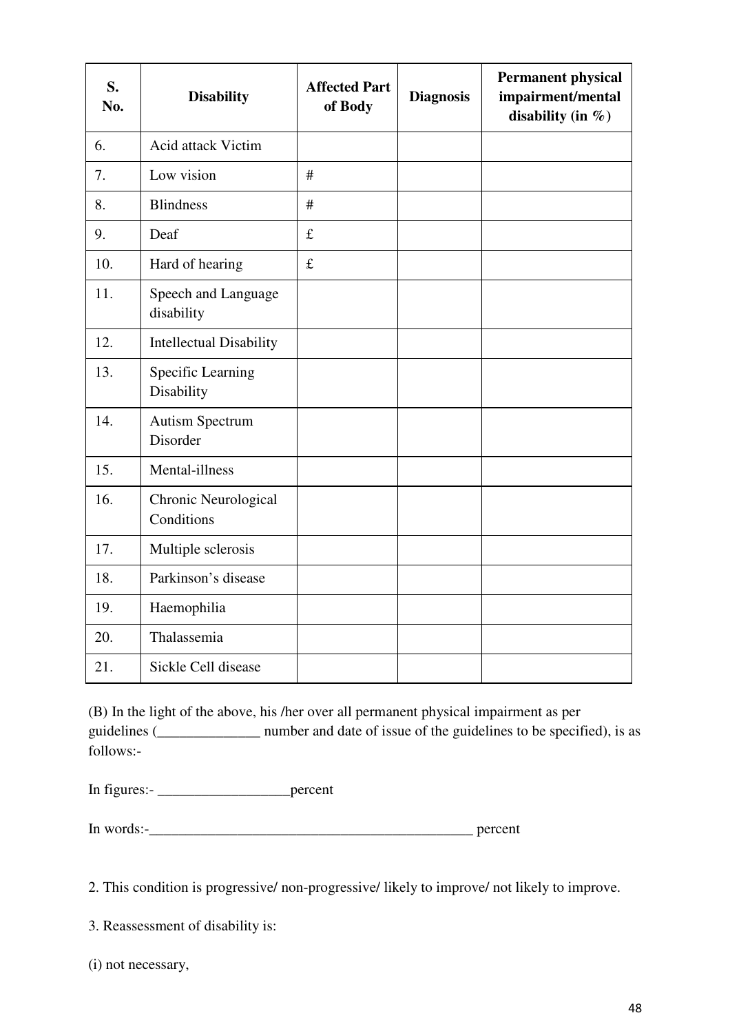| S. No. | Disability | Affected Part of Body | Diagnosis | Permanent physical impairment/mental disability (in %) |
|---|---|---|---|---|
| 6. | Acid attack Victim | | | |
| 7. | Low vision | # | | |
| 8. | Blindness | # | | |
| 9. | Deaf | £ | | |
| 10. | Hard of hearing | £ | | |
| 11. | Speech and Language disability | | | |
| 12. | Intellectual Disability | | | |
| 13. | Specific Learning Disability | | | |
| 14. | Autism Spectrum Disorder | | | |
| 15. | Mental-illness | | | |
| 16. | Chronic Neurological Conditions | | | |
| 17. | Multiple sclerosis | | | |
| 18. | Parkinson's disease | | | |
| 19. | Haemophilia | | | |
| 20. | Thalassemia | | | |
| 21. | Sickle Cell disease | | | |

(B) In the light of the above, his /her over all permanent physical impairment as per guidelines (______________ number and date of issue of the guidelines to be specified), is as follows:-

In figures:- __________________percent

In words:-______________________________________________ percent

2. This condition is progressive/ non-progressive/ likely to improve/ not likely to improve.

3. Reassessment of disability is:

(i) not necessary,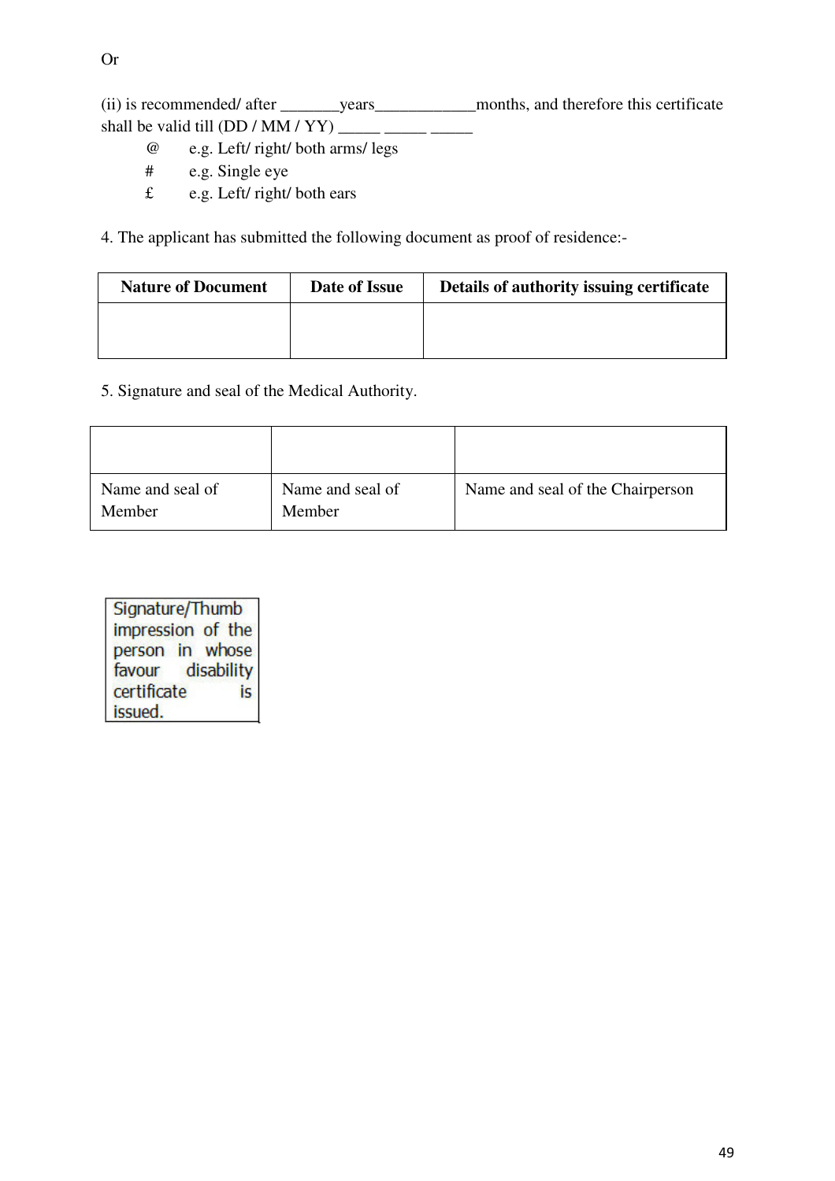Or

(ii) is recommended/ after _______years____________months, and therefore this certificate shall be valid till (DD / MM / YY) _____ _____ _____

@ e.g. Left/ right/ both arms/ legs

# e.g. Single eye

£ e.g. Left/ right/ both ears

4. The applicant has submitted the following document as proof of residence:-

| Nature of Document | Date of Issue | Details of authority issuing certificate |
|---|---|---|
| | | |

5. Signature and seal of the Medical Authority.

| | | |
|---|---|---|
| Name and seal of Member | Name and seal of Member | Name and seal of the Chairperson |

| Signature/Thumb impression of the person in whose favour disability certificate is issued. |
|---|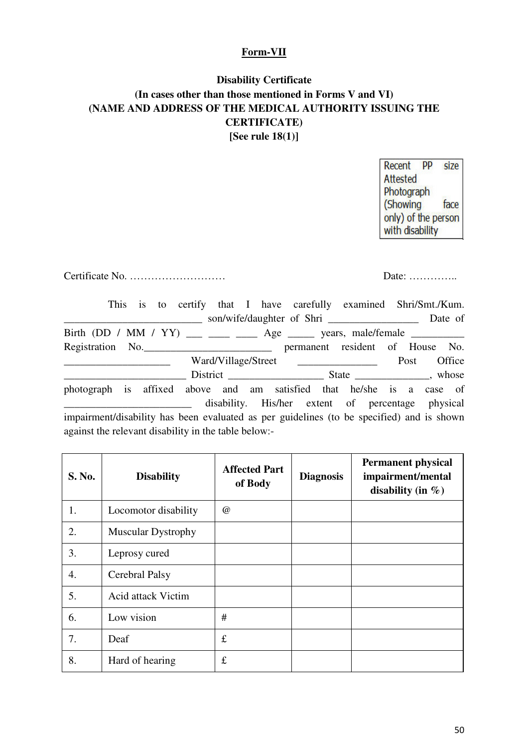**Form-VII**

**Disability Certificate**
**(In cases other than those mentioned in Forms V and VI)**
**(NAME AND ADDRESS OF THE MEDICAL AUTHORITY ISSUING THE CERTIFICATE)**
**[See rule 18(1)]**

Recent PP size Attested Photograph (Showing face only) of the person with disability

Certificate No. ……………………… Date: …………..

This is to certify that I have carefully examined Shri/Smt./Kum. _________________________ son/wife/daughter of Shri _________________ Date of Birth (DD / MM / YY) ___ ____ ____ Age _____ years, male/female __________ Registration No.________________________ permanent resident of House No. ____________________ Ward/Village/Street _______________ Post Office ______________________ District __________________ State ______________, whose photograph is affixed above and am satisfied that he/she is a case of _______________________ disability. His/her extent of percentage physical impairment/disability has been evaluated as per guidelines (to be specified) and is shown against the relevant disability in the table below:-

| S. No. | Disability | Affected Part of Body | Diagnosis | Permanent physical impairment/mental disability (in %) |
|---|---|---|---|---|
| 1. | Locomotor disability | @ | | |
| 2. | Muscular Dystrophy | | | |
| 3. | Leprosy cured | | | |
| 4. | Cerebral Palsy | | | |
| 5. | Acid attack Victim | | | |
| 6. | Low vision | # | | |
| 7. | Deaf | £ | | |
| 8. | Hard of hearing | £ | | |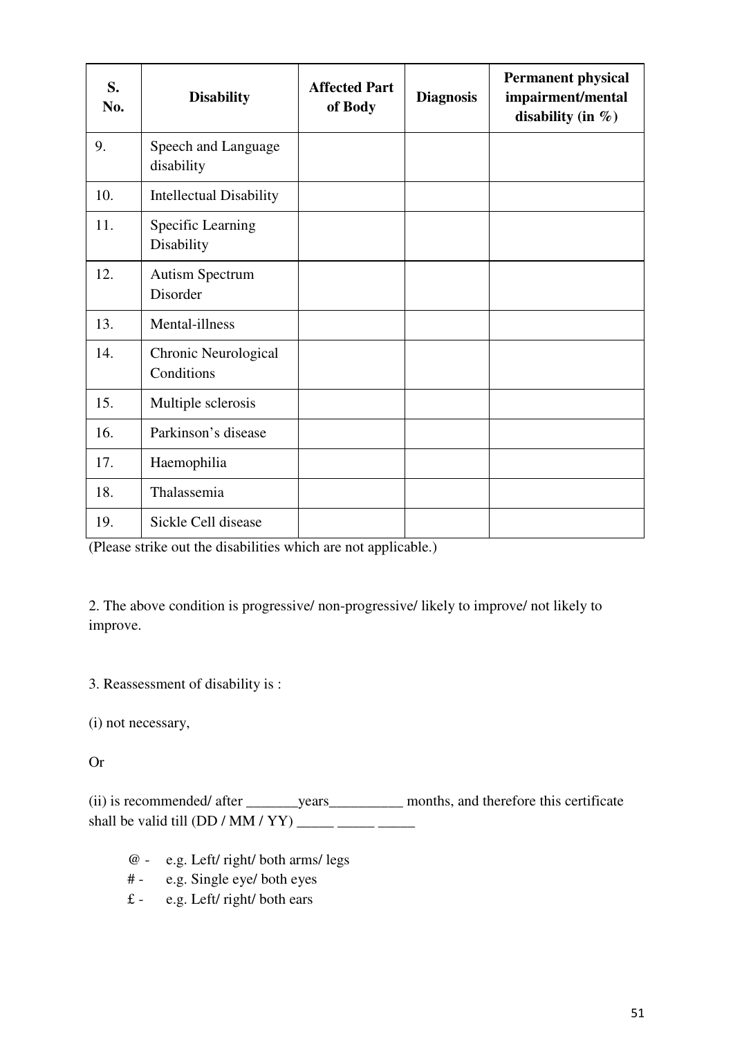| S. No. | Disability | Affected Part of Body | Diagnosis | Permanent physical impairment/mental disability (in %) |
|---|---|---|---|---|
| 9. | Speech and Language disability | | | |
| 10. | Intellectual Disability | | | |
| 11. | Specific Learning Disability | | | |
| 12. | Autism Spectrum Disorder | | | |
| 13. | Mental-illness | | | |
| 14. | Chronic Neurological Conditions | | | |
| 15. | Multiple sclerosis | | | |
| 16. | Parkinson's disease | | | |
| 17. | Haemophilia | | | |
| 18. | Thalassemia | | | |
| 19. | Sickle Cell disease | | | |

(Please strike out the disabilities which are not applicable.)

2. The above condition is progressive/ non-progressive/ likely to improve/ not likely to improve.

3. Reassessment of disability is :

(i) not necessary,

Or

(ii) is recommended/ after _______years__________ months, and therefore this certificate shall be valid till (DD / MM / YY) _____ _____ _____

@ - e.g. Left/ right/ both arms/ legs

# - e.g. Single eye/ both eyes

£ - e.g. Left/ right/ both ears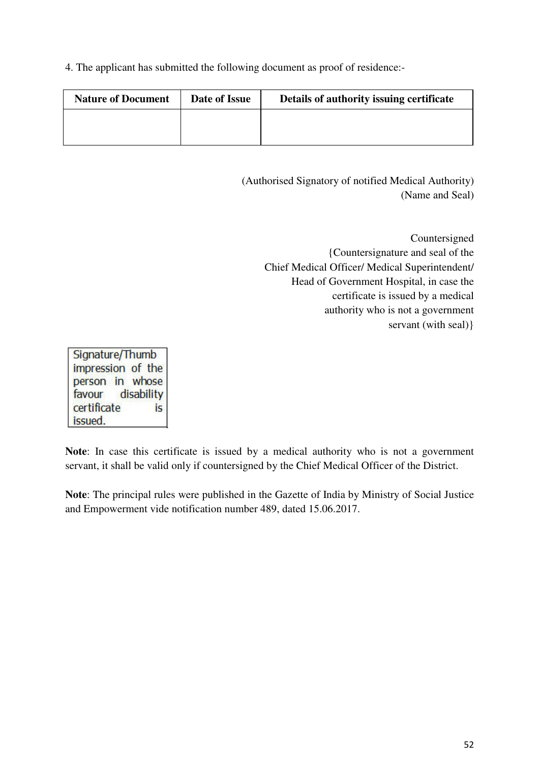4. The applicant has submitted the following document as proof of residence:-

| Nature of Document | Date of Issue | Details of authority issuing certificate |
|---|---|---|
| | | |

(Authorised Signatory of notified Medical Authority)
(Name and Seal)

Countersigned
{Countersignature and seal of the Chief Medical Officer/ Medical Superintendent/ Head of Government Hospital, in case the certificate is issued by a medical authority who is not a government servant (with seal)}

| Signature/Thumb impression of the person in whose favour disability certificate is issued. |
|---|

**Note**: In case this certificate is issued by a medical authority who is not a government servant, it shall be valid only if countersigned by the Chief Medical Officer of the District.

**Note**: The principal rules were published in the Gazette of India by Ministry of Social Justice and Empowerment vide notification number 489, dated 15.06.2017.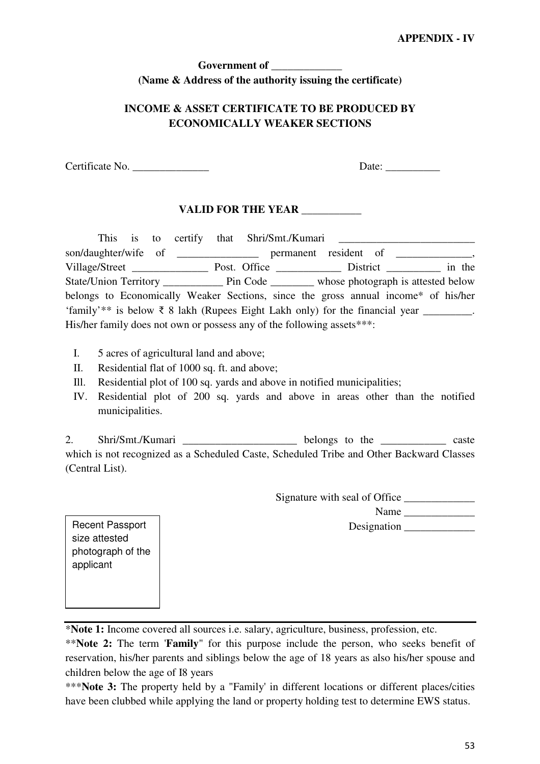**APPENDIX - IV**

**Government of _____________**
**(Name & Address of the authority issuing the certificate)**

## INCOME & ASSET CERTIFICATE TO BE PRODUCED BY ECONOMICALLY WEAKER SECTIONS

Certificate No. ______________ Date: __________

**VALID FOR THE YEAR ___________**

This is to certify that Shri/Smt./Kumari _________________________ son/daughter/wife of _______________ permanent resident of ______________, Village/Street ______________ Post. Office ____________ District __________ in the State/Union Territory ___________ Pin Code ________ whose photograph is attested below belongs to Economically Weaker Sections, since the gross annual income* of his/her 'family'** is below ₹ 8 lakh (Rupees Eight Lakh only) for the financial year _________. His/her family does not own or possess any of the following assets***:

I. 5 acres of agricultural land and above;
II. Residential flat of 1000 sq. ft. and above;
Ill. Residential plot of 100 sq. yards and above in notified municipalities;
IV. Residential plot of 200 sq. yards and above in areas other than the notified municipalities.

2. Shri/Smt./Kumari _____________________ belongs to the ____________ caste which is not recognized as a Scheduled Caste, Scheduled Tribe and Other Backward Classes (Central List).

Signature with seal of Office _____________
Name _____________
Designation _____________

Recent Passport size attested photograph of the applicant

---

***Note 1:** Income covered all sources i.e. salary, agriculture, business, profession, etc.

****Note 2:** The term '**Family**" for this purpose include the person, who seeks benefit of reservation, his/her parents and siblings below the age of 18 years as also his/her spouse and children below the age of I8 years

*****Note 3:** The property held by a "Family' in different locations or different places/cities have been clubbed while applying the land or property holding test to determine EWS status.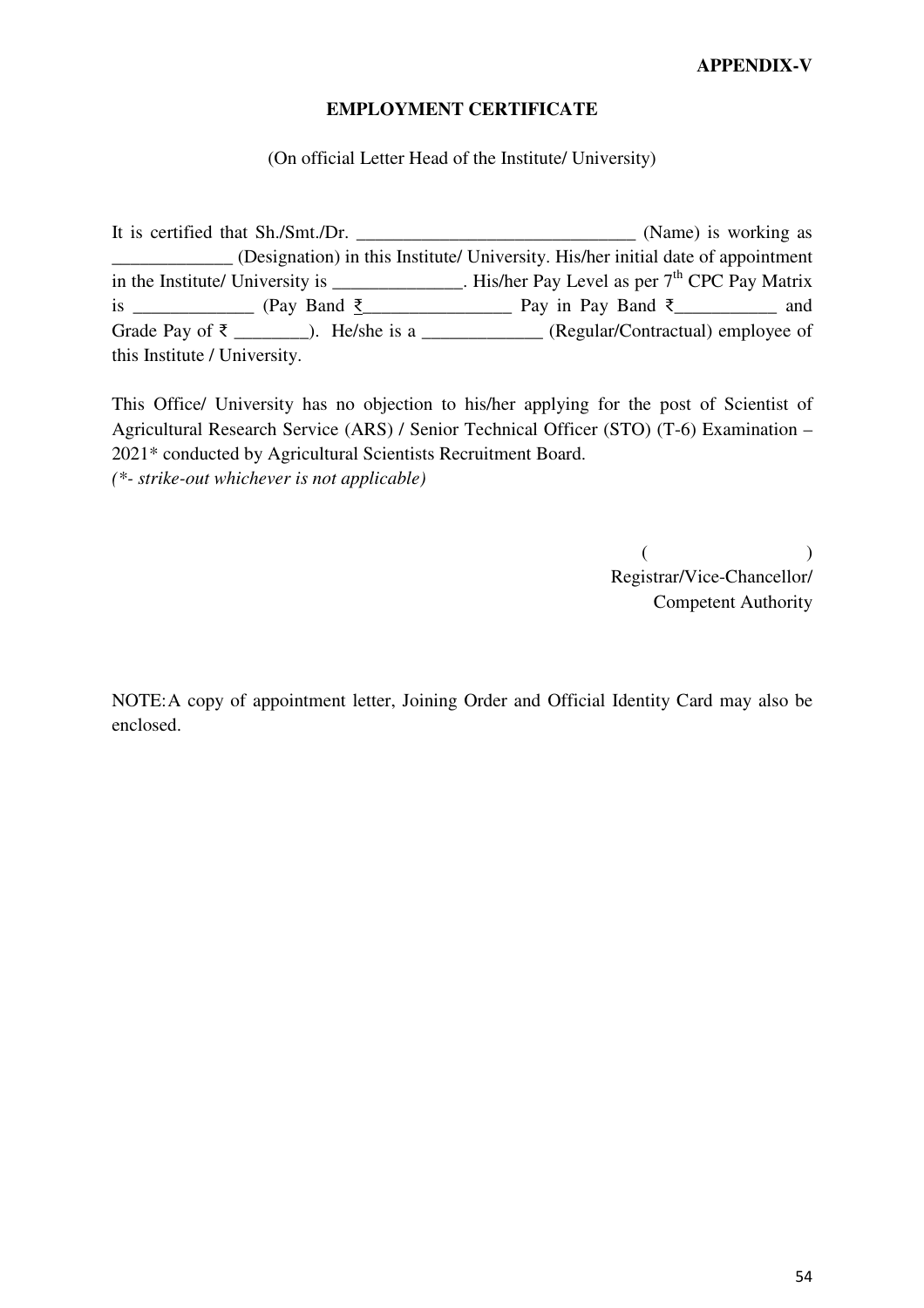**APPENDIX-V**

## EMPLOYMENT CERTIFICATE

(On official Letter Head of the Institute/ University)

It is certified that Sh./Smt./Dr. ______________________________ (Name) is working as _____________ (Designation) in this Institute/ University. His/her initial date of appointment in the Institute/ University is ______________. His/her Pay Level as per 7th CPC Pay Matrix is _____________ (Pay Band ₹________________ Pay in Pay Band ₹___________ and Grade Pay of ₹ ________). He/she is a _____________ (Regular/Contractual) employee of this Institute / University.

This Office/ University has no objection to his/her applying for the post of Scientist of Agricultural Research Service (ARS) / Senior Technical Officer (STO) (T-6) Examination – 2021* conducted by Agricultural Scientists Recruitment Board.
*(*- strike-out whichever is not applicable)*

( )
Registrar/Vice-Chancellor/
Competent Authority

NOTE: A copy of appointment letter, Joining Order and Official Identity Card may also be enclosed.